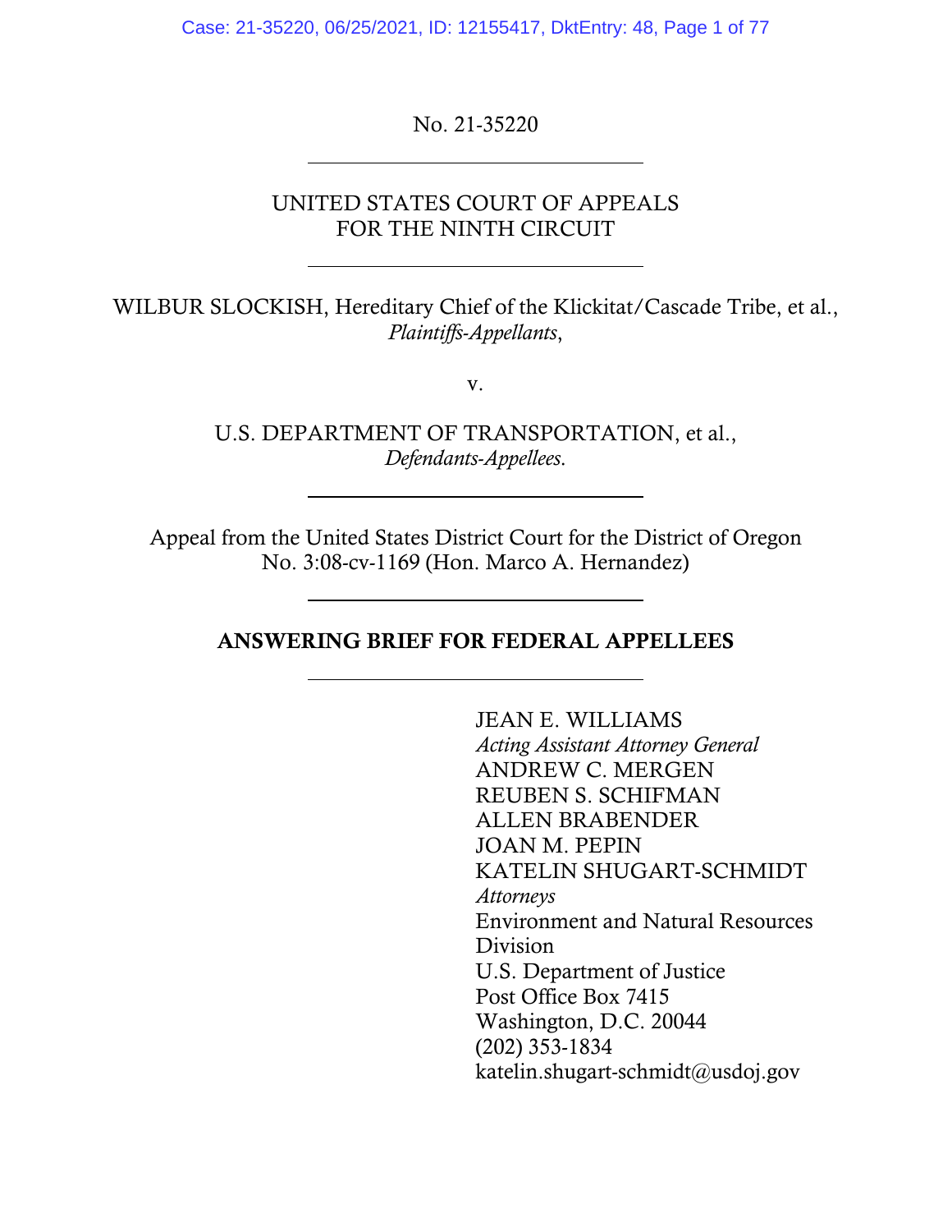No. 21-35220

---

UNITED STATES COURT OF APPEALS
FOR THE NINTH CIRCUIT

---

WILBUR SLOCKISH, Hereditary Chief of the Klickitat/Cascade Tribe, et al.,
*Plaintiffs-Appellants*,

v.

U.S. DEPARTMENT OF TRANSPORTATION, et al.,
*Defendants-Appellees*.

---

Appeal from the United States District Court for the District of Oregon
No. 3:08-cv-1169 (Hon. Marco A. Hernandez)

---

**ANSWERING BRIEF FOR FEDERAL APPELLEES**

---

JEAN E. WILLIAMS
*Acting Assistant Attorney General*
ANDREW C. MERGEN
REUBEN S. SCHIFMAN
ALLEN BRABENDER
JOAN M. PEPIN
KATELIN SHUGART-SCHMIDT
*Attorneys*
Environment and Natural Resources Division
U.S. Department of Justice
Post Office Box 7415
Washington, D.C. 20044
(202) 353-1834
katelin.shugart-schmidt@usdoj.gov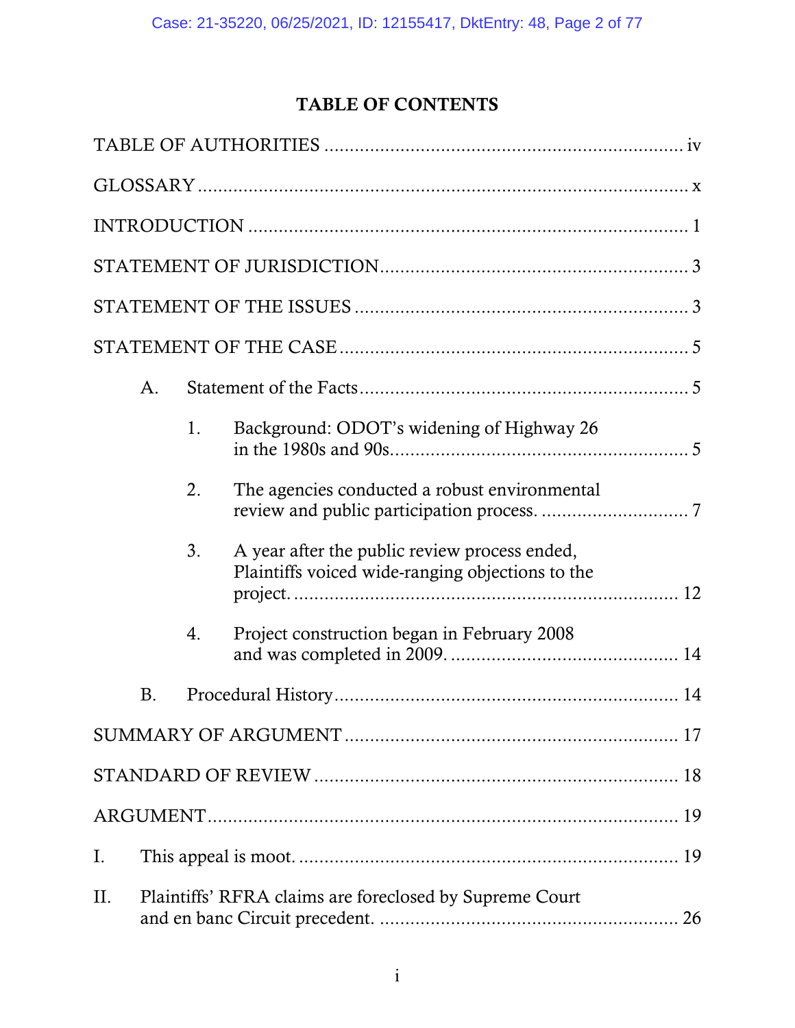# TABLE OF CONTENTS

TABLE OF AUTHORITIES ..................................................................... iv

GLOSSARY ........................................................................................ x

INTRODUCTION .................................................................................. 1

STATEMENT OF JURISDICTION ........................................................... 3

STATEMENT OF THE ISSUES ............................................................... 3

STATEMENT OF THE CASE .................................................................. 5

- A. Statement of the Facts ................................................................ 5
  - 1. Background: ODOT's widening of Highway 26 in the 1980s and 90s .......................................................... 5
  - 2. The agencies conducted a robust environmental review and public participation process. ............................. 7
  - 3. A year after the public review process ended, Plaintiffs voiced wide-ranging objections to the project. ....................................................................... 12
  - 4. Project construction began in February 2008 and was completed in 2009. ............................................ 14
- B. Procedural History ................................................................... 14

SUMMARY OF ARGUMENT ............................................................... 17

STANDARD OF REVIEW .................................................................... 18

ARGUMENT ....................................................................................... 19

I. This appeal is moot. ........................................................................ 19

II. Plaintiffs' RFRA claims are foreclosed by Supreme Court and en banc Circuit precedent. .......................................................... 26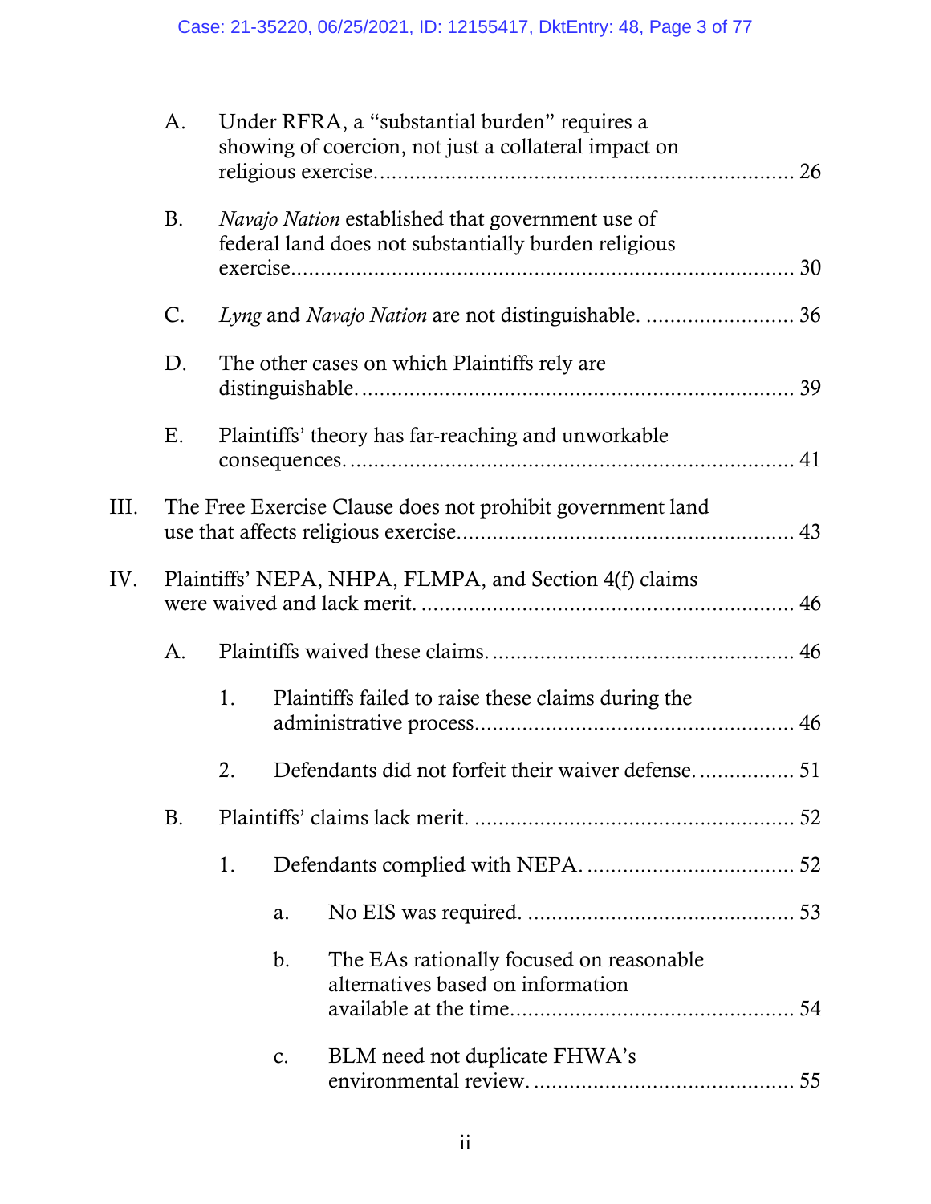A. Under RFRA, a "substantial burden" requires a showing of coercion, not just a collateral impact on religious exercise. ..................................................................... 26

B. *Navajo Nation* established that government use of federal land does not substantially burden religious exercise. ..................................................................... 30

C. *Lyng* and *Navajo Nation* are not distinguishable. ......................... 36

D. The other cases on which Plaintiffs rely are distinguishable. ..................................................................... 39

E. Plaintiffs' theory has far-reaching and unworkable consequences. ..................................................................... 41

III. The Free Exercise Clause does not prohibit government land use that affects religious exercise. ..................................................................... 43

IV. Plaintiffs' NEPA, NHPA, FLMPA, and Section 4(f) claims were waived and lack merit. ..................................................................... 46

A. Plaintiffs waived these claims. ..................................................................... 46

1. Plaintiffs failed to raise these claims during the administrative process. ..................................................................... 46

2. Defendants did not forfeit their waiver defense. ................ 51

B. Plaintiffs' claims lack merit. ..................................................................... 52

1. Defendants complied with NEPA. ..................................................................... 52

a. No EIS was required. ..................................................................... 53

b. The EAs rationally focused on reasonable alternatives based on information available at the time. ..................................................................... 54

c. BLM need not duplicate FHWA's environmental review. ..................................................................... 55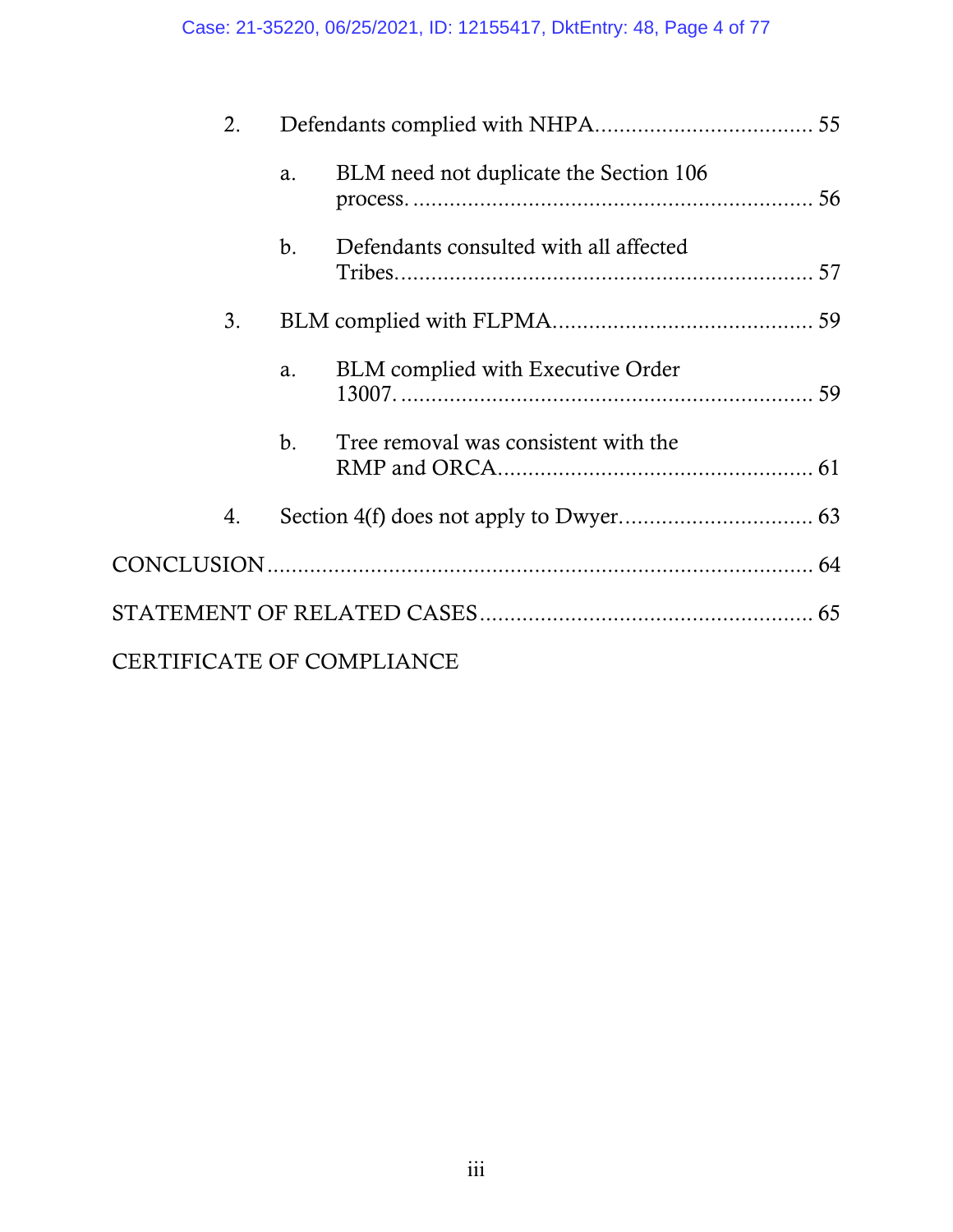2. Defendants complied with NHPA.................................... 55

   a. BLM need not duplicate the Section 106 process. ................................................................. 56

   b. Defendants consulted with all affected Tribes.................................................................... 57

3. BLM complied with FLPMA.......................................... 59

   a. BLM complied with Executive Order 13007. ................................................................... 59

   b. Tree removal was consistent with the RMP and ORCA.................................................... 61

4. Section 4(f) does not apply to Dwyer................................ 63

CONCLUSION........................................................................................ 64

STATEMENT OF RELATED CASES...................................................... 65

CERTIFICATE OF COMPLIANCE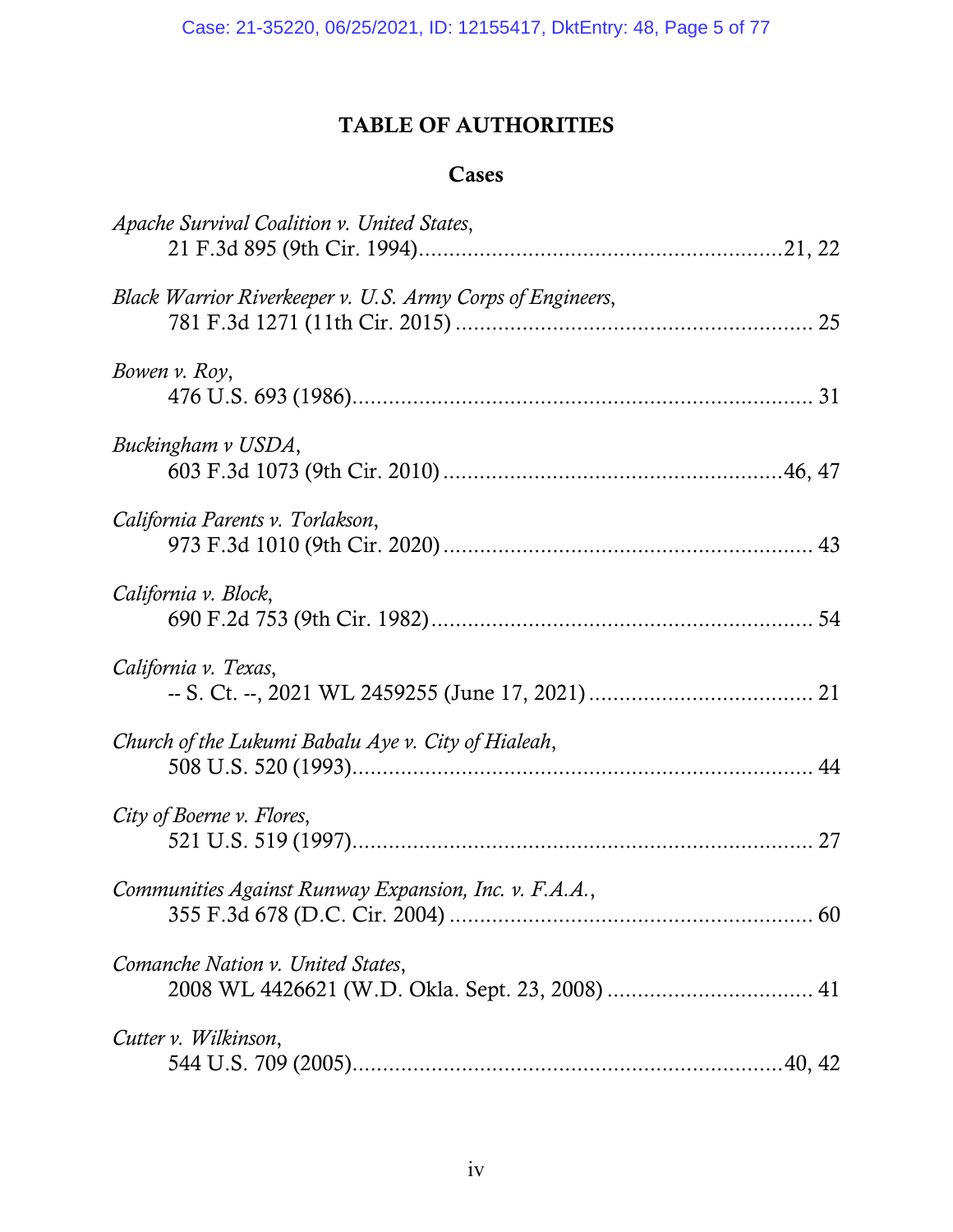# TABLE OF AUTHORITIES

## Cases

*Apache Survival Coalition v. United States*,
21 F.3d 895 (9th Cir. 1994)............................................................21, 22

*Black Warrior Riverkeeper v. U.S. Army Corps of Engineers*,
781 F.3d 1271 (11th Cir. 2015) .......................................................... 25

*Bowen v. Roy*,
476 U.S. 693 (1986)........................................................................... 31

*Buckingham v USDA*,
603 F.3d 1073 (9th Cir. 2010) ........................................................46, 47

*California Parents v. Torlakson*,
973 F.3d 1010 (9th Cir. 2020) ............................................................. 43

*California v. Block*,
690 F.2d 753 (9th Cir. 1982).............................................................. 54

*California v. Texas*,
-- S. Ct. --, 2021 WL 2459255 (June 17, 2021) ..................................... 21

*Church of the Lukumi Babalu Aye v. City of Hialeah*,
508 U.S. 520 (1993)........................................................................... 44

*City of Boerne v. Flores*,
521 U.S. 519 (1997)........................................................................... 27

*Communities Against Runway Expansion, Inc. v. F.A.A.*,
355 F.3d 678 (D.C. Cir. 2004) ............................................................ 60

*Comanche Nation v. United States*,
2008 WL 4426621 (W.D. Okla. Sept. 23, 2008) .................................. 41

*Cutter v. Wilkinson*,
544 U.S. 709 (2005).......................................................................40, 42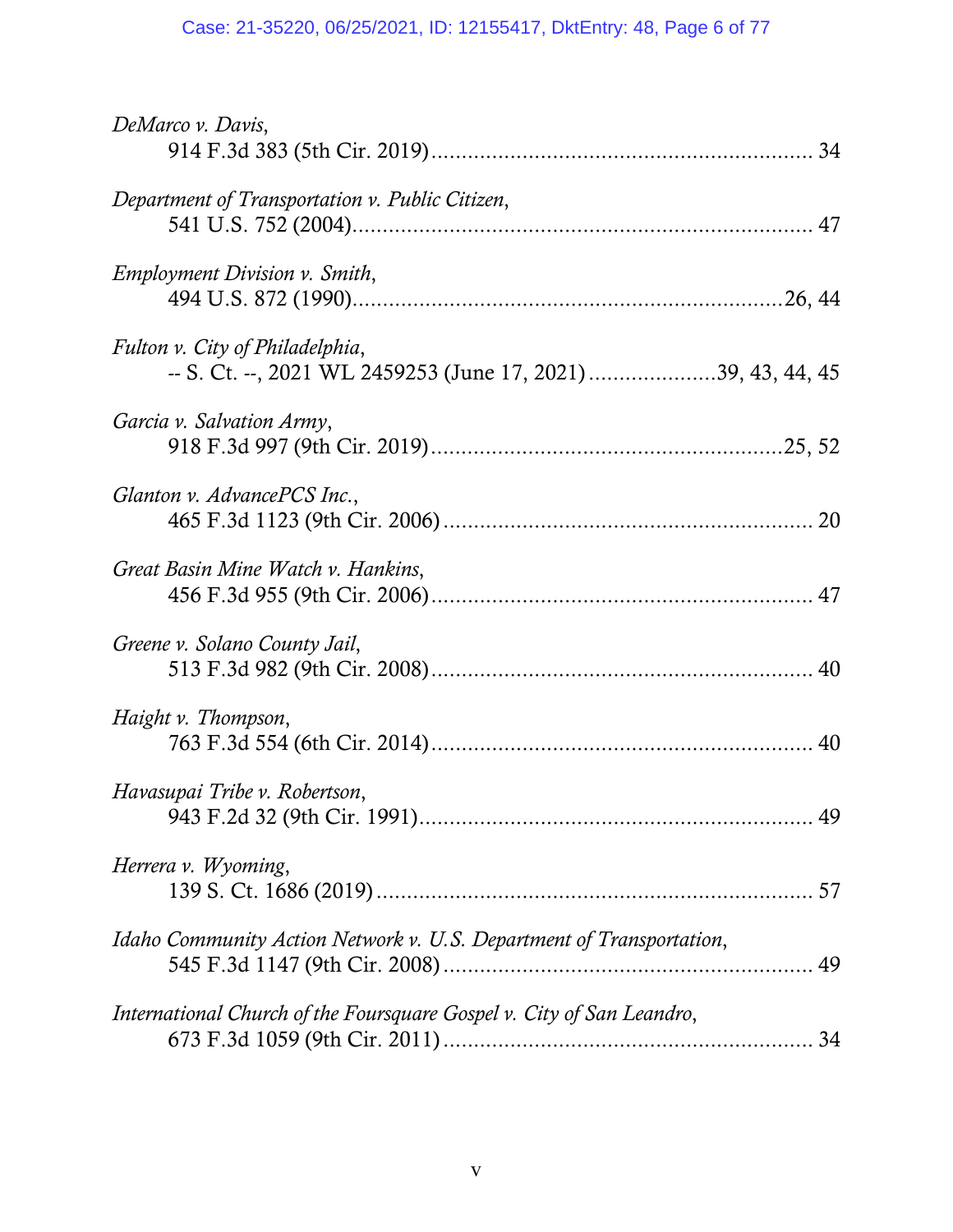*DeMarco v. Davis*,
914 F.3d 383 (5th Cir. 2019)............................................................. 34

*Department of Transportation v. Public Citizen*,
541 U.S. 752 (2004)......................................................................... 47

*Employment Division v. Smith*,
494 U.S. 872 (1990)....................................................................26, 44

*Fulton v. City of Philadelphia*,
-- S. Ct. --, 2021 WL 2459253 (June 17, 2021)....................39, 43, 44, 45

*Garcia v. Salvation Army*,
918 F.3d 997 (9th Cir. 2019).......................................................25, 52

*Glanton v. AdvancePCS Inc.*,
465 F.3d 1123 (9th Cir. 2006)........................................................... 20

*Great Basin Mine Watch v. Hankins*,
456 F.3d 955 (9th Cir. 2006)............................................................. 47

*Greene v. Solano County Jail*,
513 F.3d 982 (9th Cir. 2008)............................................................. 40

*Haight v. Thompson*,
763 F.3d 554 (6th Cir. 2014)............................................................. 40

*Havasupai Tribe v. Robertson*,
943 F.2d 32 (9th Cir. 1991)............................................................... 49

*Herrera v. Wyoming*,
139 S. Ct. 1686 (2019)..................................................................... 57

*Idaho Community Action Network v. U.S. Department of Transportation*,
545 F.3d 1147 (9th Cir. 2008)........................................................... 49

*International Church of the Foursquare Gospel v. City of San Leandro*,
673 F.3d 1059 (9th Cir. 2011)........................................................... 34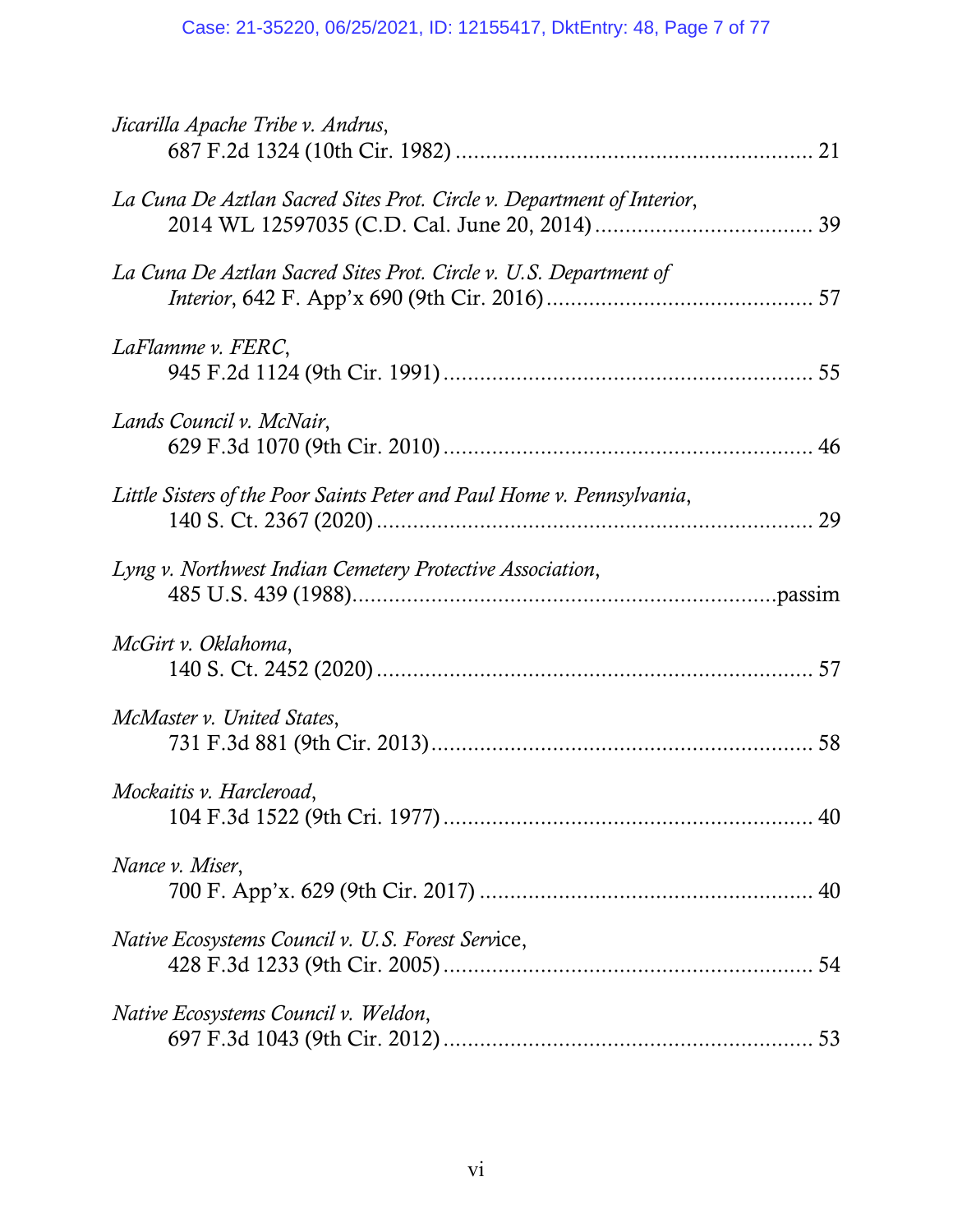*Jicarilla Apache Tribe v. Andrus*,
687 F.2d 1324 (10th Cir. 1982) .......................................................... 21

*La Cuna De Aztlan Sacred Sites Prot. Circle v. Department of Interior*,
2014 WL 12597035 (C.D. Cal. June 20, 2014) .................................... 39

*La Cuna De Aztlan Sacred Sites Prot. Circle v. U.S. Department of Interior*, 642 F. App'x 690 (9th Cir. 2016) ........................................... 57

*LaFlamme v. FERC*,
945 F.2d 1124 (9th Cir. 1991) ............................................................ 55

*Lands Council v. McNair*,
629 F.3d 1070 (9th Cir. 2010) ............................................................ 46

*Little Sisters of the Poor Saints Peter and Paul Home v. Pennsylvania*,
140 S. Ct. 2367 (2020) ........................................................................ 29

*Lyng v. Northwest Indian Cemetery Protective Association*,
485 U.S. 439 (1988)......................................................................passim

*McGirt v. Oklahoma*,
140 S. Ct. 2452 (2020) ........................................................................ 57

*McMaster v. United States*,
731 F.3d 881 (9th Cir. 2013).............................................................. 58

*Mockaitis v. Harcleroad*,
104 F.3d 1522 (9th Cri. 1977) ............................................................ 40

*Nance v. Miser*,
700 F. App'x. 629 (9th Cir. 2017) ....................................................... 40

*Native Ecosystems Council v. U.S. Forest Serv*ice,
428 F.3d 1233 (9th Cir. 2005) ............................................................ 54

*Native Ecosystems Council v. Weldon*,
697 F.3d 1043 (9th Cir. 2012) ............................................................ 53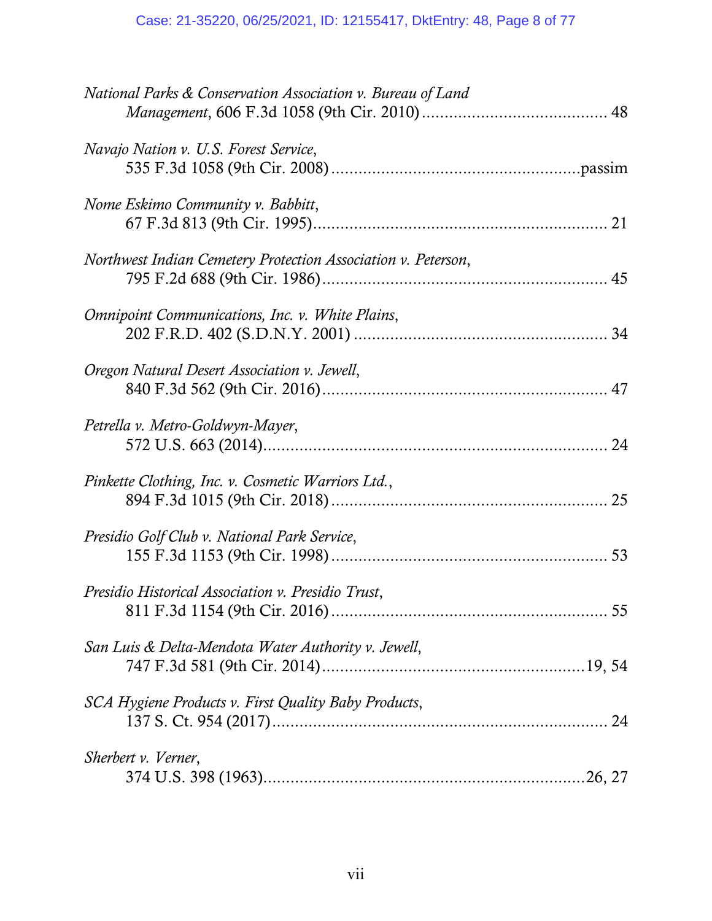*National Parks & Conservation Association v. Bureau of Land Management*, 606 F.3d 1058 (9th Cir. 2010) ........................................ 48

*Navajo Nation v. U.S. Forest Service*, 535 F.3d 1058 (9th Cir. 2008) ......................................................passim

*Nome Eskimo Community v. Babbitt*, 67 F.3d 813 (9th Cir. 1995)................................................................ 21

*Northwest Indian Cemetery Protection Association v. Peterson*, 795 F.2d 688 (9th Cir. 1986).............................................................. 45

*Omnipoint Communications, Inc. v. White Plains*, 202 F.R.D. 402 (S.D.N.Y. 2001) ....................................................... 34

*Oregon Natural Desert Association v. Jewell*, 840 F.3d 562 (9th Cir. 2016).............................................................. 47

*Petrella v. Metro-Goldwyn-Mayer*, 572 U.S. 663 (2014)........................................................................... 24

*Pinkette Clothing, Inc. v. Cosmetic Warriors Ltd.*, 894 F.3d 1015 (9th Cir. 2018) ........................................................... 25

*Presidio Golf Club v. National Park Service*, 155 F.3d 1153 (9th Cir. 1998) ........................................................... 53

*Presidio Historical Association v. Presidio Trust*, 811 F.3d 1154 (9th Cir. 2016) ........................................................... 55

*San Luis & Delta-Mendota Water Authority v. Jewell*, 747 F.3d 581 (9th Cir. 2014).........................................................19, 54

*SCA Hygiene Products v. First Quality Baby Products*, 137 S. Ct. 954 (2017)......................................................................... 24

*Sherbert v. Verner*, 374 U.S. 398 (1963).....................................................................26, 27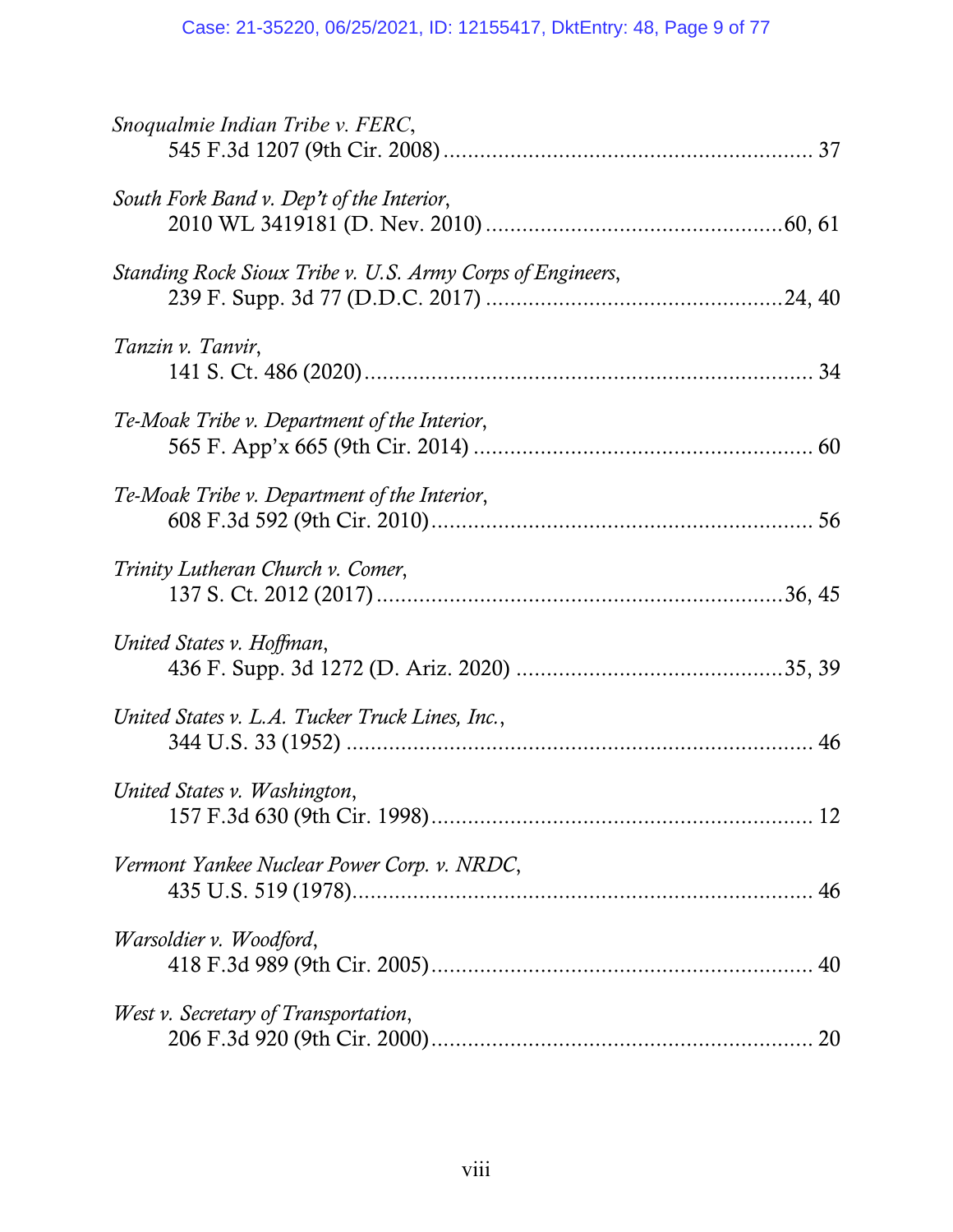*Snoqualmie Indian Tribe v. FERC*,
545 F.3d 1207 (9th Cir. 2008) ............................................................ 37

*South Fork Band v. Dep't of the Interior*,
2010 WL 3419181 (D. Nev. 2010) ................................................60, 61

*Standing Rock Sioux Tribe v. U.S. Army Corps of Engineers*,
239 F. Supp. 3d 77 (D.D.C. 2017) ................................................24, 40

*Tanzin v. Tanvir*,
141 S. Ct. 486 (2020)......................................................................... 34

*Te-Moak Tribe v. Department of the Interior*,
565 F. App'x 665 (9th Cir. 2014) ....................................................... 60

*Te-Moak Tribe v. Department of the Interior*,
608 F.3d 592 (9th Cir. 2010).............................................................. 56

*Trinity Lutheran Church v. Comer*,
137 S. Ct. 2012 (2017) ...................................................................36, 45

*United States v. Hoffman*,
436 F. Supp. 3d 1272 (D. Ariz. 2020) ............................................35, 39

*United States v. L.A. Tucker Truck Lines, Inc.*,
344 U.S. 33 (1952) ............................................................................ 46

*United States v. Washington*,
157 F.3d 630 (9th Cir. 1998).............................................................. 12

*Vermont Yankee Nuclear Power Corp. v. NRDC*,
435 U.S. 519 (1978)........................................................................... 46

*Warsoldier v. Woodford*,
418 F.3d 989 (9th Cir. 2005).............................................................. 40

*West v. Secretary of Transportation*,
206 F.3d 920 (9th Cir. 2000).............................................................. 20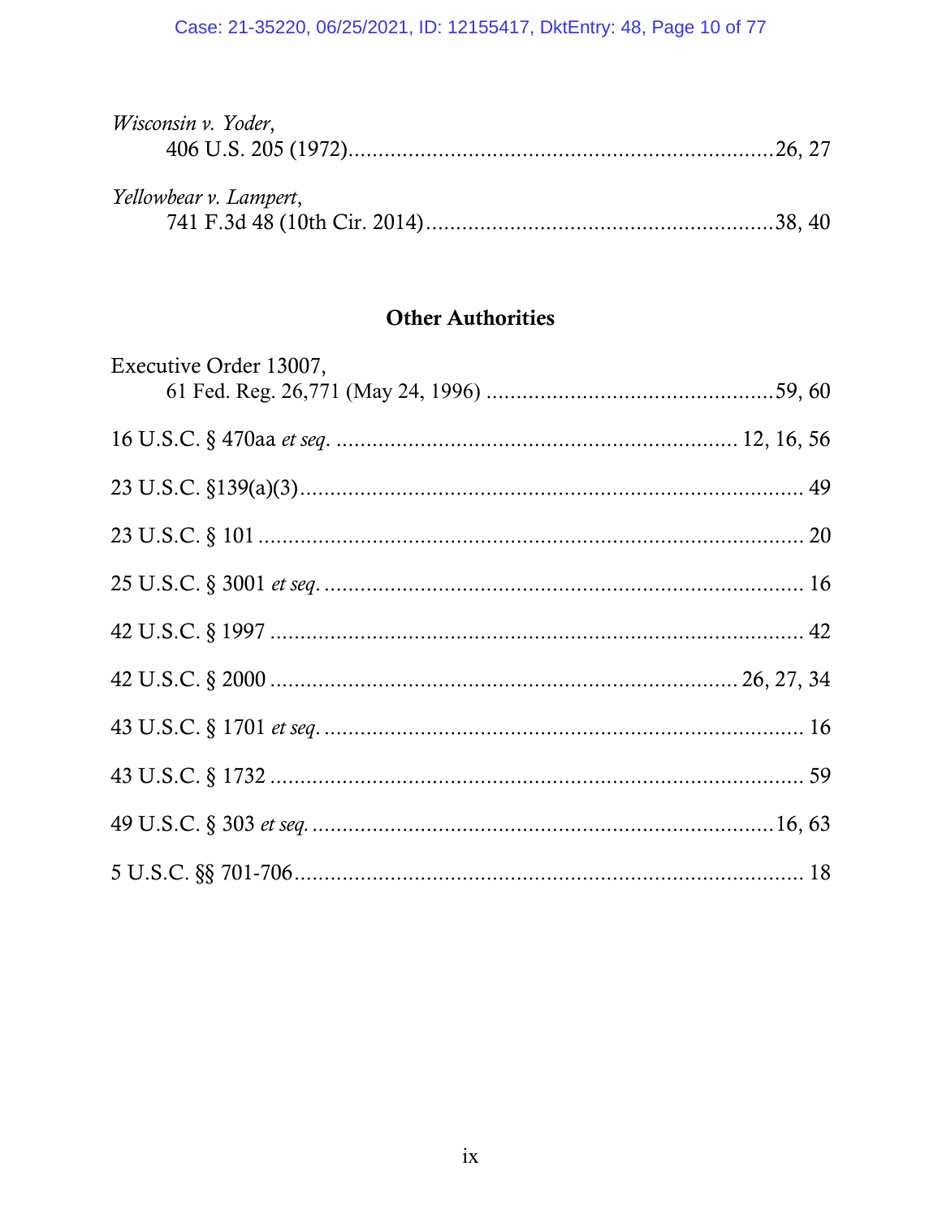*Wisconsin v. Yoder*,
406 U.S. 205 (1972)........................................................................26, 27

*Yellowbear v. Lampert*,
741 F.3d 48 (10th Cir. 2014)..........................................................38, 40

## Other Authorities

Executive Order 13007,
61 Fed. Reg. 26,771 (May 24, 1996) ................................................59, 60

16 U.S.C. § 470aa *et seq*. .................................................................. 12, 16, 56

23 U.S.C. §139(a)(3)...................................................................................... 49

23 U.S.C. § 101 .............................................................................................. 20

25 U.S.C. § 3001 *et seq*. ................................................................................ 16

42 U.S.C. § 1997 ............................................................................................ 42

42 U.S.C. § 2000 ............................................................................ 26, 27, 34

43 U.S.C. § 1701 *et seq*. ................................................................................ 16

43 U.S.C. § 1732 ............................................................................................ 59

49 U.S.C. § 303 *et seq*. ...............................................................................16, 63

5 U.S.C. §§ 701-706......................................................................................... 18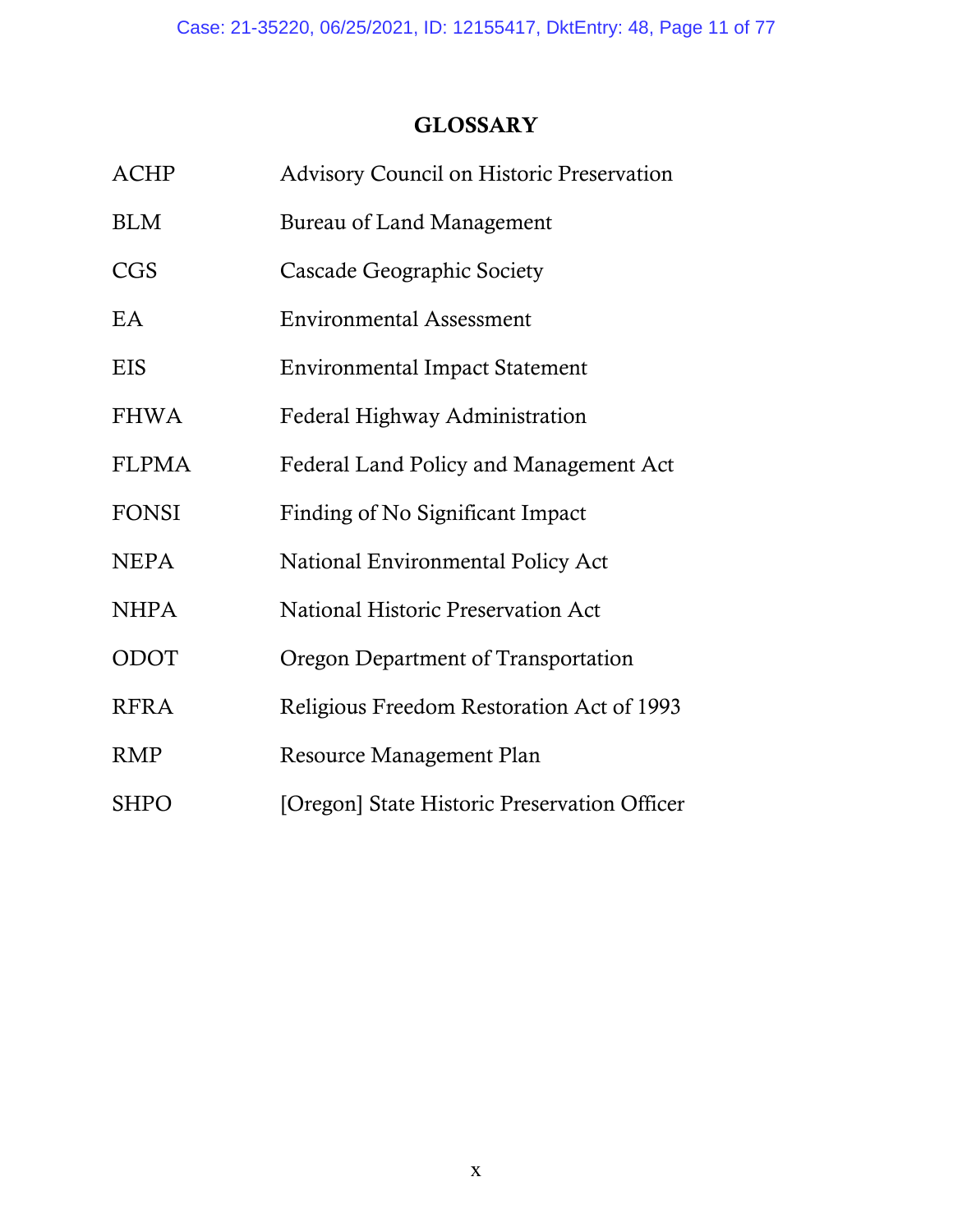## GLOSSARY

| | |
|---|---|
| ACHP | Advisory Council on Historic Preservation |
| BLM | Bureau of Land Management |
| CGS | Cascade Geographic Society |
| EA | Environmental Assessment |
| EIS | Environmental Impact Statement |
| FHWA | Federal Highway Administration |
| FLPMA | Federal Land Policy and Management Act |
| FONSI | Finding of No Significant Impact |
| NEPA | National Environmental Policy Act |
| NHPA | National Historic Preservation Act |
| ODOT | Oregon Department of Transportation |
| RFRA | Religious Freedom Restoration Act of 1993 |
| RMP | Resource Management Plan |
| SHPO | [Oregon] State Historic Preservation Officer |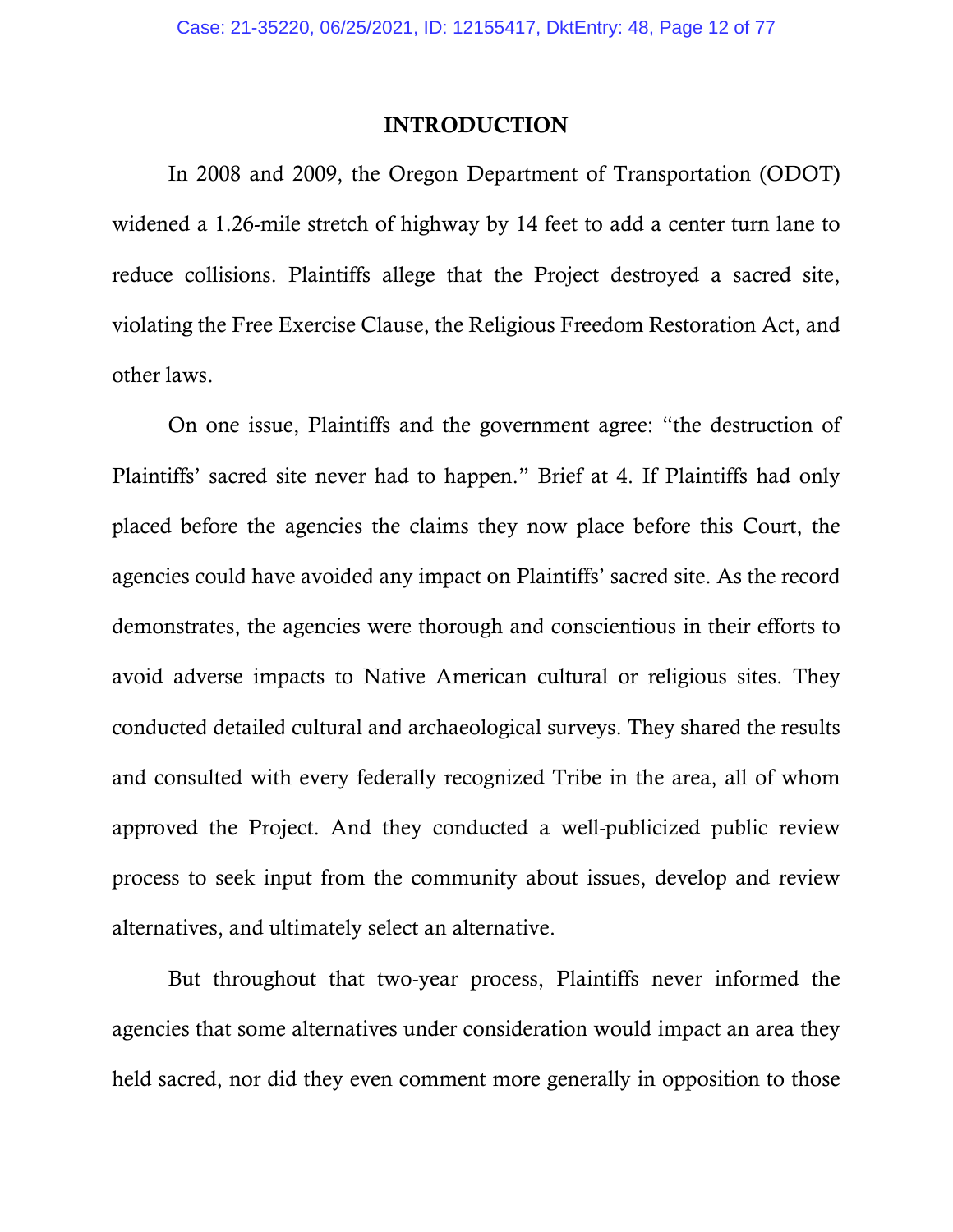## INTRODUCTION

In 2008 and 2009, the Oregon Department of Transportation (ODOT) widened a 1.26-mile stretch of highway by 14 feet to add a center turn lane to reduce collisions. Plaintiffs allege that the Project destroyed a sacred site, violating the Free Exercise Clause, the Religious Freedom Restoration Act, and other laws.

On one issue, Plaintiffs and the government agree: "the destruction of Plaintiffs' sacred site never had to happen." Brief at 4. If Plaintiffs had only placed before the agencies the claims they now place before this Court, the agencies could have avoided any impact on Plaintiffs' sacred site. As the record demonstrates, the agencies were thorough and conscientious in their efforts to avoid adverse impacts to Native American cultural or religious sites. They conducted detailed cultural and archaeological surveys. They shared the results and consulted with every federally recognized Tribe in the area, all of whom approved the Project. And they conducted a well-publicized public review process to seek input from the community about issues, develop and review alternatives, and ultimately select an alternative.

But throughout that two-year process, Plaintiffs never informed the agencies that some alternatives under consideration would impact an area they held sacred, nor did they even comment more generally in opposition to those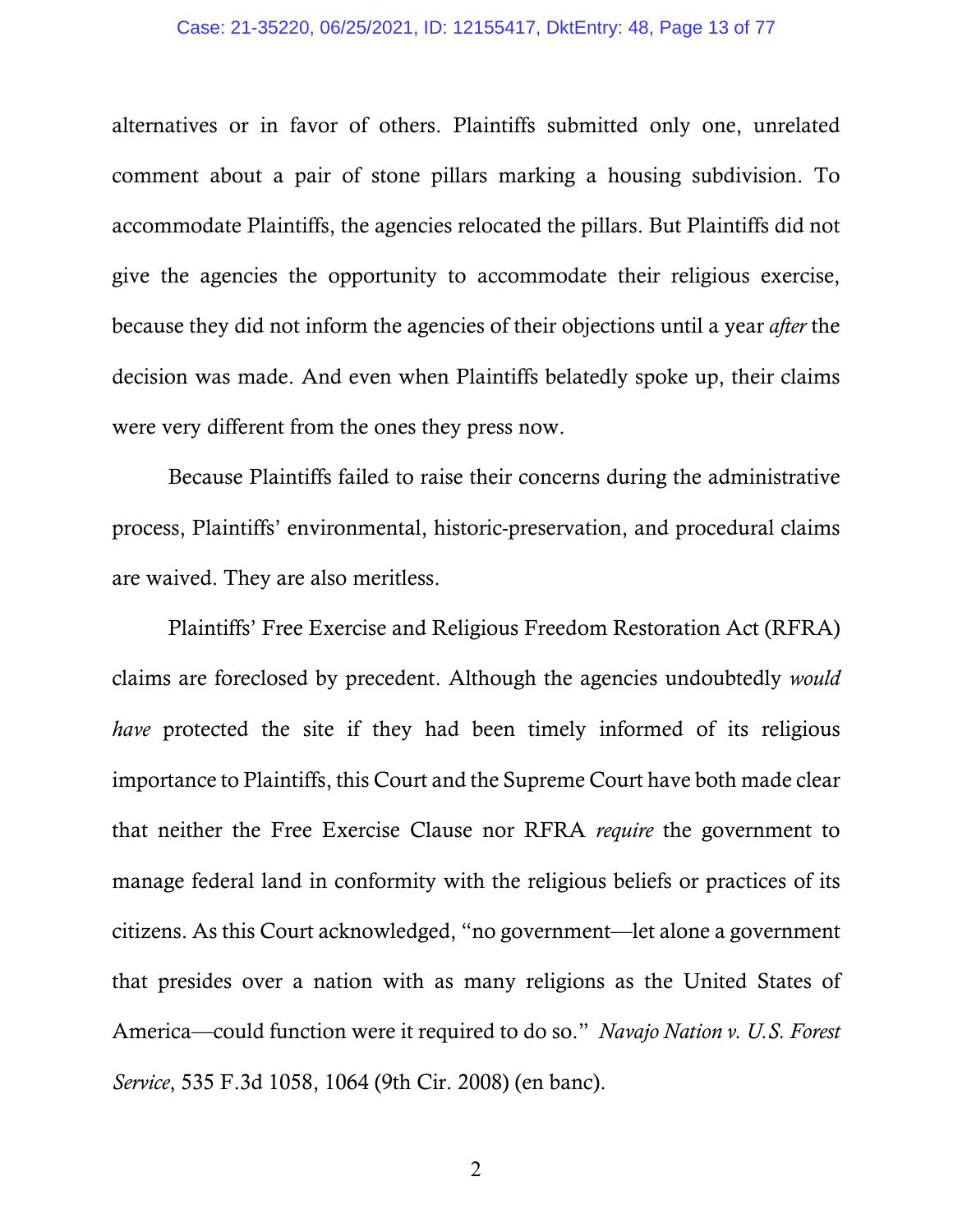alternatives or in favor of others. Plaintiffs submitted only one, unrelated comment about a pair of stone pillars marking a housing subdivision. To accommodate Plaintiffs, the agencies relocated the pillars. But Plaintiffs did not give the agencies the opportunity to accommodate their religious exercise, because they did not inform the agencies of their objections until a year *after* the decision was made. And even when Plaintiffs belatedly spoke up, their claims were very different from the ones they press now.

Because Plaintiffs failed to raise their concerns during the administrative process, Plaintiffs' environmental, historic-preservation, and procedural claims are waived. They are also meritless.

Plaintiffs' Free Exercise and Religious Freedom Restoration Act (RFRA) claims are foreclosed by precedent. Although the agencies undoubtedly *would have* protected the site if they had been timely informed of its religious importance to Plaintiffs, this Court and the Supreme Court have both made clear that neither the Free Exercise Clause nor RFRA *require* the government to manage federal land in conformity with the religious beliefs or practices of its citizens. As this Court acknowledged, "no government—let alone a government that presides over a nation with as many religions as the United States of America—could function were it required to do so." *Navajo Nation v. U.S. Forest Service*, 535 F.3d 1058, 1064 (9th Cir. 2008) (en banc).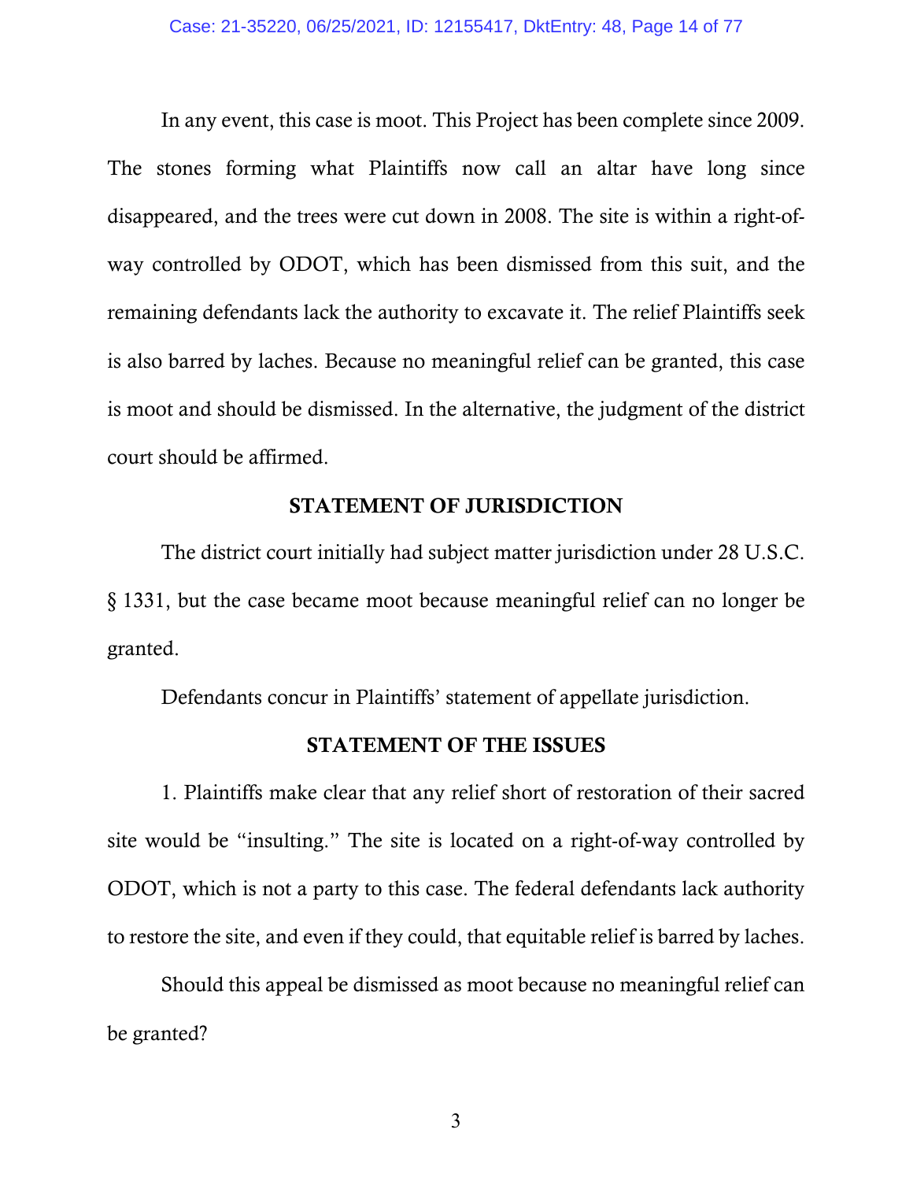In any event, this case is moot. This Project has been complete since 2009. The stones forming what Plaintiffs now call an altar have long since disappeared, and the trees were cut down in 2008. The site is within a right-of-way controlled by ODOT, which has been dismissed from this suit, and the remaining defendants lack the authority to excavate it. The relief Plaintiffs seek is also barred by laches. Because no meaningful relief can be granted, this case is moot and should be dismissed. In the alternative, the judgment of the district court should be affirmed.

## STATEMENT OF JURISDICTION

The district court initially had subject matter jurisdiction under 28 U.S.C. § 1331, but the case became moot because meaningful relief can no longer be granted.

Defendants concur in Plaintiffs' statement of appellate jurisdiction.

## STATEMENT OF THE ISSUES

1. Plaintiffs make clear that any relief short of restoration of their sacred site would be "insulting." The site is located on a right-of-way controlled by ODOT, which is not a party to this case. The federal defendants lack authority to restore the site, and even if they could, that equitable relief is barred by laches.

Should this appeal be dismissed as moot because no meaningful relief can be granted?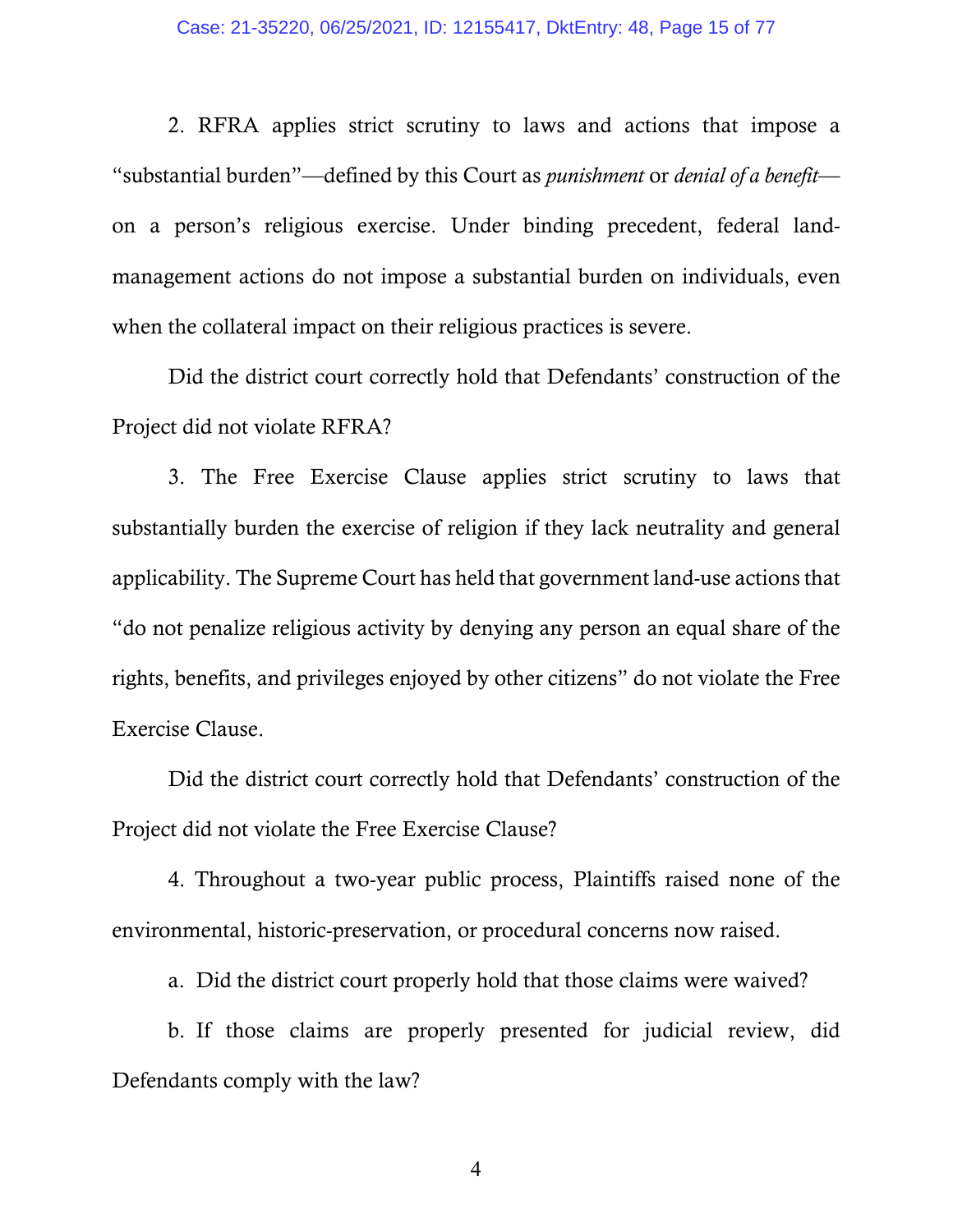2. RFRA applies strict scrutiny to laws and actions that impose a "substantial burden"—defined by this Court as *punishment* or *denial of a benefit*—on a person's religious exercise. Under binding precedent, federal land-management actions do not impose a substantial burden on individuals, even when the collateral impact on their religious practices is severe.

Did the district court correctly hold that Defendants' construction of the Project did not violate RFRA?

3. The Free Exercise Clause applies strict scrutiny to laws that substantially burden the exercise of religion if they lack neutrality and general applicability. The Supreme Court has held that government land-use actions that "do not penalize religious activity by denying any person an equal share of the rights, benefits, and privileges enjoyed by other citizens" do not violate the Free Exercise Clause.

Did the district court correctly hold that Defendants' construction of the Project did not violate the Free Exercise Clause?

4. Throughout a two-year public process, Plaintiffs raised none of the environmental, historic-preservation, or procedural concerns now raised.

a. Did the district court properly hold that those claims were waived?

b. If those claims are properly presented for judicial review, did Defendants comply with the law?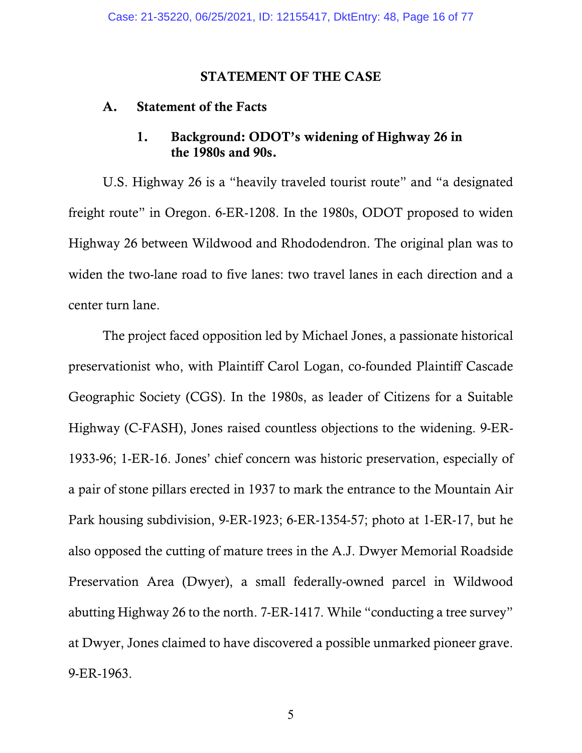## STATEMENT OF THE CASE

### A. Statement of the Facts

#### 1. Background: ODOT's widening of Highway 26 in the 1980s and 90s.

U.S. Highway 26 is a "heavily traveled tourist route" and "a designated freight route" in Oregon. 6-ER-1208. In the 1980s, ODOT proposed to widen Highway 26 between Wildwood and Rhododendron. The original plan was to widen the two-lane road to five lanes: two travel lanes in each direction and a center turn lane.

The project faced opposition led by Michael Jones, a passionate historical preservationist who, with Plaintiff Carol Logan, co-founded Plaintiff Cascade Geographic Society (CGS). In the 1980s, as leader of Citizens for a Suitable Highway (C-FASH), Jones raised countless objections to the widening. 9-ER-1933-96; 1-ER-16. Jones' chief concern was historic preservation, especially of a pair of stone pillars erected in 1937 to mark the entrance to the Mountain Air Park housing subdivision, 9-ER-1923; 6-ER-1354-57; photo at 1-ER-17, but he also opposed the cutting of mature trees in the A.J. Dwyer Memorial Roadside Preservation Area (Dwyer), a small federally-owned parcel in Wildwood abutting Highway 26 to the north. 7-ER-1417. While "conducting a tree survey" at Dwyer, Jones claimed to have discovered a possible unmarked pioneer grave. 9-ER-1963.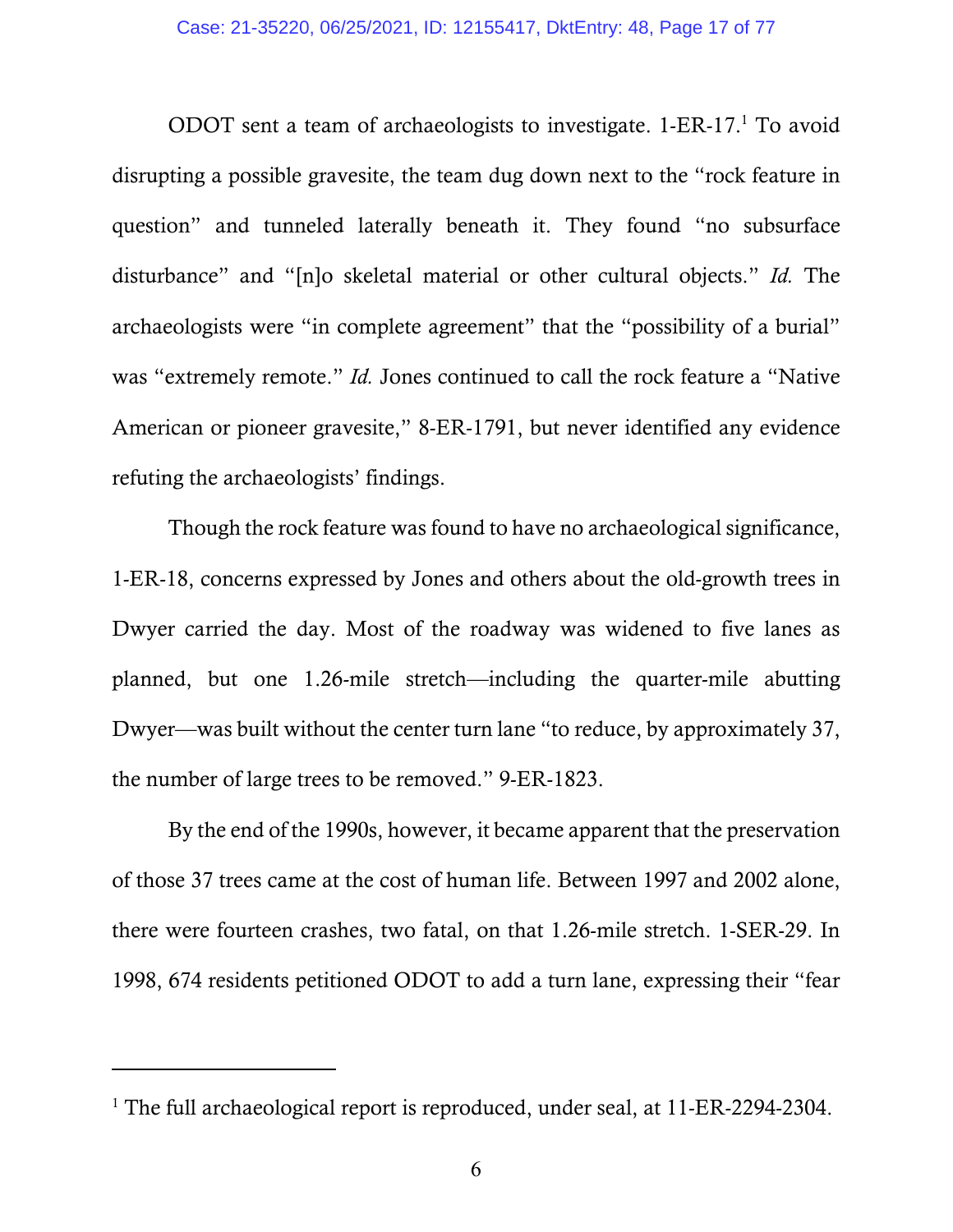ODOT sent a team of archaeologists to investigate. 1-ER-17.[1] To avoid disrupting a possible gravesite, the team dug down next to the "rock feature in question" and tunneled laterally beneath it. They found "no subsurface disturbance" and "[n]o skeletal material or other cultural objects." *Id.* The archaeologists were "in complete agreement" that the "possibility of a burial" was "extremely remote." *Id.* Jones continued to call the rock feature a "Native American or pioneer gravesite," 8-ER-1791, but never identified any evidence refuting the archaeologists' findings.

Though the rock feature was found to have no archaeological significance, 1-ER-18, concerns expressed by Jones and others about the old-growth trees in Dwyer carried the day. Most of the roadway was widened to five lanes as planned, but one 1.26-mile stretch—including the quarter-mile abutting Dwyer—was built without the center turn lane "to reduce, by approximately 37, the number of large trees to be removed." 9-ER-1823.

By the end of the 1990s, however, it became apparent that the preservation of those 37 trees came at the cost of human life. Between 1997 and 2002 alone, there were fourteen crashes, two fatal, on that 1.26-mile stretch. 1-SER-29. In 1998, 674 residents petitioned ODOT to add a turn lane, expressing their "fear

---

[1] The full archaeological report is reproduced, under seal, at 11-ER-2294-2304.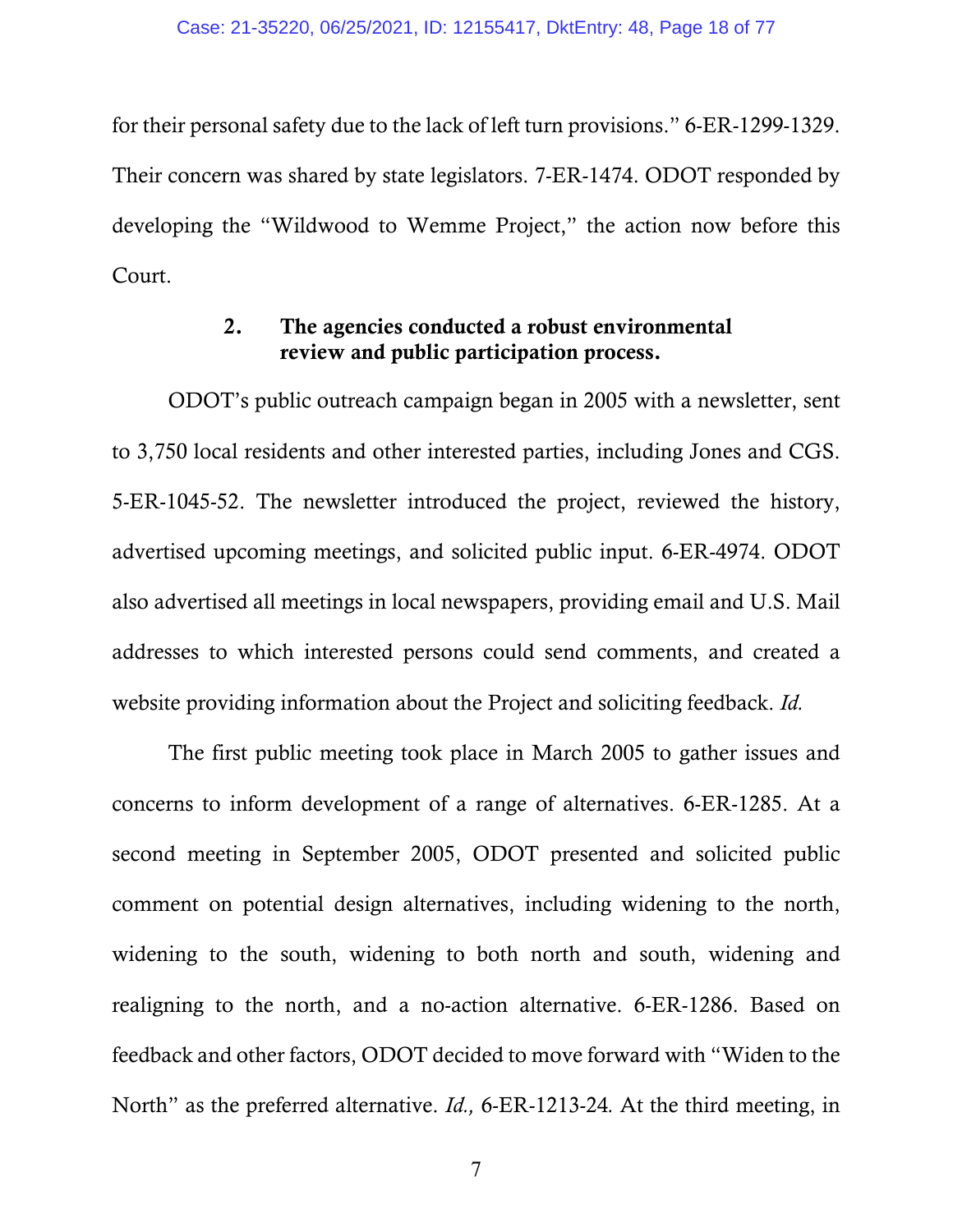for their personal safety due to the lack of left turn provisions." 6-ER-1299-1329. Their concern was shared by state legislators. 7-ER-1474. ODOT responded by developing the "Wildwood to Wemme Project," the action now before this Court.

### 2. The agencies conducted a robust environmental review and public participation process.

ODOT's public outreach campaign began in 2005 with a newsletter, sent to 3,750 local residents and other interested parties, including Jones and CGS. 5-ER-1045-52. The newsletter introduced the project, reviewed the history, advertised upcoming meetings, and solicited public input. 6-ER-4974. ODOT also advertised all meetings in local newspapers, providing email and U.S. Mail addresses to which interested persons could send comments, and created a website providing information about the Project and soliciting feedback. *Id.*

The first public meeting took place in March 2005 to gather issues and concerns to inform development of a range of alternatives. 6-ER-1285. At a second meeting in September 2005, ODOT presented and solicited public comment on potential design alternatives, including widening to the north, widening to the south, widening to both north and south, widening and realigning to the north, and a no-action alternative. 6-ER-1286. Based on feedback and other factors, ODOT decided to move forward with "Widen to the North" as the preferred alternative. *Id.,* 6-ER-1213-24. At the third meeting, in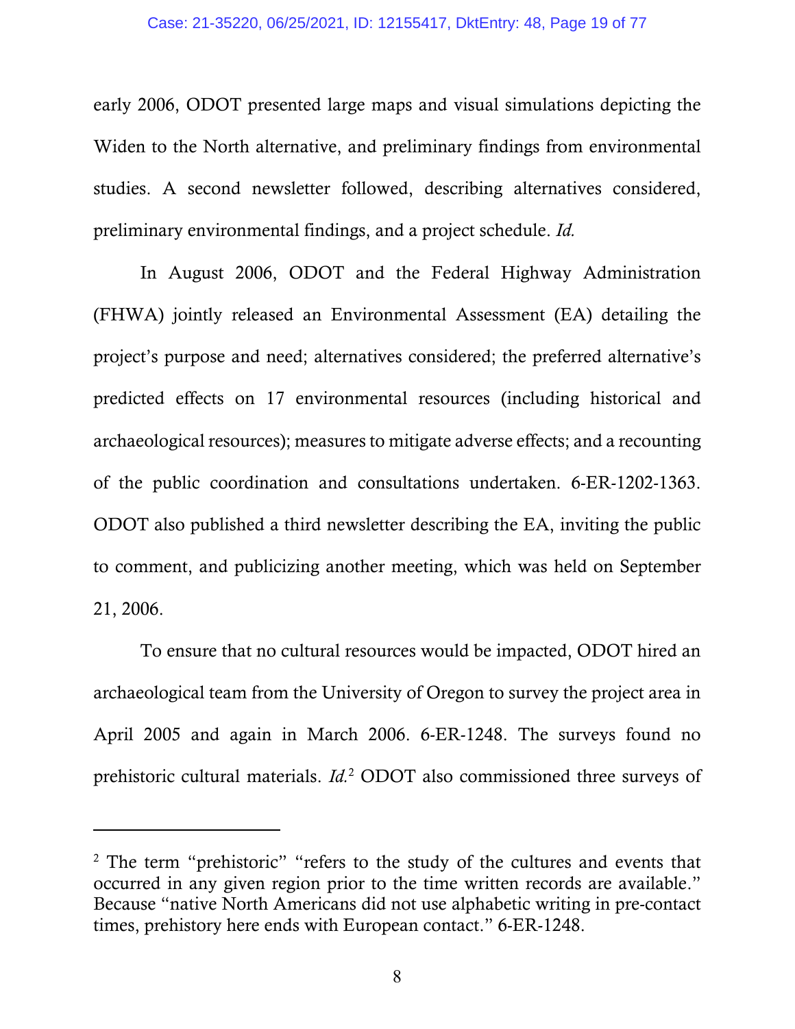early 2006, ODOT presented large maps and visual simulations depicting the Widen to the North alternative, and preliminary findings from environmental studies. A second newsletter followed, describing alternatives considered, preliminary environmental findings, and a project schedule. *Id.*

In August 2006, ODOT and the Federal Highway Administration (FHWA) jointly released an Environmental Assessment (EA) detailing the project's purpose and need; alternatives considered; the preferred alternative's predicted effects on 17 environmental resources (including historical and archaeological resources); measures to mitigate adverse effects; and a recounting of the public coordination and consultations undertaken. 6-ER-1202-1363. ODOT also published a third newsletter describing the EA, inviting the public to comment, and publicizing another meeting, which was held on September 21, 2006.

To ensure that no cultural resources would be impacted, ODOT hired an archaeological team from the University of Oregon to survey the project area in April 2005 and again in March 2006. 6-ER-1248. The surveys found no prehistoric cultural materials. *Id.*[2] ODOT also commissioned three surveys of

---

[2] The term "prehistoric" "refers to the study of the cultures and events that occurred in any given region prior to the time written records are available." Because "native North Americans did not use alphabetic writing in pre-contact times, prehistory here ends with European contact." 6-ER-1248.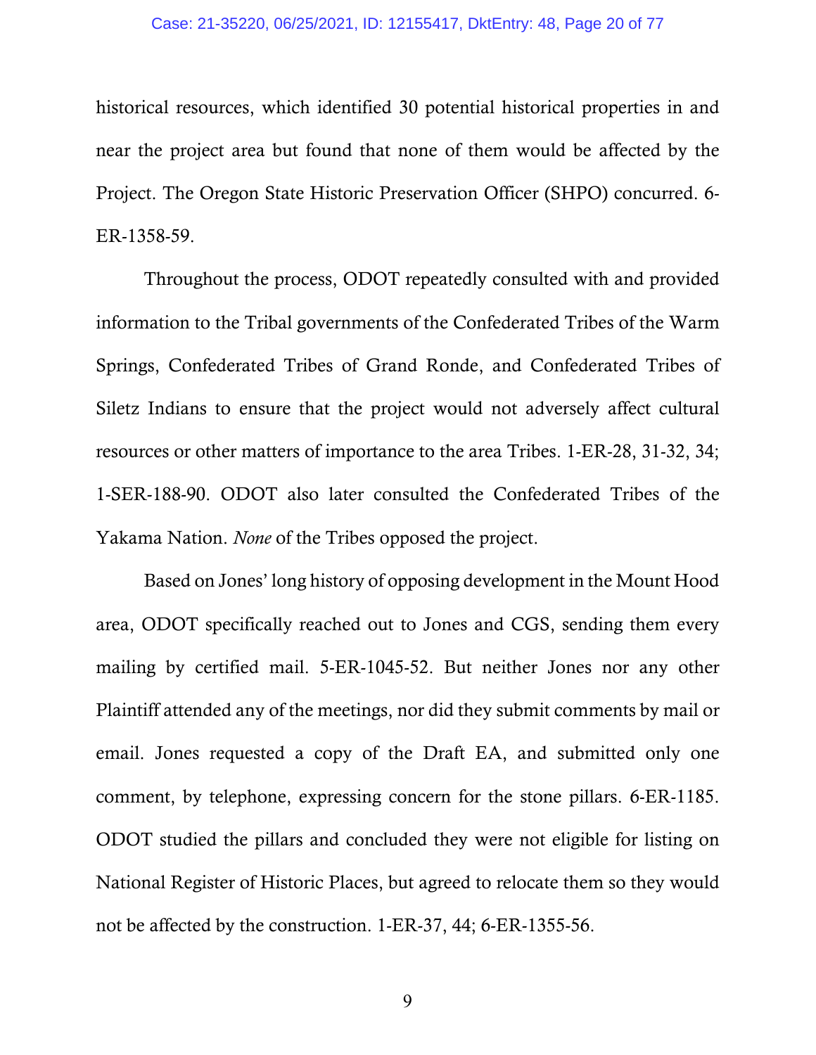historical resources, which identified 30 potential historical properties in and near the project area but found that none of them would be affected by the Project. The Oregon State Historic Preservation Officer (SHPO) concurred. 6-ER-1358-59.

Throughout the process, ODOT repeatedly consulted with and provided information to the Tribal governments of the Confederated Tribes of the Warm Springs, Confederated Tribes of Grand Ronde, and Confederated Tribes of Siletz Indians to ensure that the project would not adversely affect cultural resources or other matters of importance to the area Tribes. 1-ER-28, 31-32, 34; 1-SER-188-90. ODOT also later consulted the Confederated Tribes of the Yakama Nation. *None* of the Tribes opposed the project.

Based on Jones' long history of opposing development in the Mount Hood area, ODOT specifically reached out to Jones and CGS, sending them every mailing by certified mail. 5-ER-1045-52. But neither Jones nor any other Plaintiff attended any of the meetings, nor did they submit comments by mail or email. Jones requested a copy of the Draft EA, and submitted only one comment, by telephone, expressing concern for the stone pillars. 6-ER-1185. ODOT studied the pillars and concluded they were not eligible for listing on National Register of Historic Places, but agreed to relocate them so they would not be affected by the construction. 1-ER-37, 44; 6-ER-1355-56.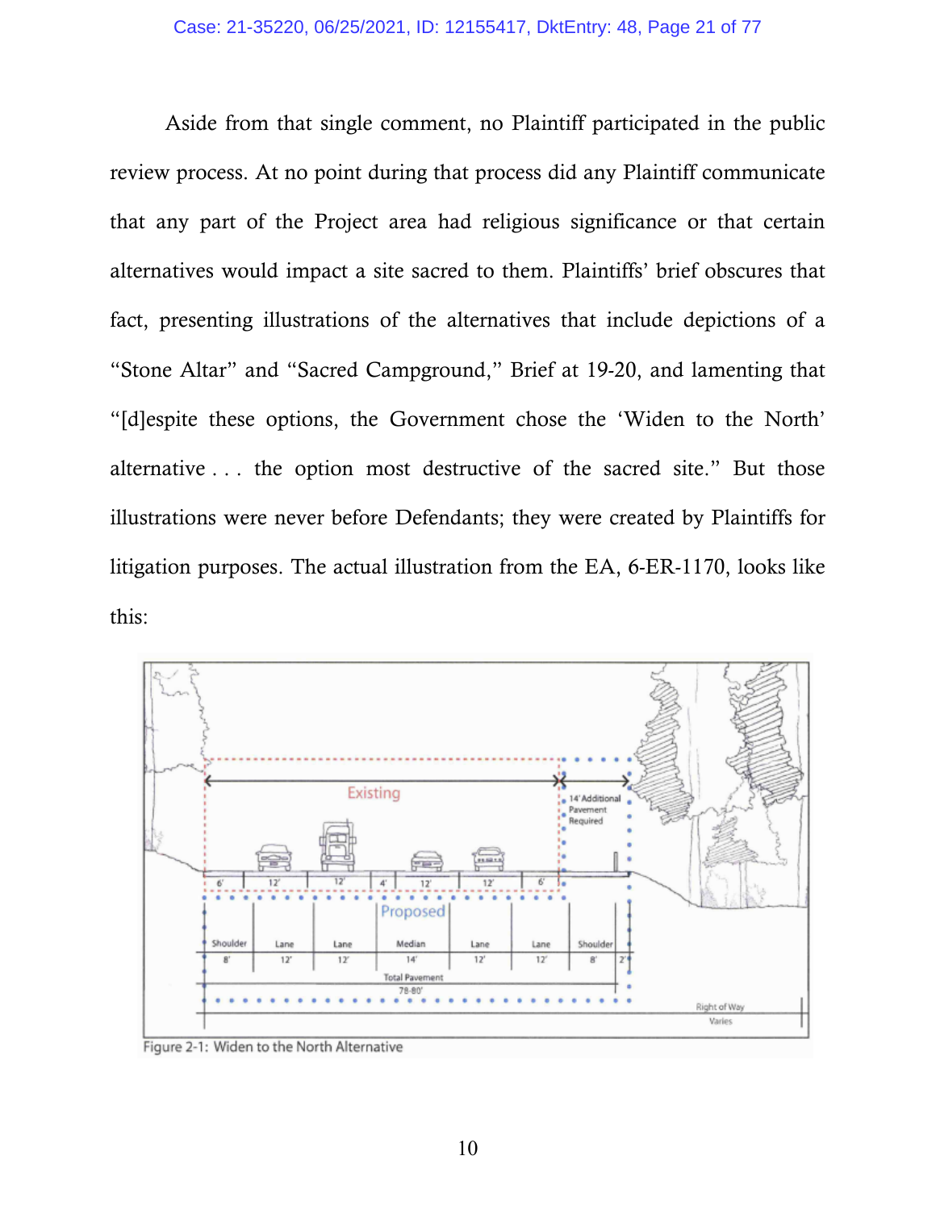Aside from that single comment, no Plaintiff participated in the public review process. At no point during that process did any Plaintiff communicate that any part of the Project area had religious significance or that certain alternatives would impact a site sacred to them. Plaintiffs' brief obscures that fact, presenting illustrations of the alternatives that include depictions of a "Stone Altar" and "Sacred Campground," Brief at 19-20, and lamenting that "[d]espite these options, the Government chose the 'Widen to the North' alternative . . . the option most destructive of the sacred site." But those illustrations were never before Defendants; they were created by Plaintiffs for litigation purposes. The actual illustration from the EA, 6-ER-1170, looks like this:

Figure 2-1: Widen to the North Alternative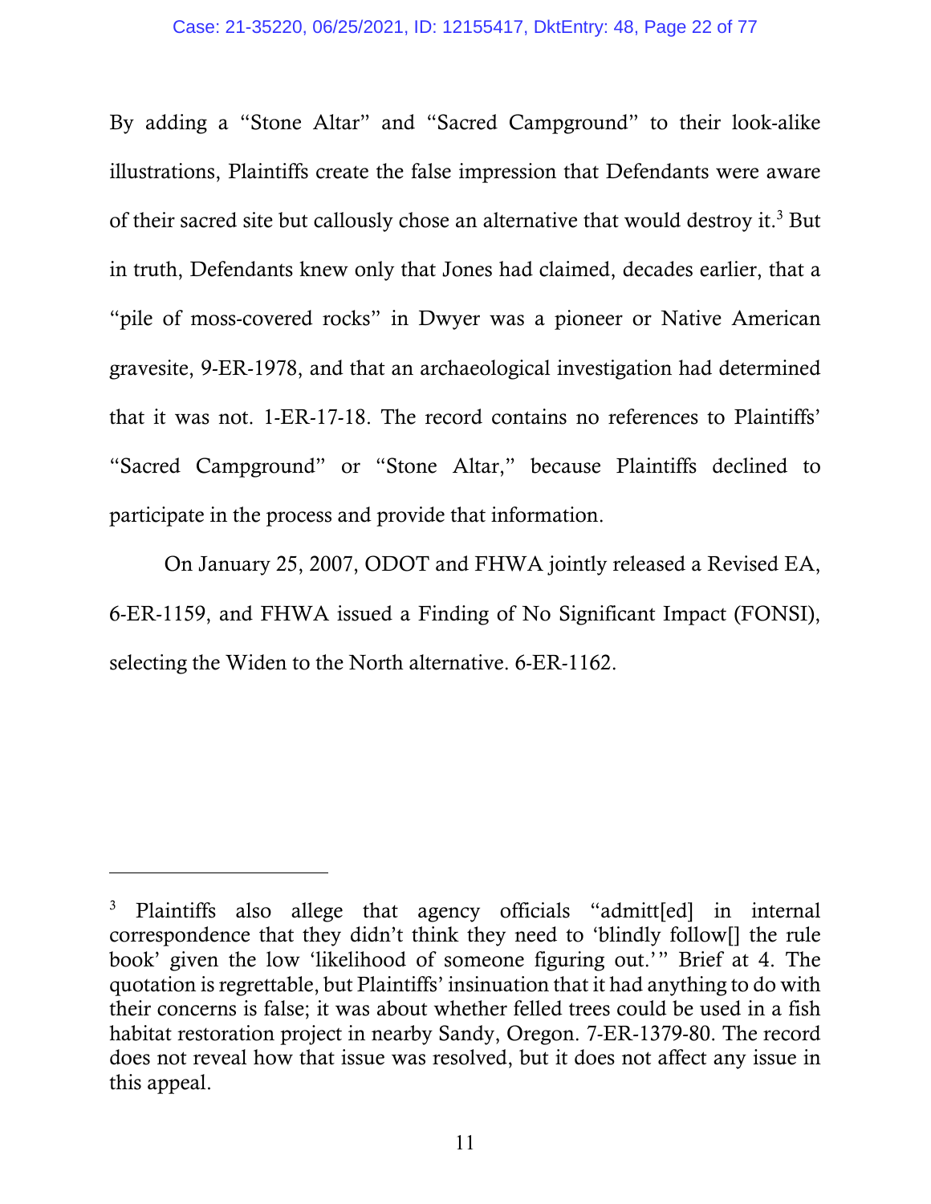By adding a “Stone Altar” and “Sacred Campground” to their look-alike illustrations, Plaintiffs create the false impression that Defendants were aware of their sacred site but callously chose an alternative that would destroy it.[3] But in truth, Defendants knew only that Jones had claimed, decades earlier, that a “pile of moss-covered rocks” in Dwyer was a pioneer or Native American gravesite, 9-ER-1978, and that an archaeological investigation had determined that it was not. 1-ER-17-18. The record contains no references to Plaintiffs’ “Sacred Campground” or “Stone Altar,” because Plaintiffs declined to participate in the process and provide that information.

On January 25, 2007, ODOT and FHWA jointly released a Revised EA, 6-ER-1159, and FHWA issued a Finding of No Significant Impact (FONSI), selecting the Widen to the North alternative. 6-ER-1162.

---

[3] Plaintiffs also allege that agency officials “admitt[ed] in internal correspondence that they didn’t think they need to ‘blindly follow[] the rule book’ given the low ‘likelihood of someone figuring out.’” Brief at 4. The quotation is regrettable, but Plaintiffs’ insinuation that it had anything to do with their concerns is false; it was about whether felled trees could be used in a fish habitat restoration project in nearby Sandy, Oregon. 7-ER-1379-80. The record does not reveal how that issue was resolved, but it does not affect any issue in this appeal.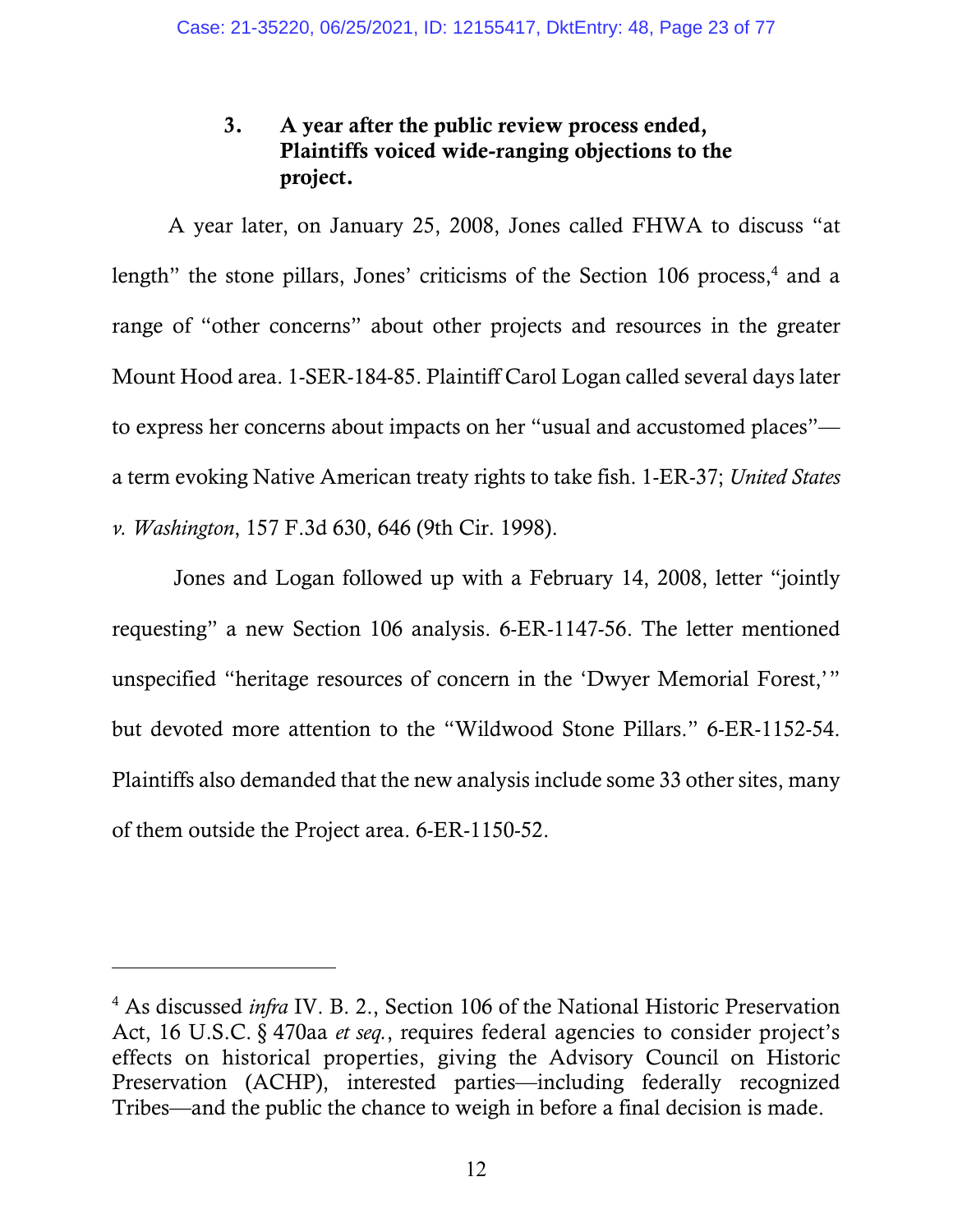### 3. A year after the public review process ended, Plaintiffs voiced wide-ranging objections to the project.

A year later, on January 25, 2008, Jones called FHWA to discuss "at length" the stone pillars, Jones' criticisms of the Section 106 process,[4] and a range of "other concerns" about other projects and resources in the greater Mount Hood area. 1-SER-184-85. Plaintiff Carol Logan called several days later to express her concerns about impacts on her "usual and accustomed places"—a term evoking Native American treaty rights to take fish. 1-ER-37; *United States v. Washington*, 157 F.3d 630, 646 (9th Cir. 1998).

Jones and Logan followed up with a February 14, 2008, letter "jointly requesting" a new Section 106 analysis. 6-ER-1147-56. The letter mentioned unspecified "heritage resources of concern in the 'Dwyer Memorial Forest,'" but devoted more attention to the "Wildwood Stone Pillars." 6-ER-1152-54. Plaintiffs also demanded that the new analysis include some 33 other sites, many of them outside the Project area. 6-ER-1150-52.

---

[4] As discussed *infra* IV. B. 2., Section 106 of the National Historic Preservation Act, 16 U.S.C. § 470aa *et seq.*, requires federal agencies to consider project's effects on historical properties, giving the Advisory Council on Historic Preservation (ACHP), interested parties—including federally recognized Tribes—and the public the chance to weigh in before a final decision is made.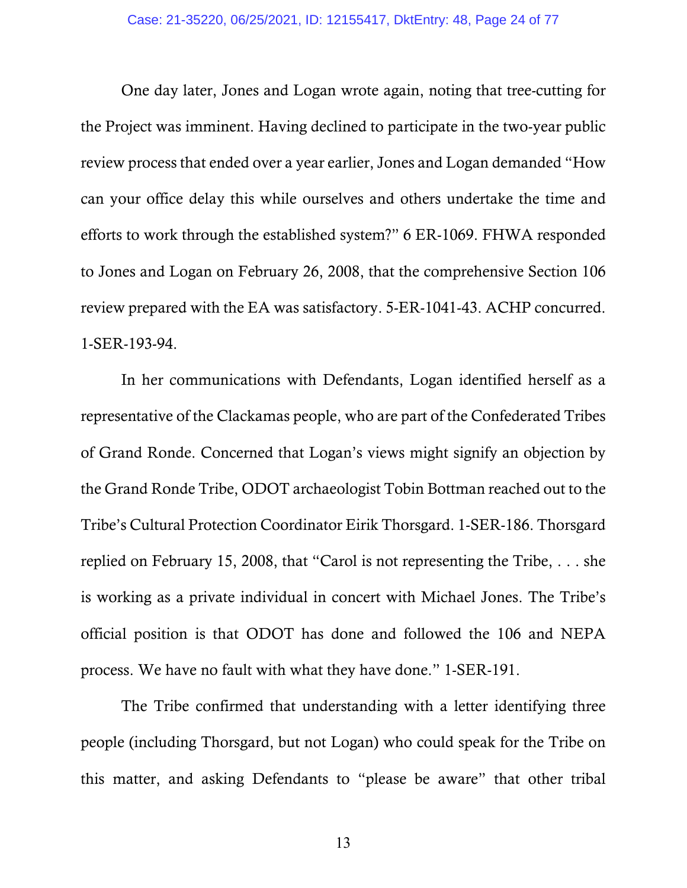One day later, Jones and Logan wrote again, noting that tree-cutting for the Project was imminent. Having declined to participate in the two-year public review process that ended over a year earlier, Jones and Logan demanded "How can your office delay this while ourselves and others undertake the time and efforts to work through the established system?" 6 ER-1069. FHWA responded to Jones and Logan on February 26, 2008, that the comprehensive Section 106 review prepared with the EA was satisfactory. 5-ER-1041-43. ACHP concurred. 1-SER-193-94.

In her communications with Defendants, Logan identified herself as a representative of the Clackamas people, who are part of the Confederated Tribes of Grand Ronde. Concerned that Logan's views might signify an objection by the Grand Ronde Tribe, ODOT archaeologist Tobin Bottman reached out to the Tribe's Cultural Protection Coordinator Eirik Thorsgard. 1-SER-186. Thorsgard replied on February 15, 2008, that "Carol is not representing the Tribe, . . . she is working as a private individual in concert with Michael Jones. The Tribe's official position is that ODOT has done and followed the 106 and NEPA process. We have no fault with what they have done." 1-SER-191.

The Tribe confirmed that understanding with a letter identifying three people (including Thorsgard, but not Logan) who could speak for the Tribe on this matter, and asking Defendants to "please be aware" that other tribal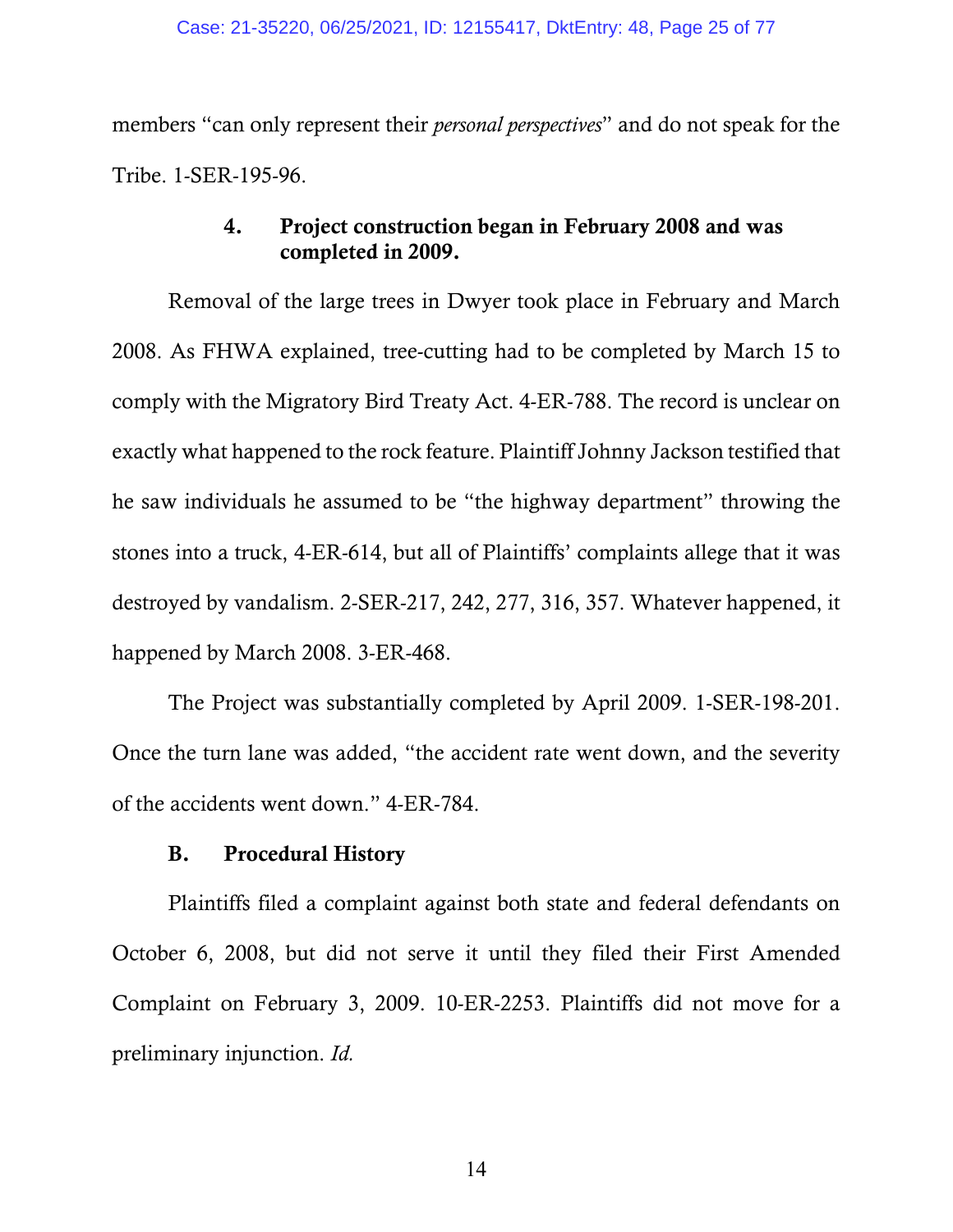members "can only represent their *personal perspectives*" and do not speak for the Tribe. 1-SER-195-96.

#### 4. Project construction began in February 2008 and was completed in 2009.

Removal of the large trees in Dwyer took place in February and March 2008. As FHWA explained, tree-cutting had to be completed by March 15 to comply with the Migratory Bird Treaty Act. 4-ER-788. The record is unclear on exactly what happened to the rock feature. Plaintiff Johnny Jackson testified that he saw individuals he assumed to be "the highway department" throwing the stones into a truck, 4-ER-614, but all of Plaintiffs' complaints allege that it was destroyed by vandalism. 2-SER-217, 242, 277, 316, 357. Whatever happened, it happened by March 2008. 3-ER-468.

The Project was substantially completed by April 2009. 1-SER-198-201. Once the turn lane was added, "the accident rate went down, and the severity of the accidents went down." 4-ER-784.

### B. Procedural History

Plaintiffs filed a complaint against both state and federal defendants on October 6, 2008, but did not serve it until they filed their First Amended Complaint on February 3, 2009. 10-ER-2253. Plaintiffs did not move for a preliminary injunction. *Id.*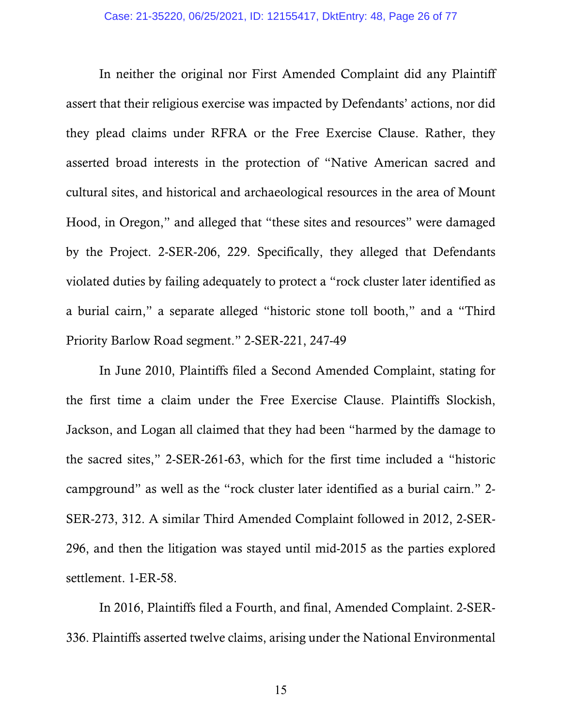In neither the original nor First Amended Complaint did any Plaintiff assert that their religious exercise was impacted by Defendants' actions, nor did they plead claims under RFRA or the Free Exercise Clause. Rather, they asserted broad interests in the protection of "Native American sacred and cultural sites, and historical and archaeological resources in the area of Mount Hood, in Oregon," and alleged that "these sites and resources" were damaged by the Project. 2-SER-206, 229. Specifically, they alleged that Defendants violated duties by failing adequately to protect a "rock cluster later identified as a burial cairn," a separate alleged "historic stone toll booth," and a "Third Priority Barlow Road segment." 2-SER-221, 247-49

In June 2010, Plaintiffs filed a Second Amended Complaint, stating for the first time a claim under the Free Exercise Clause. Plaintiffs Slockish, Jackson, and Logan all claimed that they had been "harmed by the damage to the sacred sites," 2-SER-261-63, which for the first time included a "historic campground" as well as the "rock cluster later identified as a burial cairn." 2-SER-273, 312. A similar Third Amended Complaint followed in 2012, 2-SER-296, and then the litigation was stayed until mid-2015 as the parties explored settlement. 1-ER-58.

In 2016, Plaintiffs filed a Fourth, and final, Amended Complaint. 2-SER-336. Plaintiffs asserted twelve claims, arising under the National Environmental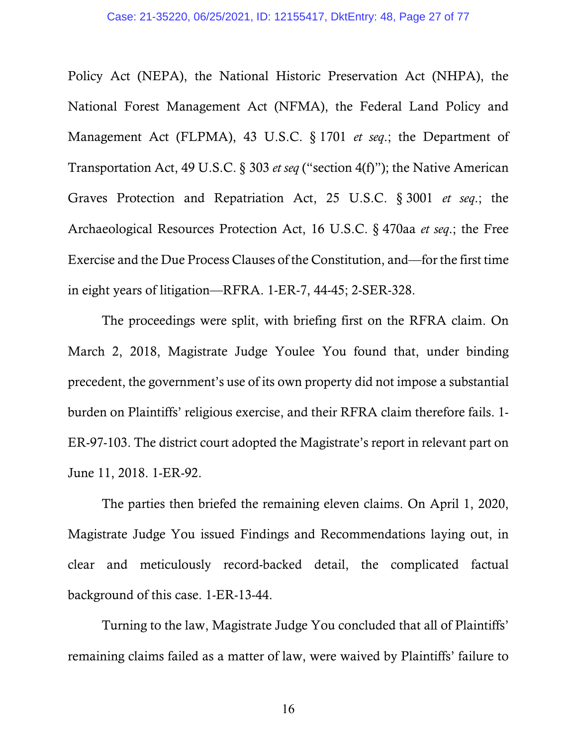Policy Act (NEPA), the National Historic Preservation Act (NHPA), the National Forest Management Act (NFMA), the Federal Land Policy and Management Act (FLPMA), 43 U.S.C. § 1701 *et seq*.; the Department of Transportation Act, 49 U.S.C. § 303 *et seq* ("section 4(f)"); the Native American Graves Protection and Repatriation Act, 25 U.S.C. § 3001 *et seq*.; the Archaeological Resources Protection Act, 16 U.S.C. § 470aa *et seq*.; the Free Exercise and the Due Process Clauses of the Constitution, and—for the first time in eight years of litigation—RFRA. 1-ER-7, 44-45; 2-SER-328.

The proceedings were split, with briefing first on the RFRA claim. On March 2, 2018, Magistrate Judge Youlee You found that, under binding precedent, the government's use of its own property did not impose a substantial burden on Plaintiffs' religious exercise, and their RFRA claim therefore fails. 1-ER-97-103. The district court adopted the Magistrate's report in relevant part on June 11, 2018. 1-ER-92.

The parties then briefed the remaining eleven claims. On April 1, 2020, Magistrate Judge You issued Findings and Recommendations laying out, in clear and meticulously record-backed detail, the complicated factual background of this case. 1-ER-13-44.

Turning to the law, Magistrate Judge You concluded that all of Plaintiffs' remaining claims failed as a matter of law, were waived by Plaintiffs' failure to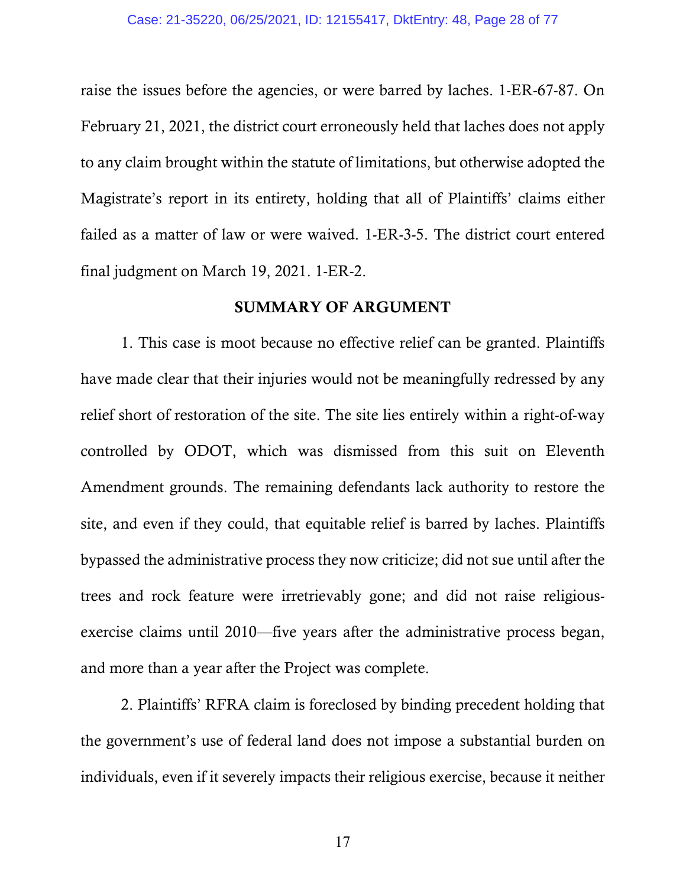raise the issues before the agencies, or were barred by laches. 1-ER-67-87. On February 21, 2021, the district court erroneously held that laches does not apply to any claim brought within the statute of limitations, but otherwise adopted the Magistrate's report in its entirety, holding that all of Plaintiffs' claims either failed as a matter of law or were waived. 1-ER-3-5. The district court entered final judgment on March 19, 2021. 1-ER-2.

## SUMMARY OF ARGUMENT

1. This case is moot because no effective relief can be granted. Plaintiffs have made clear that their injuries would not be meaningfully redressed by any relief short of restoration of the site. The site lies entirely within a right-of-way controlled by ODOT, which was dismissed from this suit on Eleventh Amendment grounds. The remaining defendants lack authority to restore the site, and even if they could, that equitable relief is barred by laches. Plaintiffs bypassed the administrative process they now criticize; did not sue until after the trees and rock feature were irretrievably gone; and did not raise religious-exercise claims until 2010—five years after the administrative process began, and more than a year after the Project was complete.

2. Plaintiffs' RFRA claim is foreclosed by binding precedent holding that the government's use of federal land does not impose a substantial burden on individuals, even if it severely impacts their religious exercise, because it neither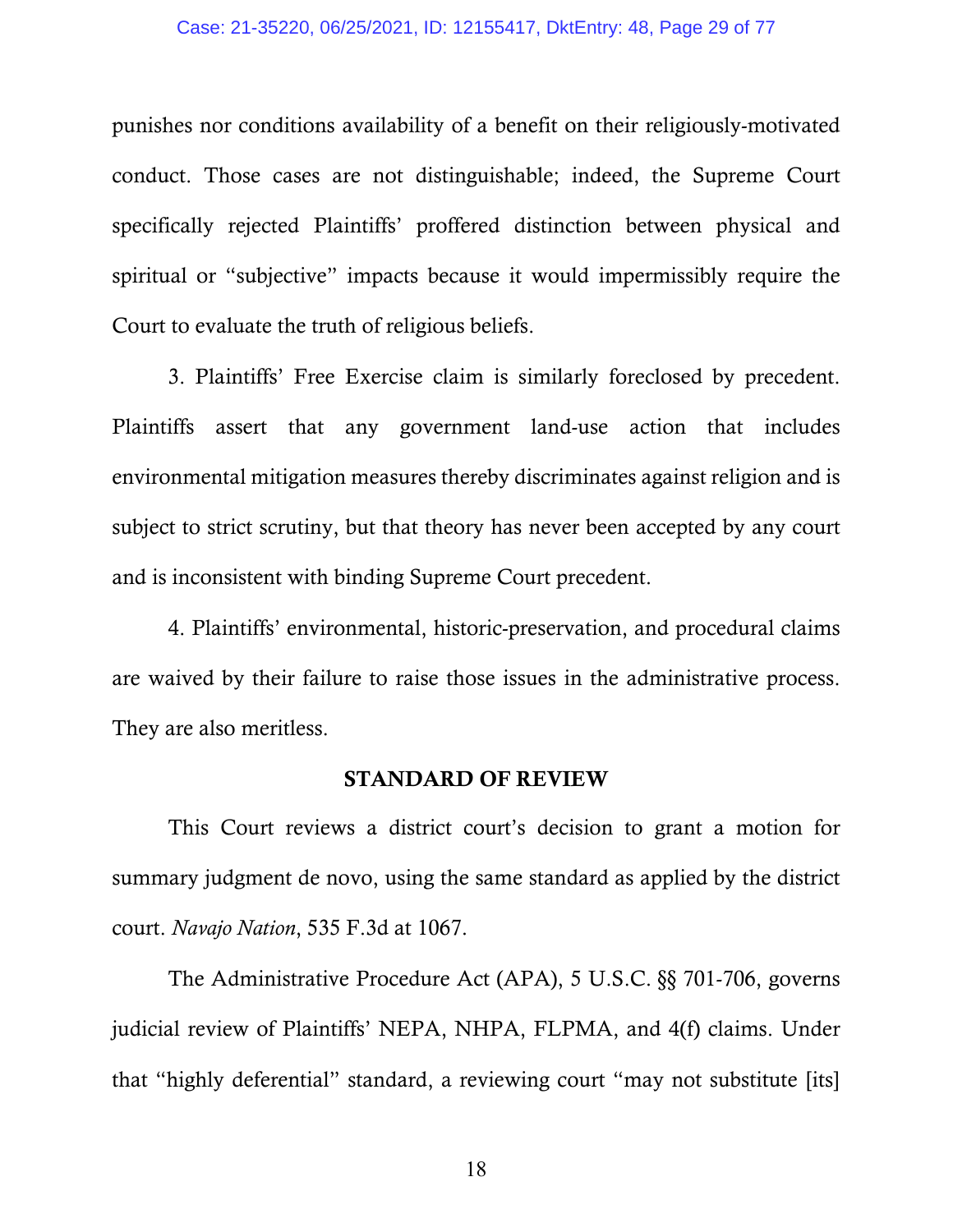punishes nor conditions availability of a benefit on their religiously-motivated conduct. Those cases are not distinguishable; indeed, the Supreme Court specifically rejected Plaintiffs' proffered distinction between physical and spiritual or "subjective" impacts because it would impermissibly require the Court to evaluate the truth of religious beliefs.

3. Plaintiffs' Free Exercise claim is similarly foreclosed by precedent. Plaintiffs assert that any government land-use action that includes environmental mitigation measures thereby discriminates against religion and is subject to strict scrutiny, but that theory has never been accepted by any court and is inconsistent with binding Supreme Court precedent.

4. Plaintiffs' environmental, historic-preservation, and procedural claims are waived by their failure to raise those issues in the administrative process. They are also meritless.

## STANDARD OF REVIEW

This Court reviews a district court's decision to grant a motion for summary judgment de novo, using the same standard as applied by the district court. *Navajo Nation*, 535 F.3d at 1067.

The Administrative Procedure Act (APA), 5 U.S.C. §§ 701-706, governs judicial review of Plaintiffs' NEPA, NHPA, FLPMA, and 4(f) claims. Under that "highly deferential" standard, a reviewing court "may not substitute [its]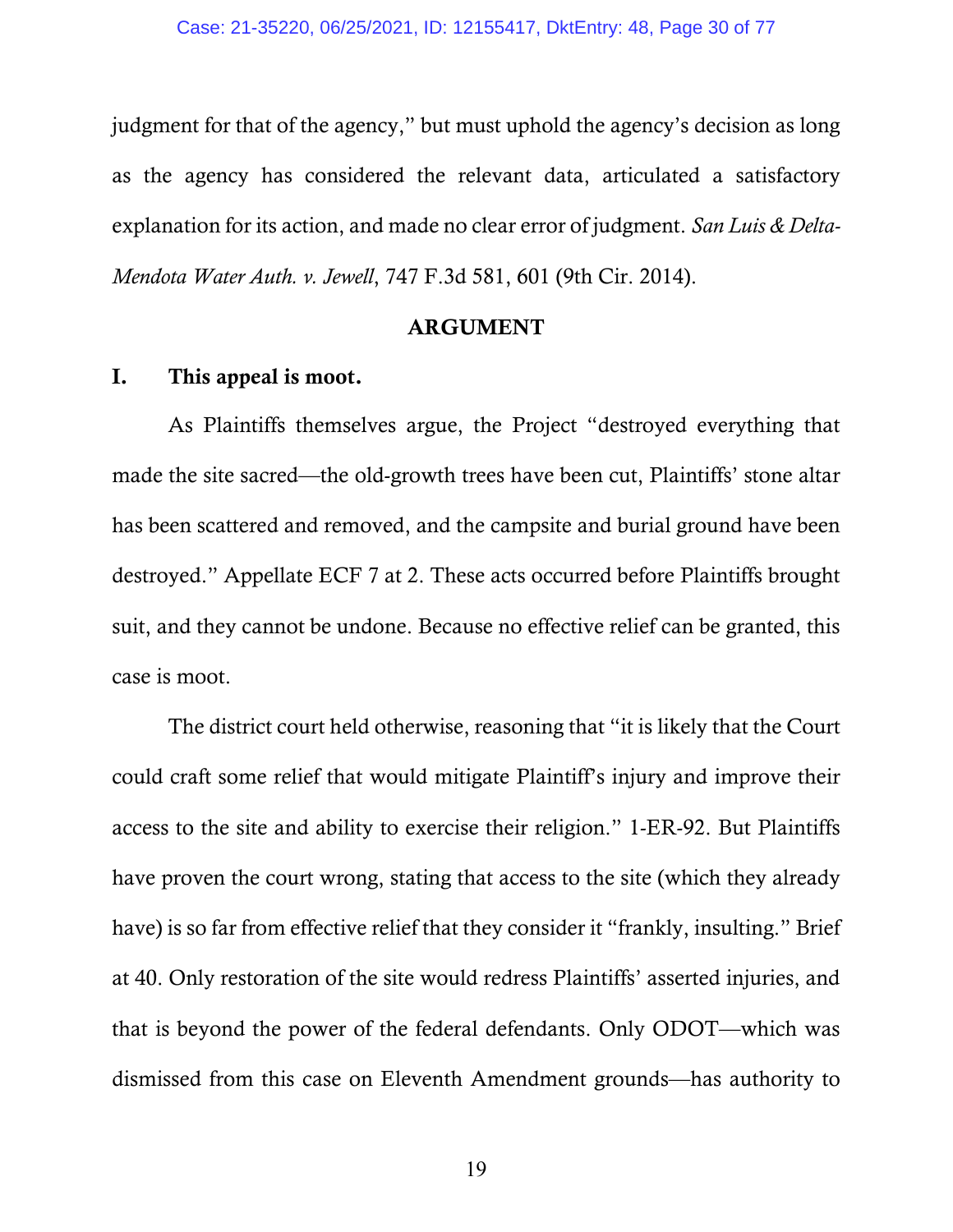judgment for that of the agency," but must uphold the agency's decision as long as the agency has considered the relevant data, articulated a satisfactory explanation for its action, and made no clear error of judgment. *San Luis & Delta-Mendota Water Auth. v. Jewell*, 747 F.3d 581, 601 (9th Cir. 2014).

## ARGUMENT

### I. This appeal is moot.

As Plaintiffs themselves argue, the Project "destroyed everything that made the site sacred—the old-growth trees have been cut, Plaintiffs' stone altar has been scattered and removed, and the campsite and burial ground have been destroyed." Appellate ECF 7 at 2. These acts occurred before Plaintiffs brought suit, and they cannot be undone. Because no effective relief can be granted, this case is moot.

The district court held otherwise, reasoning that "it is likely that the Court could craft some relief that would mitigate Plaintiff's injury and improve their access to the site and ability to exercise their religion." 1-ER-92. But Plaintiffs have proven the court wrong, stating that access to the site (which they already have) is so far from effective relief that they consider it "frankly, insulting." Brief at 40. Only restoration of the site would redress Plaintiffs' asserted injuries, and that is beyond the power of the federal defendants. Only ODOT—which was dismissed from this case on Eleventh Amendment grounds—has authority to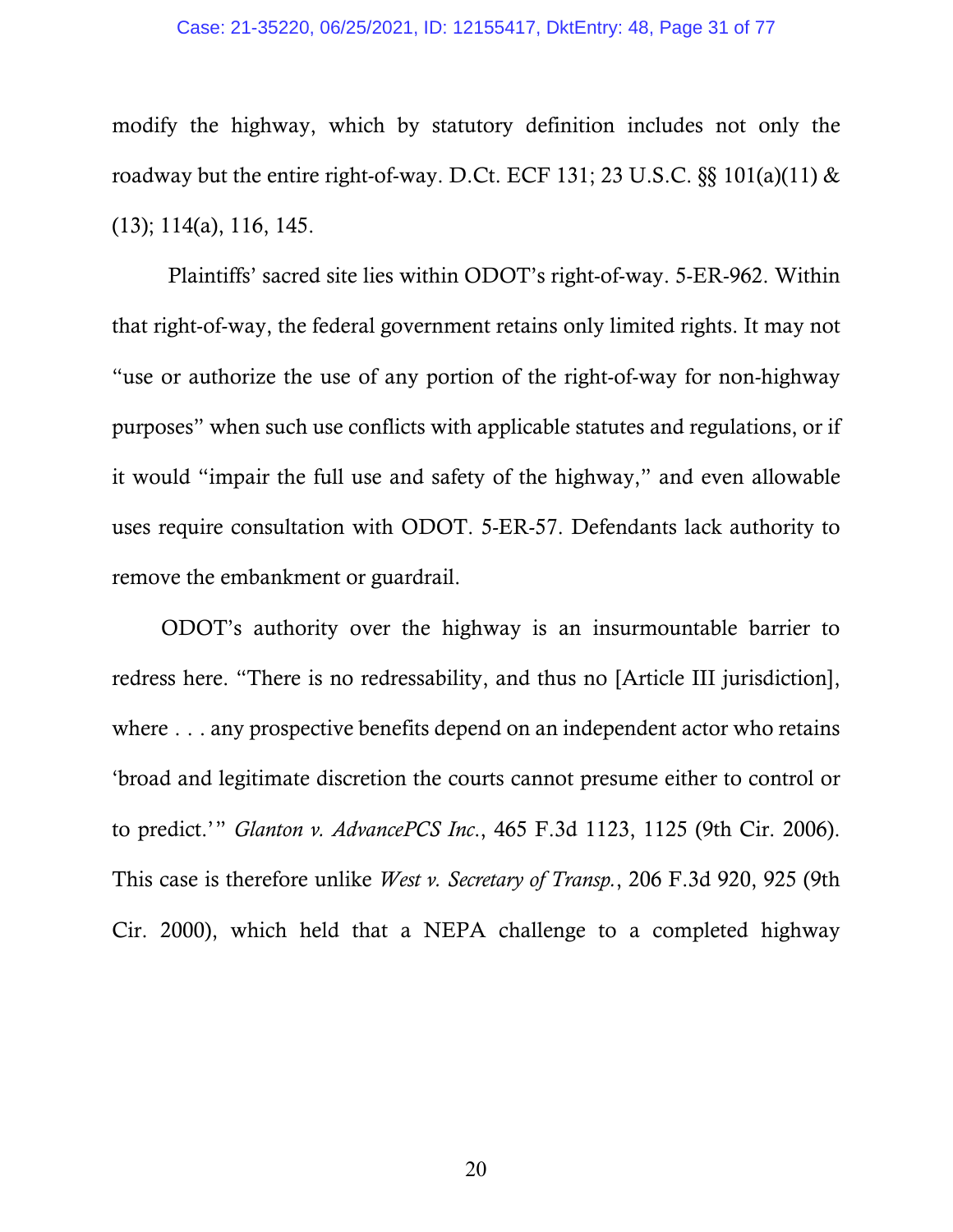modify the highway, which by statutory definition includes not only the roadway but the entire right-of-way. D.Ct. ECF 131; 23 U.S.C. §§ 101(a)(11) & (13); 114(a), 116, 145.

Plaintiffs' sacred site lies within ODOT's right-of-way. 5-ER-962. Within that right-of-way, the federal government retains only limited rights. It may not "use or authorize the use of any portion of the right-of-way for non-highway purposes" when such use conflicts with applicable statutes and regulations, or if it would "impair the full use and safety of the highway," and even allowable uses require consultation with ODOT. 5-ER-57. Defendants lack authority to remove the embankment or guardrail.

ODOT's authority over the highway is an insurmountable barrier to redress here. "There is no redressability, and thus no [Article III jurisdiction], where . . . any prospective benefits depend on an independent actor who retains 'broad and legitimate discretion the courts cannot presume either to control or to predict.'" *Glanton v. AdvancePCS Inc.*, 465 F.3d 1123, 1125 (9th Cir. 2006). This case is therefore unlike *West v. Secretary of Transp.*, 206 F.3d 920, 925 (9th Cir. 2000), which held that a NEPA challenge to a completed highway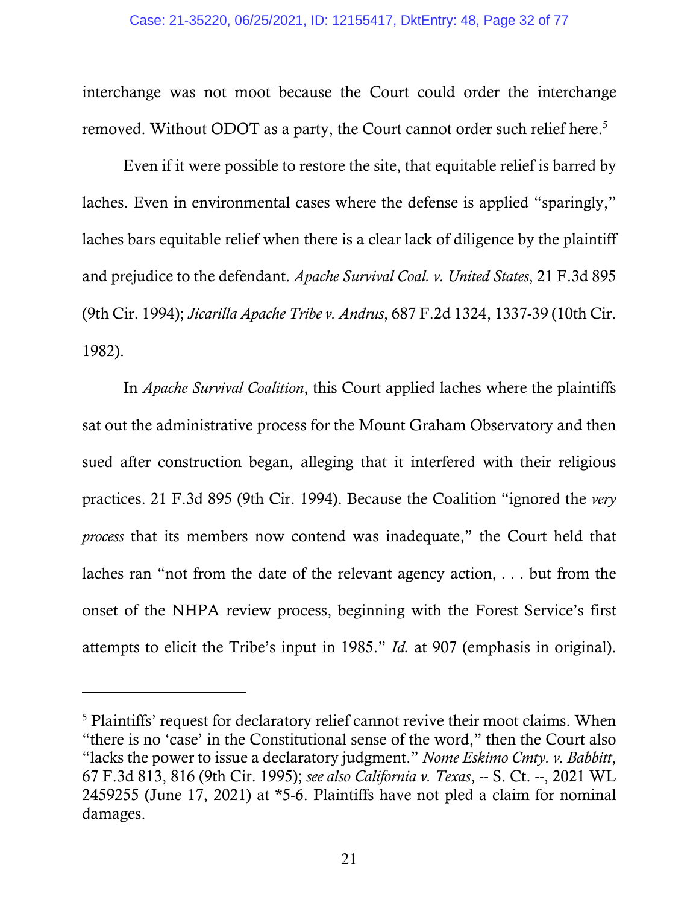interchange was not moot because the Court could order the interchange removed. Without ODOT as a party, the Court cannot order such relief here.[5]

Even if it were possible to restore the site, that equitable relief is barred by laches. Even in environmental cases where the defense is applied "sparingly," laches bars equitable relief when there is a clear lack of diligence by the plaintiff and prejudice to the defendant. *Apache Survival Coal. v. United States*, 21 F.3d 895 (9th Cir. 1994); *Jicarilla Apache Tribe v. Andrus*, 687 F.2d 1324, 1337-39 (10th Cir. 1982).

In *Apache Survival Coalition*, this Court applied laches where the plaintiffs sat out the administrative process for the Mount Graham Observatory and then sued after construction began, alleging that it interfered with their religious practices. 21 F.3d 895 (9th Cir. 1994). Because the Coalition "ignored the *very process* that its members now contend was inadequate," the Court held that laches ran "not from the date of the relevant agency action, . . . but from the onset of the NHPA review process, beginning with the Forest Service's first attempts to elicit the Tribe's input in 1985." *Id.* at 907 (emphasis in original).

---

[5] Plaintiffs' request for declaratory relief cannot revive their moot claims. When "there is no 'case' in the Constitutional sense of the word," then the Court also "lacks the power to issue a declaratory judgment." *Nome Eskimo Cmty. v. Babbitt*, 67 F.3d 813, 816 (9th Cir. 1995); *see also California v. Texas*, -- S. Ct. --, 2021 WL 2459255 (June 17, 2021) at *5-6. Plaintiffs have not pled a claim for nominal damages.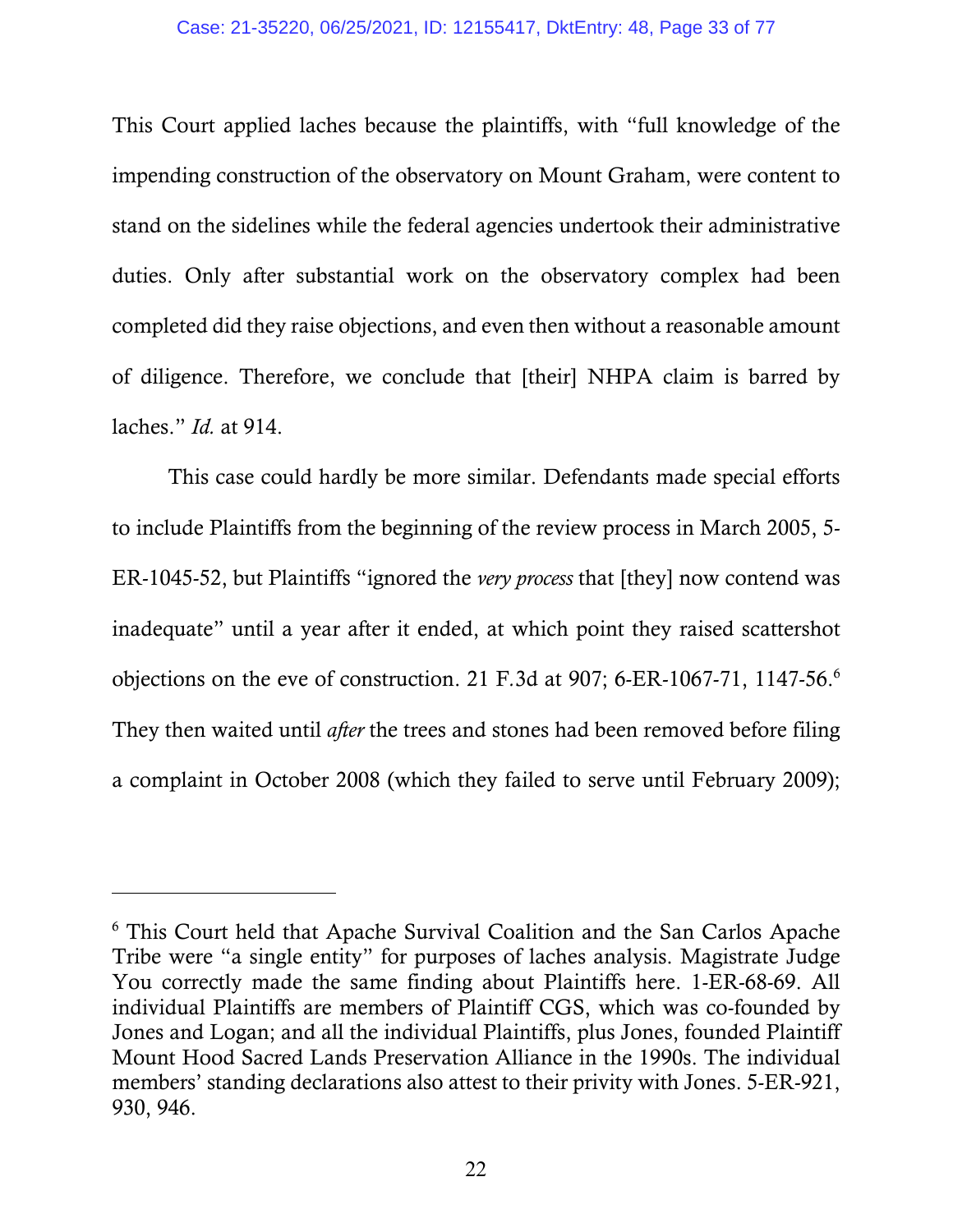This Court applied laches because the plaintiffs, with "full knowledge of the impending construction of the observatory on Mount Graham, were content to stand on the sidelines while the federal agencies undertook their administrative duties. Only after substantial work on the observatory complex had been completed did they raise objections, and even then without a reasonable amount of diligence. Therefore, we conclude that [their] NHPA claim is barred by laches." *Id.* at 914.

This case could hardly be more similar. Defendants made special efforts to include Plaintiffs from the beginning of the review process in March 2005, 5-ER-1045-52, but Plaintiffs "ignored the *very process* that [they] now contend was inadequate" until a year after it ended, at which point they raised scattershot objections on the eve of construction. 21 F.3d at 907; 6-ER-1067-71, 1147-56.[6] They then waited until *after* the trees and stones had been removed before filing a complaint in October 2008 (which they failed to serve until February 2009);

---

[6] This Court held that Apache Survival Coalition and the San Carlos Apache Tribe were "a single entity" for purposes of laches analysis. Magistrate Judge You correctly made the same finding about Plaintiffs here. 1-ER-68-69. All individual Plaintiffs are members of Plaintiff CGS, which was co-founded by Jones and Logan; and all the individual Plaintiffs, plus Jones, founded Plaintiff Mount Hood Sacred Lands Preservation Alliance in the 1990s. The individual members' standing declarations also attest to their privity with Jones. 5-ER-921, 930, 946.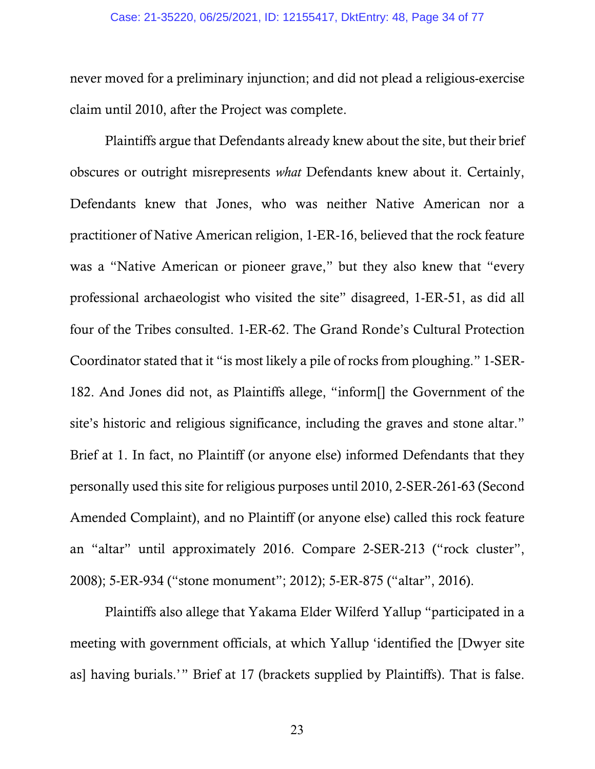never moved for a preliminary injunction; and did not plead a religious-exercise claim until 2010, after the Project was complete.

Plaintiffs argue that Defendants already knew about the site, but their brief obscures or outright misrepresents *what* Defendants knew about it. Certainly, Defendants knew that Jones, who was neither Native American nor a practitioner of Native American religion, 1-ER-16, believed that the rock feature was a "Native American or pioneer grave," but they also knew that "every professional archaeologist who visited the site" disagreed, 1-ER-51, as did all four of the Tribes consulted. 1-ER-62. The Grand Ronde's Cultural Protection Coordinator stated that it "is most likely a pile of rocks from ploughing." 1-SER-182. And Jones did not, as Plaintiffs allege, "inform[] the Government of the site's historic and religious significance, including the graves and stone altar." Brief at 1. In fact, no Plaintiff (or anyone else) informed Defendants that they personally used this site for religious purposes until 2010, 2-SER-261-63 (Second Amended Complaint), and no Plaintiff (or anyone else) called this rock feature an "altar" until approximately 2016. Compare 2-SER-213 ("rock cluster", 2008); 5-ER-934 ("stone monument"; 2012); 5-ER-875 ("altar", 2016).

Plaintiffs also allege that Yakama Elder Wilferd Yallup "participated in a meeting with government officials, at which Yallup 'identified the [Dwyer site as] having burials.'" Brief at 17 (brackets supplied by Plaintiffs). That is false.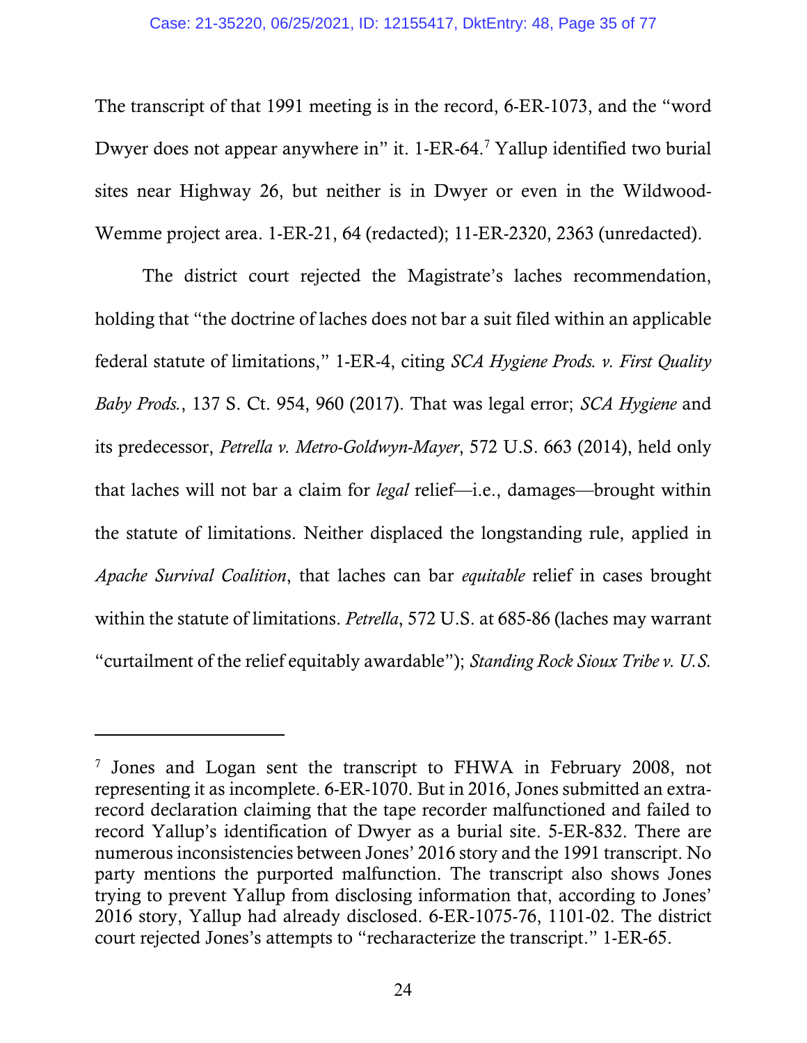The transcript of that 1991 meeting is in the record, 6-ER-1073, and the "word Dwyer does not appear anywhere in" it. 1-ER-64.[7] Yallup identified two burial sites near Highway 26, but neither is in Dwyer or even in the Wildwood-Wemme project area. 1-ER-21, 64 (redacted); 11-ER-2320, 2363 (unredacted).

The district court rejected the Magistrate's laches recommendation, holding that "the doctrine of laches does not bar a suit filed within an applicable federal statute of limitations," 1-ER-4, citing *SCA Hygiene Prods. v. First Quality Baby Prods.*, 137 S. Ct. 954, 960 (2017). That was legal error; *SCA Hygiene* and its predecessor, *Petrella v. Metro-Goldwyn-Mayer*, 572 U.S. 663 (2014), held only that laches will not bar a claim for *legal* relief—i.e., damages—brought within the statute of limitations. Neither displaced the longstanding rule, applied in *Apache Survival Coalition*, that laches can bar *equitable* relief in cases brought within the statute of limitations. *Petrella*, 572 U.S. at 685-86 (laches may warrant "curtailment of the relief equitably awardable"); *Standing Rock Sioux Tribe v. U.S.*

---

[7] Jones and Logan sent the transcript to FHWA in February 2008, not representing it as incomplete. 6-ER-1070. But in 2016, Jones submitted an extra-record declaration claiming that the tape recorder malfunctioned and failed to record Yallup's identification of Dwyer as a burial site. 5-ER-832. There are numerous inconsistencies between Jones' 2016 story and the 1991 transcript. No party mentions the purported malfunction. The transcript also shows Jones trying to prevent Yallup from disclosing information that, according to Jones' 2016 story, Yallup had already disclosed. 6-ER-1075-76, 1101-02. The district court rejected Jones's attempts to "recharacterize the transcript." 1-ER-65.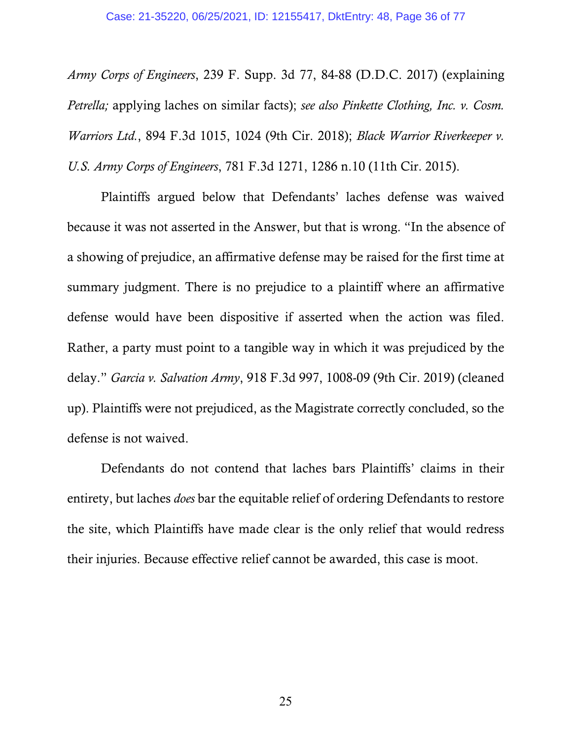*Army Corps of Engineers*, 239 F. Supp. 3d 77, 84-88 (D.D.C. 2017) (explaining *Petrella;* applying laches on similar facts); *see also Pinkette Clothing, Inc. v. Cosm. Warriors Ltd.*, 894 F.3d 1015, 1024 (9th Cir. 2018); *Black Warrior Riverkeeper v. U.S. Army Corps of Engineers*, 781 F.3d 1271, 1286 n.10 (11th Cir. 2015).

Plaintiffs argued below that Defendants' laches defense was waived because it was not asserted in the Answer, but that is wrong. "In the absence of a showing of prejudice, an affirmative defense may be raised for the first time at summary judgment. There is no prejudice to a plaintiff where an affirmative defense would have been dispositive if asserted when the action was filed. Rather, a party must point to a tangible way in which it was prejudiced by the delay." *Garcia v. Salvation Army*, 918 F.3d 997, 1008-09 (9th Cir. 2019) (cleaned up). Plaintiffs were not prejudiced, as the Magistrate correctly concluded, so the defense is not waived.

Defendants do not contend that laches bars Plaintiffs' claims in their entirety, but laches *does* bar the equitable relief of ordering Defendants to restore the site, which Plaintiffs have made clear is the only relief that would redress their injuries. Because effective relief cannot be awarded, this case is moot.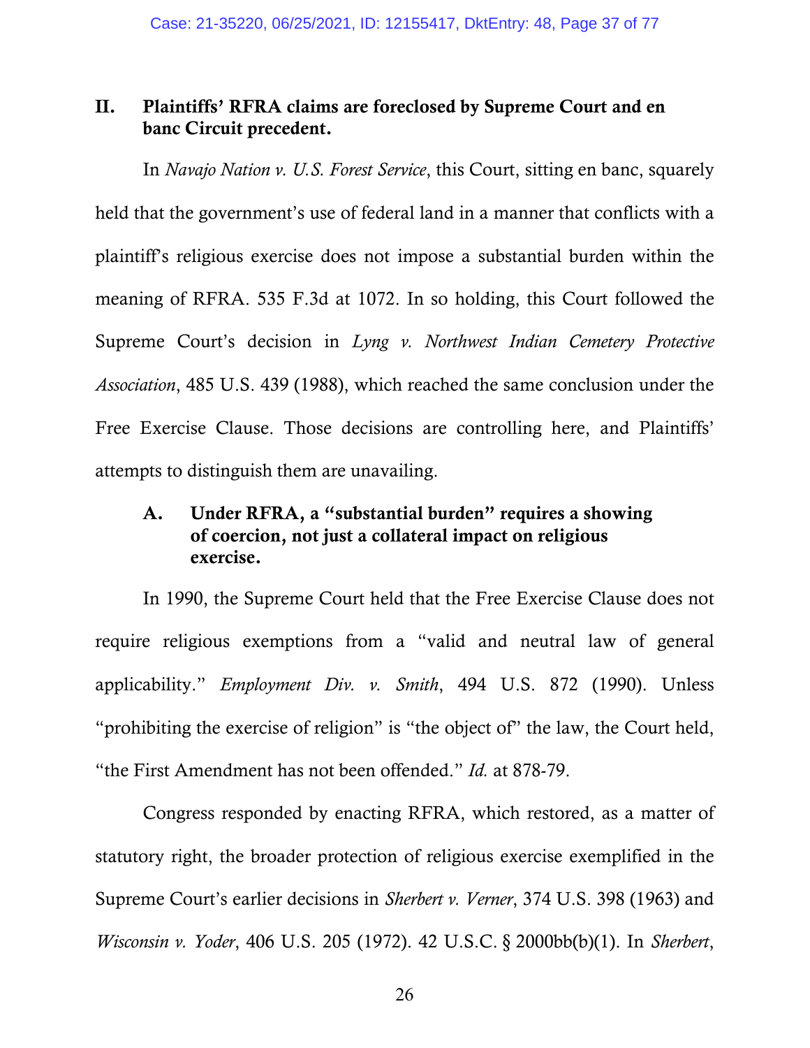## II. Plaintiffs' RFRA claims are foreclosed by Supreme Court and en banc Circuit precedent.

In *Navajo Nation v. U.S. Forest Service*, this Court, sitting en banc, squarely held that the government's use of federal land in a manner that conflicts with a plaintiff's religious exercise does not impose a substantial burden within the meaning of RFRA. 535 F.3d at 1072. In so holding, this Court followed the Supreme Court's decision in *Lyng v. Northwest Indian Cemetery Protective Association*, 485 U.S. 439 (1988), which reached the same conclusion under the Free Exercise Clause. Those decisions are controlling here, and Plaintiffs' attempts to distinguish them are unavailing.

### A. Under RFRA, a "substantial burden" requires a showing of coercion, not just a collateral impact on religious exercise.

In 1990, the Supreme Court held that the Free Exercise Clause does not require religious exemptions from a "valid and neutral law of general applicability." *Employment Div. v. Smith*, 494 U.S. 872 (1990). Unless "prohibiting the exercise of religion" is "the object of" the law, the Court held, "the First Amendment has not been offended." *Id.* at 878-79.

Congress responded by enacting RFRA, which restored, as a matter of statutory right, the broader protection of religious exercise exemplified in the Supreme Court's earlier decisions in *Sherbert v. Verner*, 374 U.S. 398 (1963) and *Wisconsin v. Yoder*, 406 U.S. 205 (1972). 42 U.S.C. § 2000bb(b)(1). In *Sherbert*,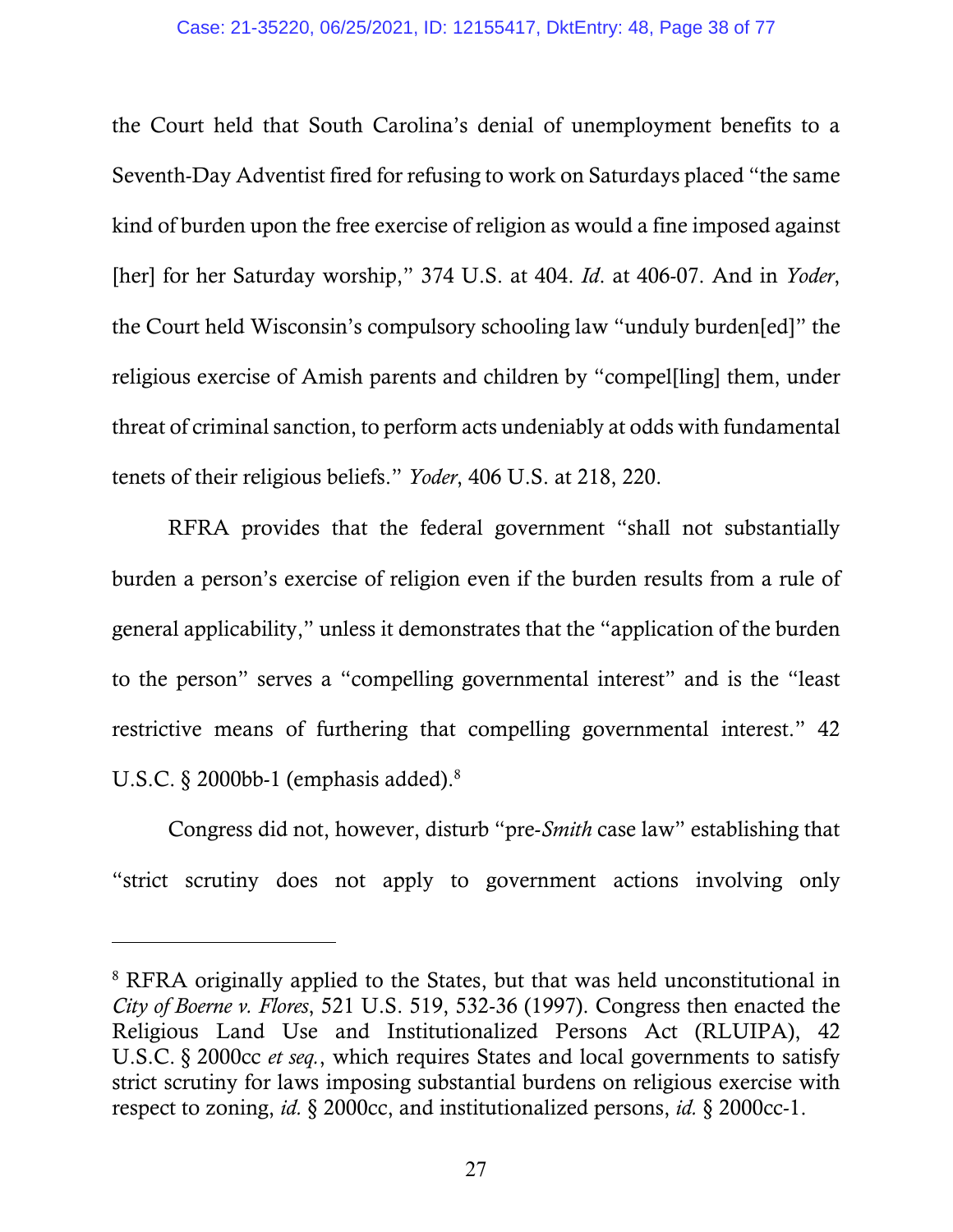the Court held that South Carolina's denial of unemployment benefits to a Seventh-Day Adventist fired for refusing to work on Saturdays placed "the same kind of burden upon the free exercise of religion as would a fine imposed against [her] for her Saturday worship," 374 U.S. at 404. *Id*. at 406-07. And in *Yoder*, the Court held Wisconsin's compulsory schooling law "unduly burden[ed]" the religious exercise of Amish parents and children by "compel[ling] them, under threat of criminal sanction, to perform acts undeniably at odds with fundamental tenets of their religious beliefs." *Yoder*, 406 U.S. at 218, 220.

RFRA provides that the federal government "shall not substantially burden a person's exercise of religion even if the burden results from a rule of general applicability," unless it demonstrates that the "application of the burden to the person" serves a "compelling governmental interest" and is the "least restrictive means of furthering that compelling governmental interest." 42 U.S.C. § 2000bb-1 (emphasis added).[8]

Congress did not, however, disturb "pre-*Smith* case law" establishing that "strict scrutiny does not apply to government actions involving only

---

[8] RFRA originally applied to the States, but that was held unconstitutional in *City of Boerne v. Flores*, 521 U.S. 519, 532-36 (1997). Congress then enacted the Religious Land Use and Institutionalized Persons Act (RLUIPA), 42 U.S.C. § 2000cc *et seq.*, which requires States and local governments to satisfy strict scrutiny for laws imposing substantial burdens on religious exercise with respect to zoning, *id.* § 2000cc, and institutionalized persons, *id.* § 2000cc-1.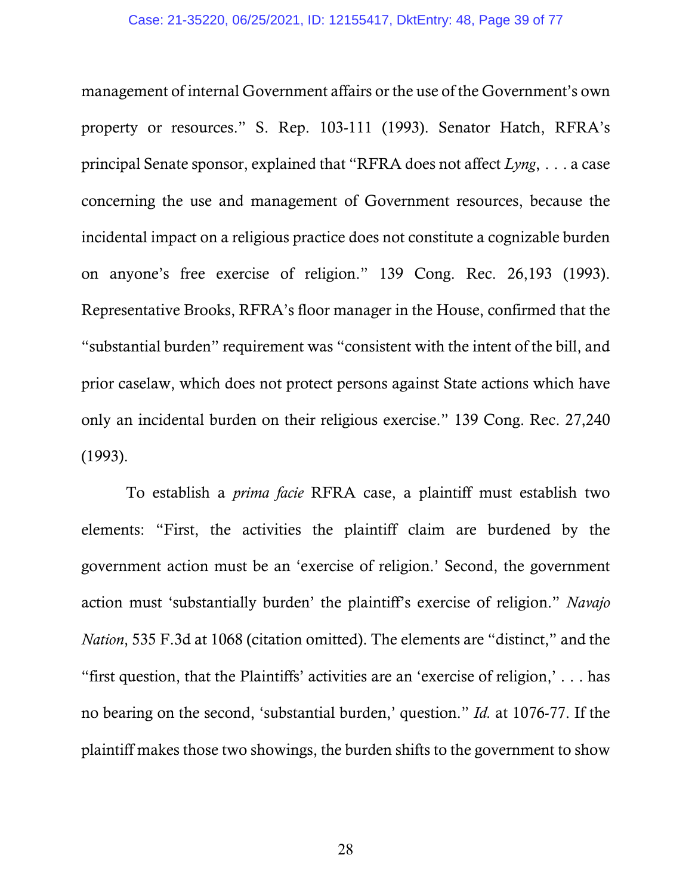management of internal Government affairs or the use of the Government's own property or resources." S. Rep. 103-111 (1993). Senator Hatch, RFRA's principal Senate sponsor, explained that "RFRA does not affect *Lyng*, . . . a case concerning the use and management of Government resources, because the incidental impact on a religious practice does not constitute a cognizable burden on anyone's free exercise of religion." 139 Cong. Rec. 26,193 (1993). Representative Brooks, RFRA's floor manager in the House, confirmed that the "substantial burden" requirement was "consistent with the intent of the bill, and prior caselaw, which does not protect persons against State actions which have only an incidental burden on their religious exercise." 139 Cong. Rec. 27,240 (1993).

To establish a *prima facie* RFRA case, a plaintiff must establish two elements: "First, the activities the plaintiff claim are burdened by the government action must be an 'exercise of religion.' Second, the government action must 'substantially burden' the plaintiff's exercise of religion." *Navajo Nation*, 535 F.3d at 1068 (citation omitted). The elements are "distinct," and the "first question, that the Plaintiffs' activities are an 'exercise of religion,' . . . has no bearing on the second, 'substantial burden,' question." *Id.* at 1076-77. If the plaintiff makes those two showings, the burden shifts to the government to show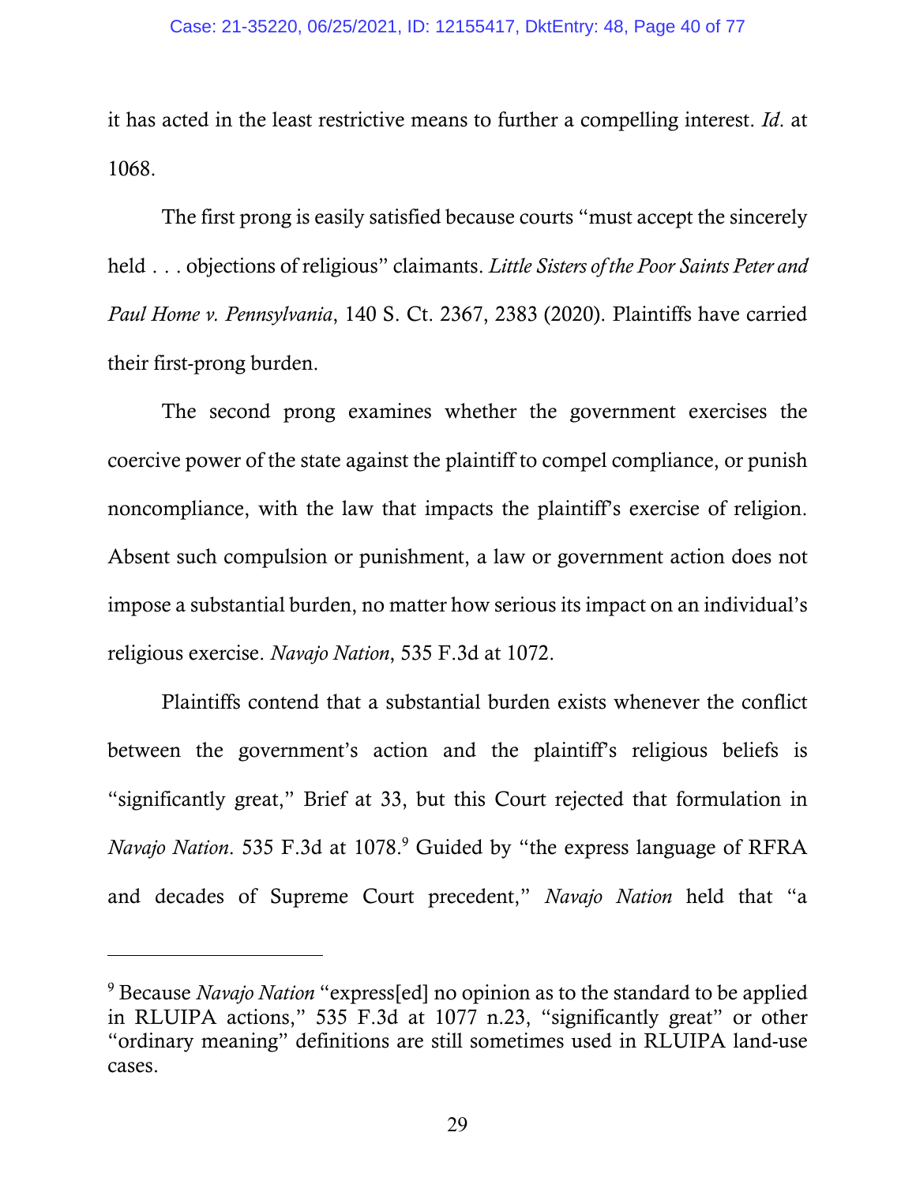it has acted in the least restrictive means to further a compelling interest. *Id*. at 1068.

The first prong is easily satisfied because courts "must accept the sincerely held . . . objections of religious" claimants. *Little Sisters of the Poor Saints Peter and Paul Home v. Pennsylvania*, 140 S. Ct. 2367, 2383 (2020). Plaintiffs have carried their first-prong burden.

The second prong examines whether the government exercises the coercive power of the state against the plaintiff to compel compliance, or punish noncompliance, with the law that impacts the plaintiff's exercise of religion. Absent such compulsion or punishment, a law or government action does not impose a substantial burden, no matter how serious its impact on an individual's religious exercise. *Navajo Nation*, 535 F.3d at 1072.

Plaintiffs contend that a substantial burden exists whenever the conflict between the government's action and the plaintiff's religious beliefs is "significantly great," Brief at 33, but this Court rejected that formulation in *Navajo Nation*. 535 F.3d at 1078.[9] Guided by "the express language of RFRA and decades of Supreme Court precedent," *Navajo Nation* held that "a

[9] Because *Navajo Nation* "express[ed] no opinion as to the standard to be applied in RLUIPA actions," 535 F.3d at 1077 n.23, "significantly great" or other "ordinary meaning" definitions are still sometimes used in RLUIPA land-use cases.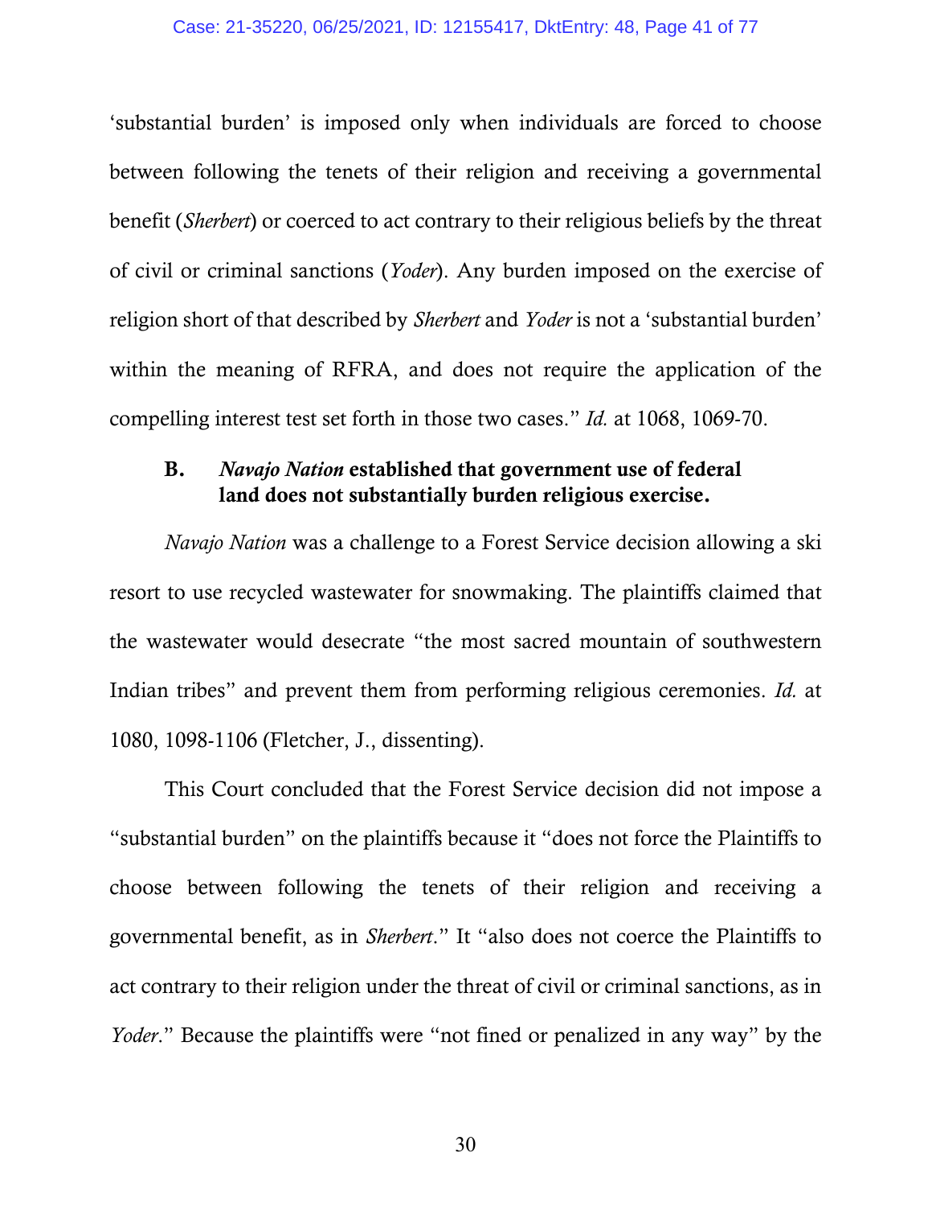'substantial burden' is imposed only when individuals are forced to choose between following the tenets of their religion and receiving a governmental benefit (*Sherbert*) or coerced to act contrary to their religious beliefs by the threat of civil or criminal sanctions (*Yoder*). Any burden imposed on the exercise of religion short of that described by *Sherbert* and *Yoder* is not a 'substantial burden' within the meaning of RFRA, and does not require the application of the compelling interest test set forth in those two cases." *Id.* at 1068, 1069-70.

### B. *Navajo Nation* established that government use of federal land does not substantially burden religious exercise.

*Navajo Nation* was a challenge to a Forest Service decision allowing a ski resort to use recycled wastewater for snowmaking. The plaintiffs claimed that the wastewater would desecrate "the most sacred mountain of southwestern Indian tribes" and prevent them from performing religious ceremonies. *Id.* at 1080, 1098-1106 (Fletcher, J., dissenting).

This Court concluded that the Forest Service decision did not impose a "substantial burden" on the plaintiffs because it "does not force the Plaintiffs to choose between following the tenets of their religion and receiving a governmental benefit, as in *Sherbert*." It "also does not coerce the Plaintiffs to act contrary to their religion under the threat of civil or criminal sanctions, as in *Yoder*." Because the plaintiffs were "not fined or penalized in any way" by the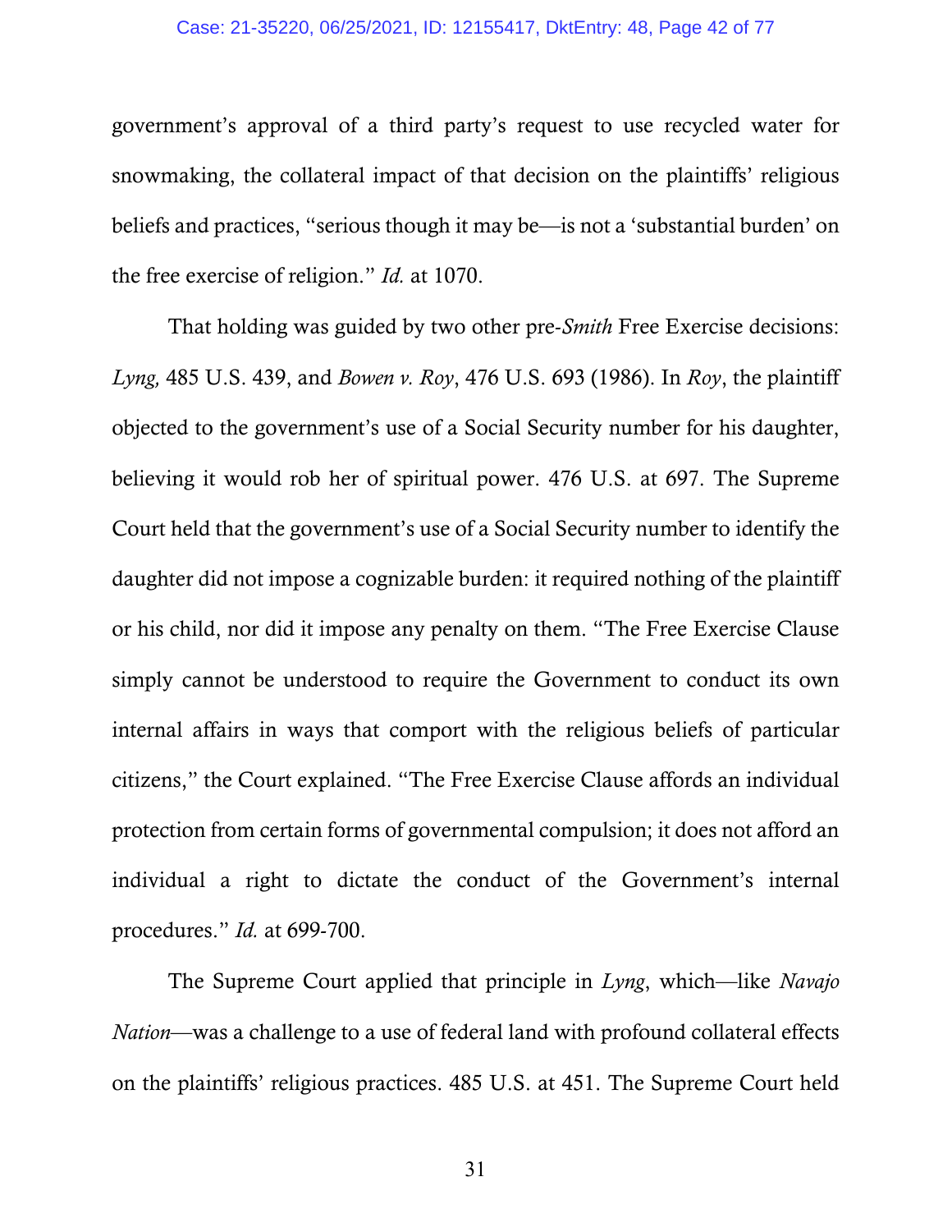government's approval of a third party's request to use recycled water for snowmaking, the collateral impact of that decision on the plaintiffs' religious beliefs and practices, "serious though it may be—is not a 'substantial burden' on the free exercise of religion." *Id.* at 1070.

That holding was guided by two other pre-*Smith* Free Exercise decisions: *Lyng,* 485 U.S. 439, and *Bowen v. Roy*, 476 U.S. 693 (1986). In *Roy*, the plaintiff objected to the government's use of a Social Security number for his daughter, believing it would rob her of spiritual power. 476 U.S. at 697. The Supreme Court held that the government's use of a Social Security number to identify the daughter did not impose a cognizable burden: it required nothing of the plaintiff or his child, nor did it impose any penalty on them. "The Free Exercise Clause simply cannot be understood to require the Government to conduct its own internal affairs in ways that comport with the religious beliefs of particular citizens," the Court explained. "The Free Exercise Clause affords an individual protection from certain forms of governmental compulsion; it does not afford an individual a right to dictate the conduct of the Government's internal procedures." *Id.* at 699-700.

The Supreme Court applied that principle in *Lyng*, which—like *Navajo Nation*—was a challenge to a use of federal land with profound collateral effects on the plaintiffs' religious practices. 485 U.S. at 451. The Supreme Court held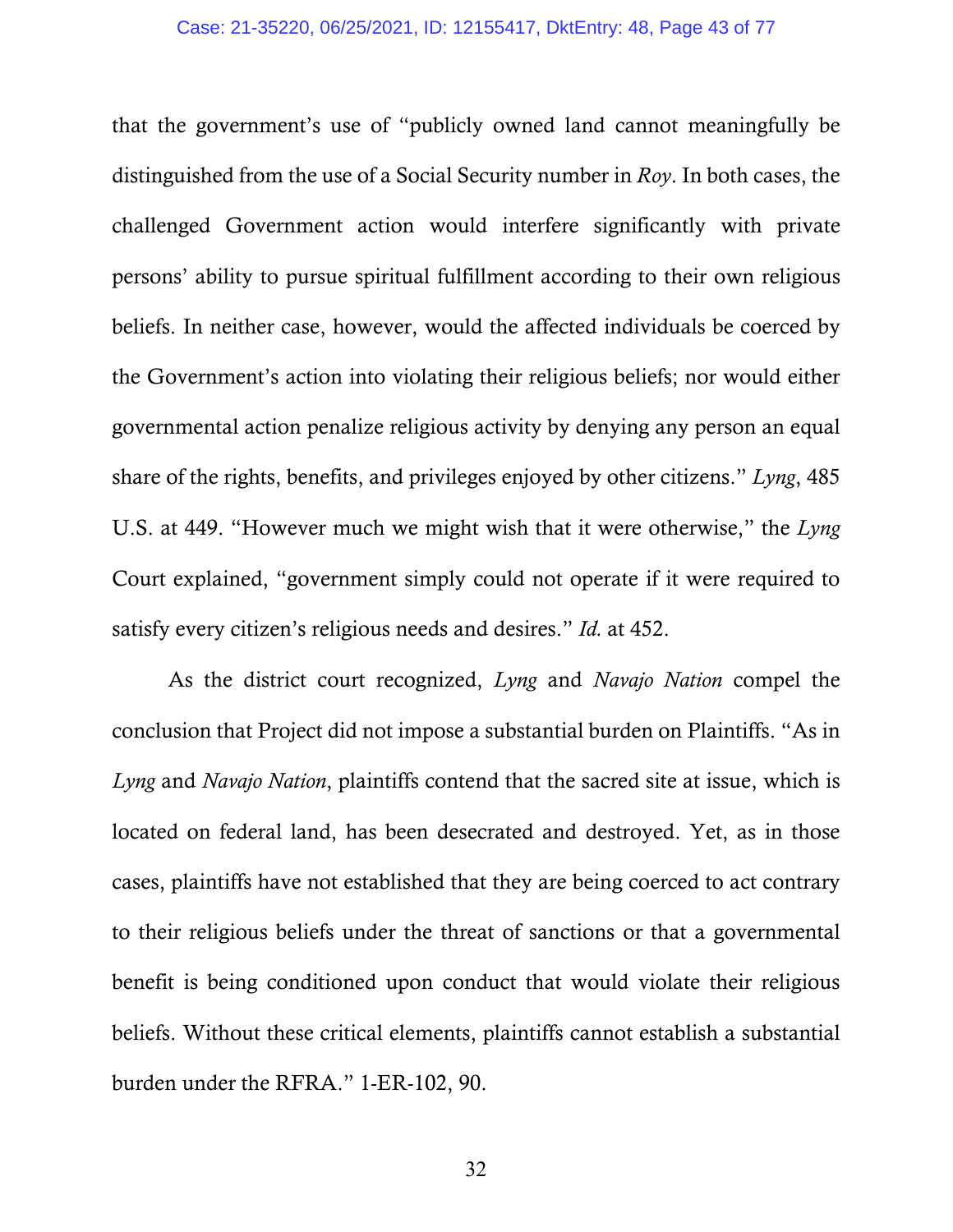that the government's use of "publicly owned land cannot meaningfully be distinguished from the use of a Social Security number in *Roy*. In both cases, the challenged Government action would interfere significantly with private persons' ability to pursue spiritual fulfillment according to their own religious beliefs. In neither case, however, would the affected individuals be coerced by the Government's action into violating their religious beliefs; nor would either governmental action penalize religious activity by denying any person an equal share of the rights, benefits, and privileges enjoyed by other citizens." *Lyng*, 485 U.S. at 449. "However much we might wish that it were otherwise," the *Lyng* Court explained, "government simply could not operate if it were required to satisfy every citizen's religious needs and desires." *Id.* at 452.

As the district court recognized, *Lyng* and *Navajo Nation* compel the conclusion that Project did not impose a substantial burden on Plaintiffs. "As in *Lyng* and *Navajo Nation*, plaintiffs contend that the sacred site at issue, which is located on federal land, has been desecrated and destroyed. Yet, as in those cases, plaintiffs have not established that they are being coerced to act contrary to their religious beliefs under the threat of sanctions or that a governmental benefit is being conditioned upon conduct that would violate their religious beliefs. Without these critical elements, plaintiffs cannot establish a substantial burden under the RFRA." 1-ER-102, 90.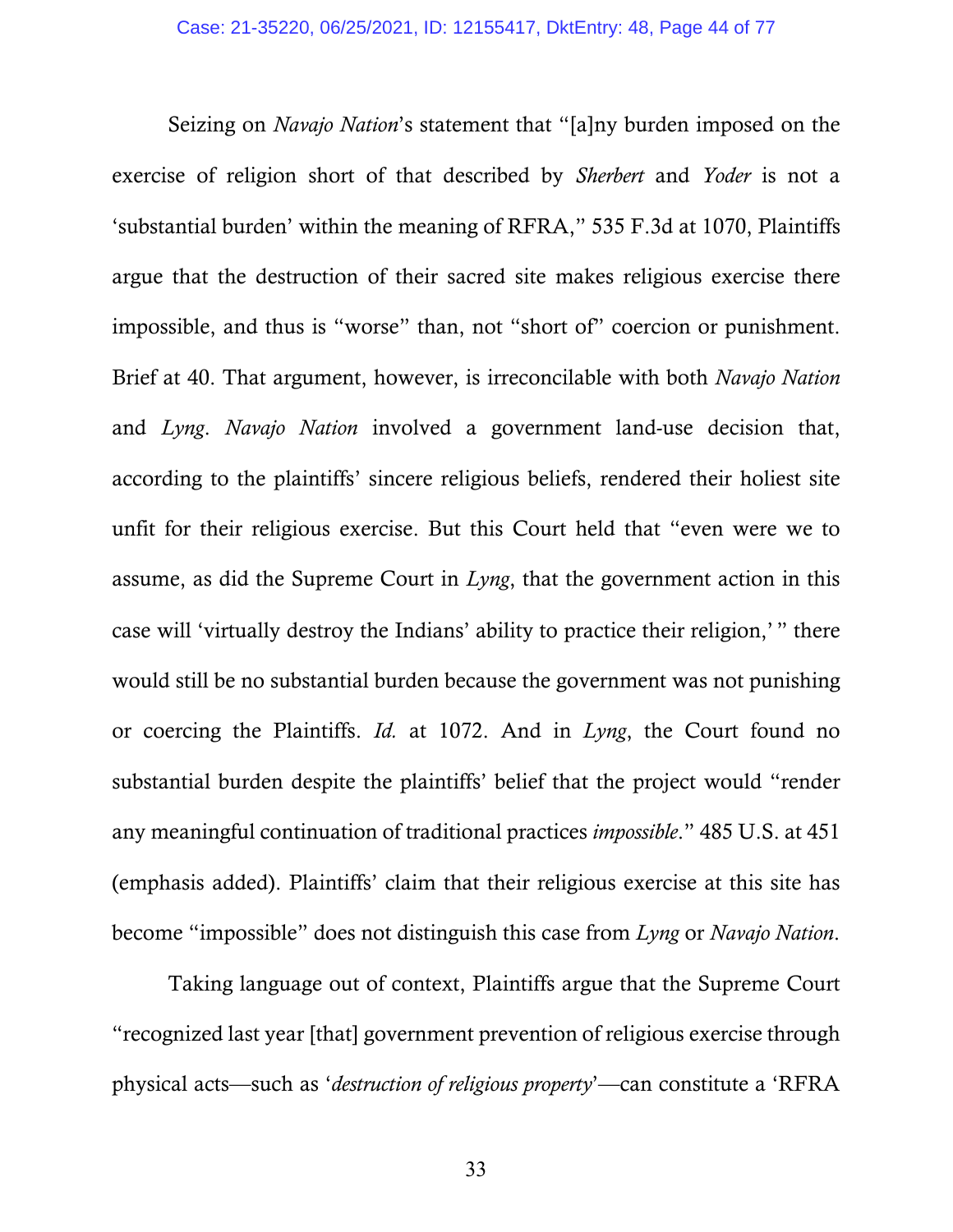Seizing on *Navajo Nation*'s statement that "[a]ny burden imposed on the exercise of religion short of that described by *Sherbert* and *Yoder* is not a 'substantial burden' within the meaning of RFRA," 535 F.3d at 1070, Plaintiffs argue that the destruction of their sacred site makes religious exercise there impossible, and thus is "worse" than, not "short of" coercion or punishment. Brief at 40. That argument, however, is irreconcilable with both *Navajo Nation* and *Lyng*. *Navajo Nation* involved a government land-use decision that, according to the plaintiffs' sincere religious beliefs, rendered their holiest site unfit for their religious exercise. But this Court held that "even were we to assume, as did the Supreme Court in *Lyng*, that the government action in this case will 'virtually destroy the Indians' ability to practice their religion,' " there would still be no substantial burden because the government was not punishing or coercing the Plaintiffs. *Id.* at 1072. And in *Lyng*, the Court found no substantial burden despite the plaintiffs' belief that the project would "render any meaningful continuation of traditional practices *impossible*." 485 U.S. at 451 (emphasis added). Plaintiffs' claim that their religious exercise at this site has become "impossible" does not distinguish this case from *Lyng* or *Navajo Nation*.

Taking language out of context, Plaintiffs argue that the Supreme Court "recognized last year [that] government prevention of religious exercise through physical acts—such as '*destruction of religious property*'—can constitute a 'RFRA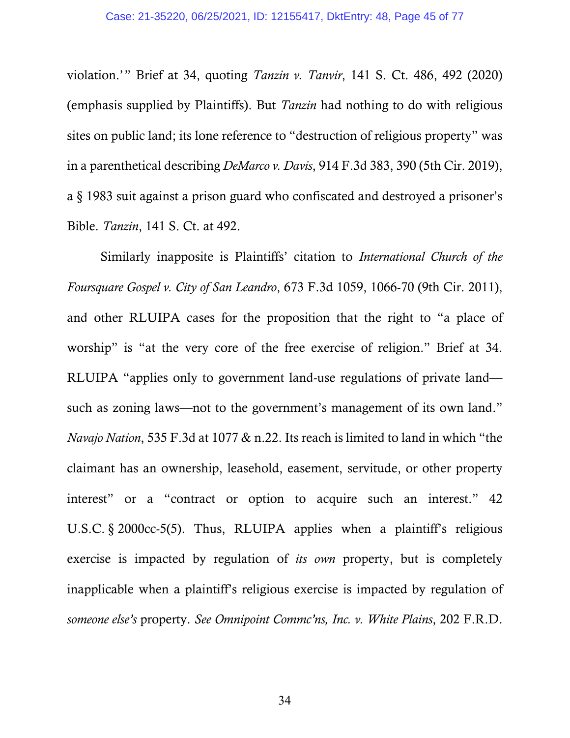violation.'" Brief at 34, quoting *Tanzin v. Tanvir*, 141 S. Ct. 486, 492 (2020) (emphasis supplied by Plaintiffs). But *Tanzin* had nothing to do with religious sites on public land; its lone reference to "destruction of religious property" was in a parenthetical describing *DeMarco v. Davis*, 914 F.3d 383, 390 (5th Cir. 2019), a § 1983 suit against a prison guard who confiscated and destroyed a prisoner's Bible. *Tanzin*, 141 S. Ct. at 492.

Similarly inapposite is Plaintiffs' citation to *International Church of the Foursquare Gospel v. City of San Leandro*, 673 F.3d 1059, 1066-70 (9th Cir. 2011), and other RLUIPA cases for the proposition that the right to "a place of worship" is "at the very core of the free exercise of religion." Brief at 34. RLUIPA "applies only to government land-use regulations of private land—such as zoning laws—not to the government's management of its own land." *Navajo Nation*, 535 F.3d at 1077 & n.22. Its reach is limited to land in which "the claimant has an ownership, leasehold, easement, servitude, or other property interest" or a "contract or option to acquire such an interest." 42 U.S.C. § 2000cc-5(5). Thus, RLUIPA applies when a plaintiff's religious exercise is impacted by regulation of *its own* property, but is completely inapplicable when a plaintiff's religious exercise is impacted by regulation of *someone else's* property. *See Omnipoint Commc'ns, Inc. v. White Plains*, 202 F.R.D.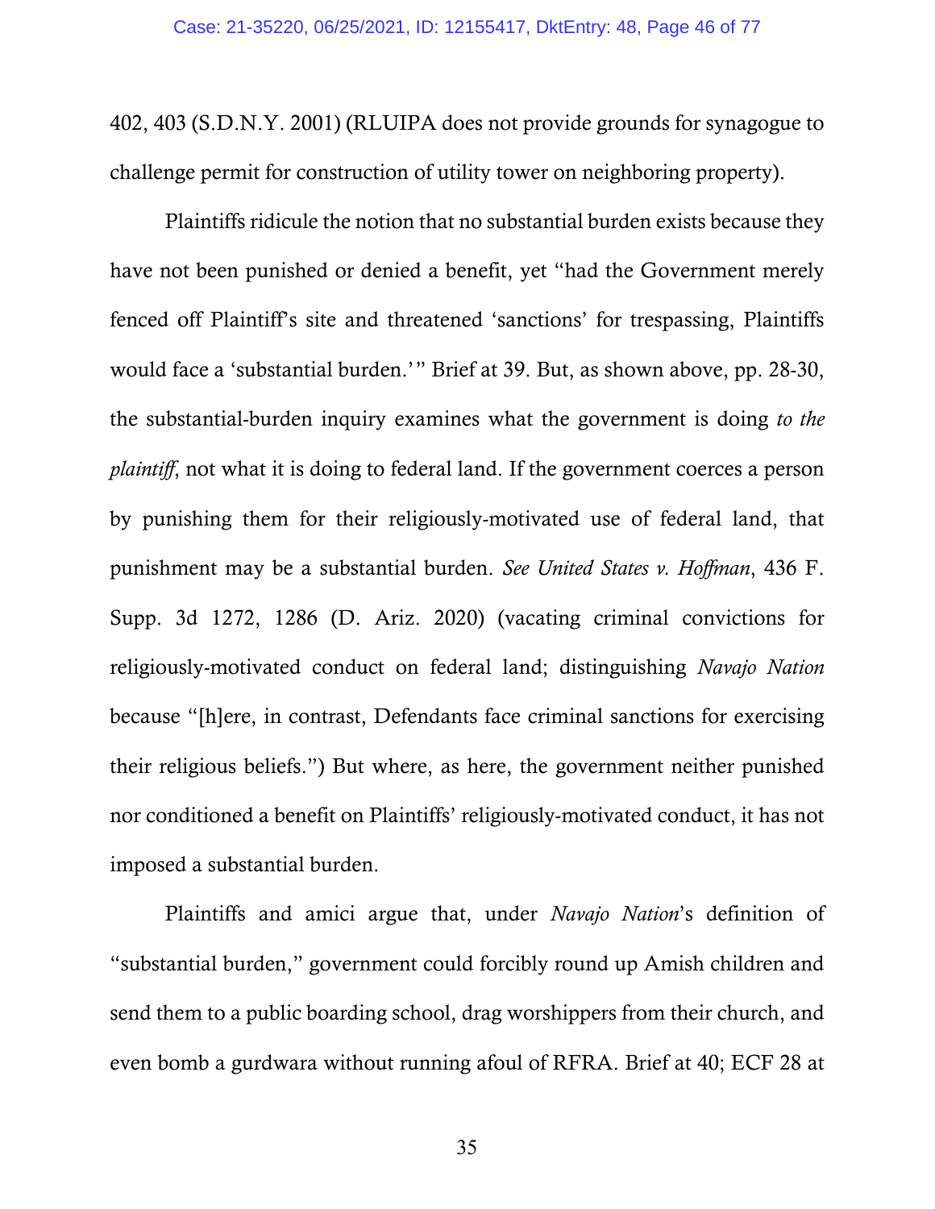402, 403 (S.D.N.Y. 2001) (RLUIPA does not provide grounds for synagogue to challenge permit for construction of utility tower on neighboring property).

Plaintiffs ridicule the notion that no substantial burden exists because they have not been punished or denied a benefit, yet "had the Government merely fenced off Plaintiff's site and threatened 'sanctions' for trespassing, Plaintiffs would face a 'substantial burden.'" Brief at 39. But, as shown above, pp. 28-30, the substantial-burden inquiry examines what the government is doing *to the plaintiff*, not what it is doing to federal land. If the government coerces a person by punishing them for their religiously-motivated use of federal land, that punishment may be a substantial burden. *See United States v. Hoffman*, 436 F. Supp. 3d 1272, 1286 (D. Ariz. 2020) (vacating criminal convictions for religiously-motivated conduct on federal land; distinguishing *Navajo Nation* because "[h]ere, in contrast, Defendants face criminal sanctions for exercising their religious beliefs.") But where, as here, the government neither punished nor conditioned a benefit on Plaintiffs' religiously-motivated conduct, it has not imposed a substantial burden.

Plaintiffs and amici argue that, under *Navajo Nation*'s definition of "substantial burden," government could forcibly round up Amish children and send them to a public boarding school, drag worshippers from their church, and even bomb a gurdwara without running afoul of RFRA. Brief at 40; ECF 28 at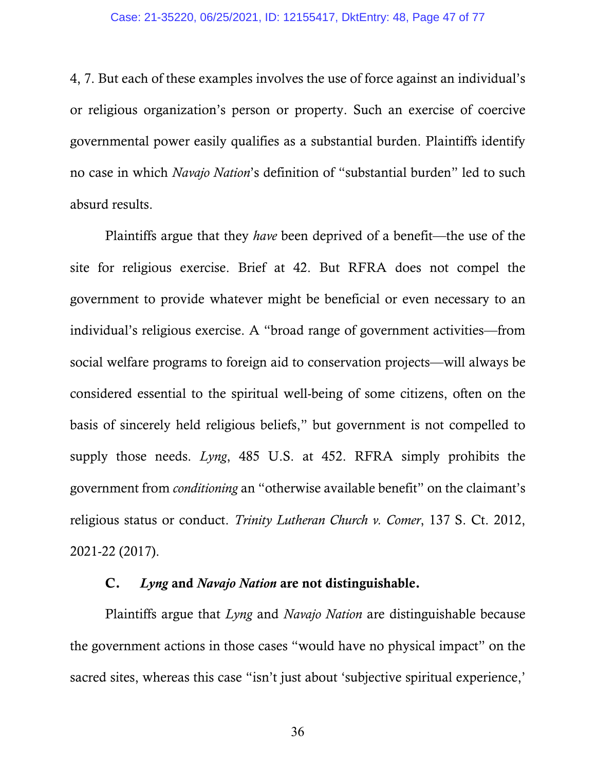4, 7. But each of these examples involves the use of force against an individual's or religious organization's person or property. Such an exercise of coercive governmental power easily qualifies as a substantial burden. Plaintiffs identify no case in which *Navajo Nation*'s definition of "substantial burden" led to such absurd results.

Plaintiffs argue that they *have* been deprived of a benefit—the use of the site for religious exercise. Brief at 42. But RFRA does not compel the government to provide whatever might be beneficial or even necessary to an individual's religious exercise. A "broad range of government activities—from social welfare programs to foreign aid to conservation projects—will always be considered essential to the spiritual well-being of some citizens, often on the basis of sincerely held religious beliefs," but government is not compelled to supply those needs. *Lyng*, 485 U.S. at 452. RFRA simply prohibits the government from *conditioning* an "otherwise available benefit" on the claimant's religious status or conduct. *Trinity Lutheran Church v. Comer*, 137 S. Ct. 2012, 2021-22 (2017).

### C. *Lyng* and *Navajo Nation* are not distinguishable.

Plaintiffs argue that *Lyng* and *Navajo Nation* are distinguishable because the government actions in those cases "would have no physical impact" on the sacred sites, whereas this case "isn't just about 'subjective spiritual experience,'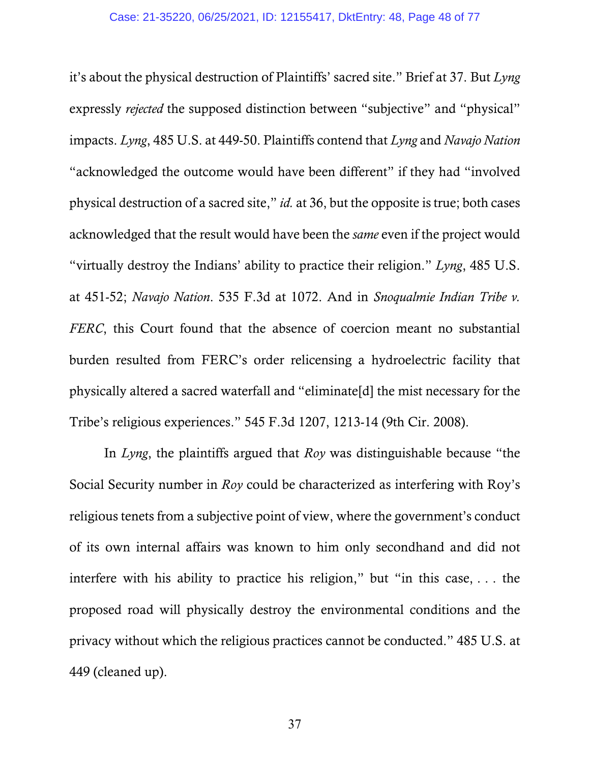it's about the physical destruction of Plaintiffs' sacred site." Brief at 37. But *Lyng* expressly *rejected* the supposed distinction between "subjective" and "physical" impacts. *Lyng*, 485 U.S. at 449-50. Plaintiffs contend that *Lyng* and *Navajo Nation* "acknowledged the outcome would have been different" if they had "involved physical destruction of a sacred site," *id.* at 36, but the opposite is true; both cases acknowledged that the result would have been the *same* even if the project would "virtually destroy the Indians' ability to practice their religion." *Lyng*, 485 U.S. at 451-52; *Navajo Nation*. 535 F.3d at 1072. And in *Snoqualmie Indian Tribe v. FERC*, this Court found that the absence of coercion meant no substantial burden resulted from FERC's order relicensing a hydroelectric facility that physically altered a sacred waterfall and "eliminate[d] the mist necessary for the Tribe's religious experiences." 545 F.3d 1207, 1213-14 (9th Cir. 2008).

In *Lyng*, the plaintiffs argued that *Roy* was distinguishable because "the Social Security number in *Roy* could be characterized as interfering with Roy's religious tenets from a subjective point of view, where the government's conduct of its own internal affairs was known to him only secondhand and did not interfere with his ability to practice his religion," but "in this case, . . . the proposed road will physically destroy the environmental conditions and the privacy without which the religious practices cannot be conducted." 485 U.S. at 449 (cleaned up).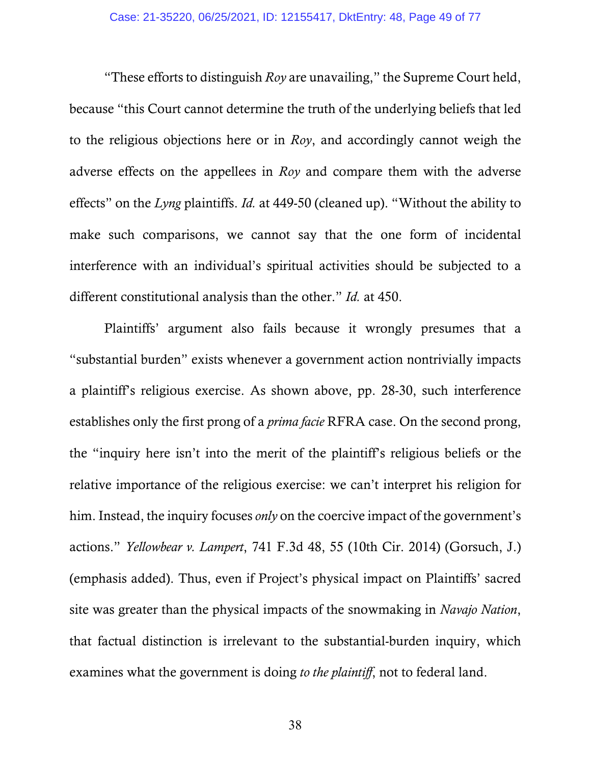"These efforts to distinguish *Roy* are unavailing," the Supreme Court held, because "this Court cannot determine the truth of the underlying beliefs that led to the religious objections here or in *Roy*, and accordingly cannot weigh the adverse effects on the appellees in *Roy* and compare them with the adverse effects" on the *Lyng* plaintiffs. *Id.* at 449-50 (cleaned up). "Without the ability to make such comparisons, we cannot say that the one form of incidental interference with an individual's spiritual activities should be subjected to a different constitutional analysis than the other." *Id.* at 450.

Plaintiffs' argument also fails because it wrongly presumes that a "substantial burden" exists whenever a government action nontrivially impacts a plaintiff's religious exercise. As shown above, pp. 28-30, such interference establishes only the first prong of a *prima facie* RFRA case. On the second prong, the "inquiry here isn't into the merit of the plaintiff's religious beliefs or the relative importance of the religious exercise: we can't interpret his religion for him. Instead, the inquiry focuses *only* on the coercive impact of the government's actions." *Yellowbear v. Lampert*, 741 F.3d 48, 55 (10th Cir. 2014) (Gorsuch, J.) (emphasis added). Thus, even if Project's physical impact on Plaintiffs' sacred site was greater than the physical impacts of the snowmaking in *Navajo Nation*, that factual distinction is irrelevant to the substantial-burden inquiry, which examines what the government is doing *to the plaintiff*, not to federal land.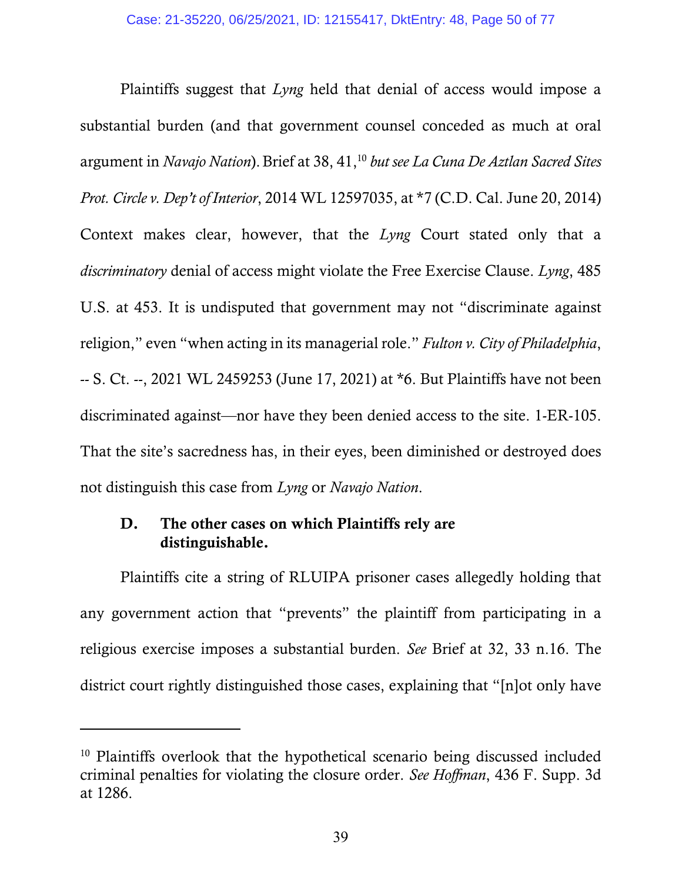Plaintiffs suggest that *Lyng* held that denial of access would impose a substantial burden (and that government counsel conceded as much at oral argument in *Navajo Nation*). Brief at 38, 41,[10] *but see La Cuna De Aztlan Sacred Sites Prot. Circle v. Dep't of Interior*, 2014 WL 12597035, at *7 (C.D. Cal. June 20, 2014) Context makes clear, however, that the *Lyng* Court stated only that a *discriminatory* denial of access might violate the Free Exercise Clause. *Lyng*, 485 U.S. at 453. It is undisputed that government may not "discriminate against religion," even "when acting in its managerial role." *Fulton v. City of Philadelphia*, -- S. Ct. --, 2021 WL 2459253 (June 17, 2021) at *6. But Plaintiffs have not been discriminated against—nor have they been denied access to the site. 1-ER-105. That the site's sacredness has, in their eyes, been diminished or destroyed does not distinguish this case from *Lyng* or *Navajo Nation*.

### D. The other cases on which Plaintiffs rely are distinguishable.

Plaintiffs cite a string of RLUIPA prisoner cases allegedly holding that any government action that "prevents" the plaintiff from participating in a religious exercise imposes a substantial burden. *See* Brief at 32, 33 n.16. The district court rightly distinguished those cases, explaining that "[n]ot only have

---

[10] Plaintiffs overlook that the hypothetical scenario being discussed included criminal penalties for violating the closure order. *See Hoffman*, 436 F. Supp. 3d at 1286.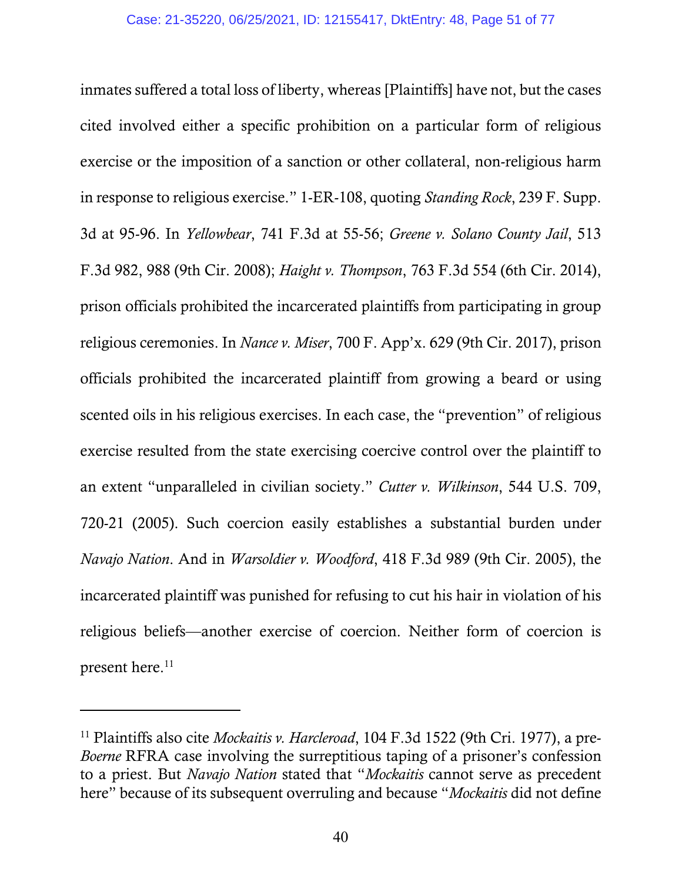inmates suffered a total loss of liberty, whereas [Plaintiffs] have not, but the cases cited involved either a specific prohibition on a particular form of religious exercise or the imposition of a sanction or other collateral, non-religious harm in response to religious exercise." 1-ER-108, quoting *Standing Rock*, 239 F. Supp. 3d at 95-96. In *Yellowbear*, 741 F.3d at 55-56; *Greene v. Solano County Jail*, 513 F.3d 982, 988 (9th Cir. 2008); *Haight v. Thompson*, 763 F.3d 554 (6th Cir. 2014), prison officials prohibited the incarcerated plaintiffs from participating in group religious ceremonies. In *Nance v. Miser*, 700 F. App'x. 629 (9th Cir. 2017), prison officials prohibited the incarcerated plaintiff from growing a beard or using scented oils in his religious exercises. In each case, the "prevention" of religious exercise resulted from the state exercising coercive control over the plaintiff to an extent "unparalleled in civilian society." *Cutter v. Wilkinson*, 544 U.S. 709, 720-21 (2005). Such coercion easily establishes a substantial burden under *Navajo Nation*. And in *Warsoldier v. Woodford*, 418 F.3d 989 (9th Cir. 2005), the incarcerated plaintiff was punished for refusing to cut his hair in violation of his religious beliefs—another exercise of coercion. Neither form of coercion is present here.[11]

---

[11] Plaintiffs also cite *Mockaitis v. Harcleroad*, 104 F.3d 1522 (9th Cri. 1977), a pre-*Boerne* RFRA case involving the surreptitious taping of a prisoner's confession to a priest. But *Navajo Nation* stated that "*Mockaitis* cannot serve as precedent here" because of its subsequent overruling and because "*Mockaitis* did not define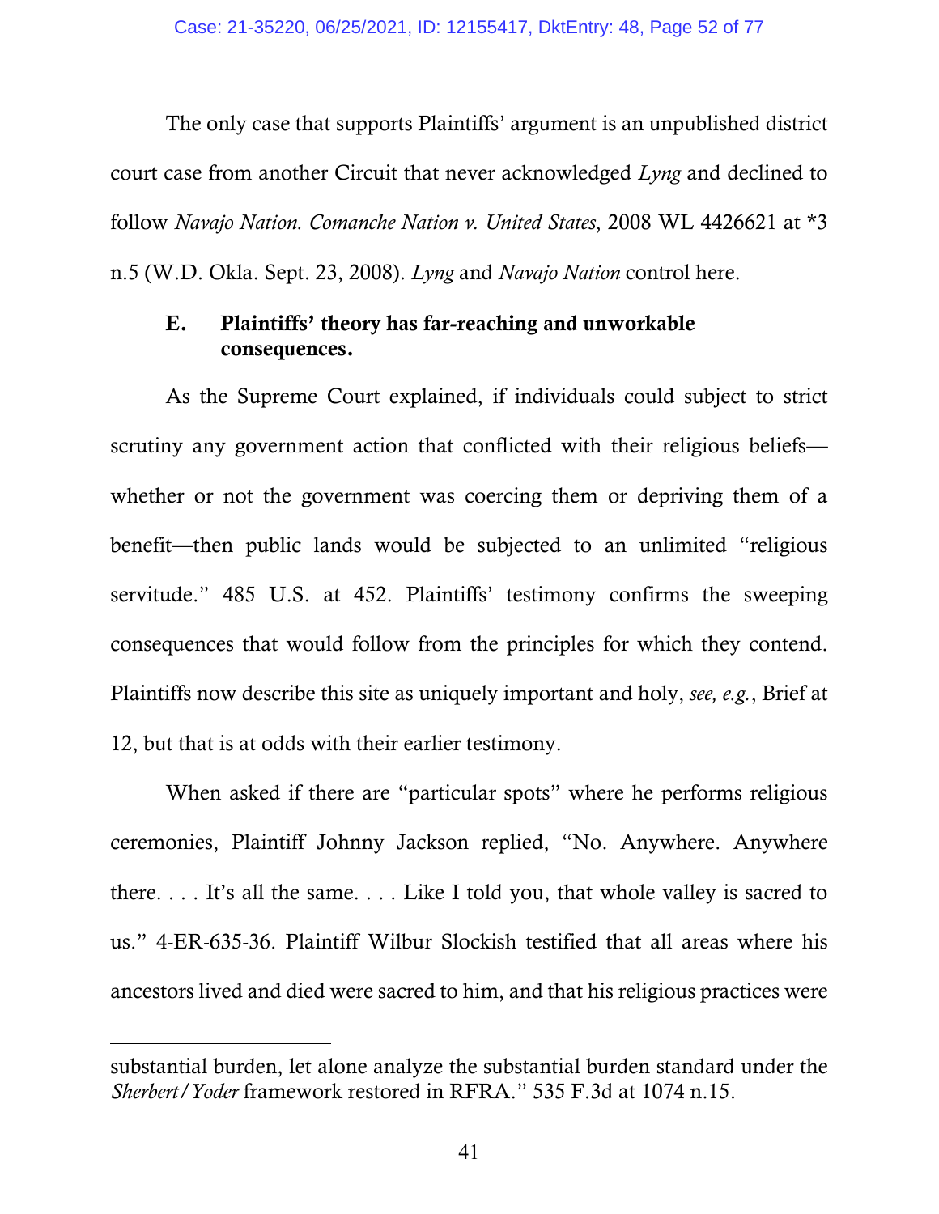The only case that supports Plaintiffs' argument is an unpublished district court case from another Circuit that never acknowledged *Lyng* and declined to follow *Navajo Nation. Comanche Nation v. United States*, 2008 WL 4426621 at *3 n.5 (W.D. Okla. Sept. 23, 2008). *Lyng* and *Navajo Nation* control here.

### E. Plaintiffs' theory has far-reaching and unworkable consequences.

As the Supreme Court explained, if individuals could subject to strict scrutiny any government action that conflicted with their religious beliefs—whether or not the government was coercing them or depriving them of a benefit—then public lands would be subjected to an unlimited "religious servitude." 485 U.S. at 452. Plaintiffs' testimony confirms the sweeping consequences that would follow from the principles for which they contend. Plaintiffs now describe this site as uniquely important and holy, *see, e.g.*, Brief at 12, but that is at odds with their earlier testimony.

When asked if there are "particular spots" where he performs religious ceremonies, Plaintiff Johnny Jackson replied, "No. Anywhere. Anywhere there. . . . It's all the same. . . . Like I told you, that whole valley is sacred to us." 4-ER-635-36. Plaintiff Wilbur Slockish testified that all areas where his ancestors lived and died were sacred to him, and that his religious practices were

---

substantial burden, let alone analyze the substantial burden standard under the *Sherbert/Yoder* framework restored in RFRA." 535 F.3d at 1074 n.15.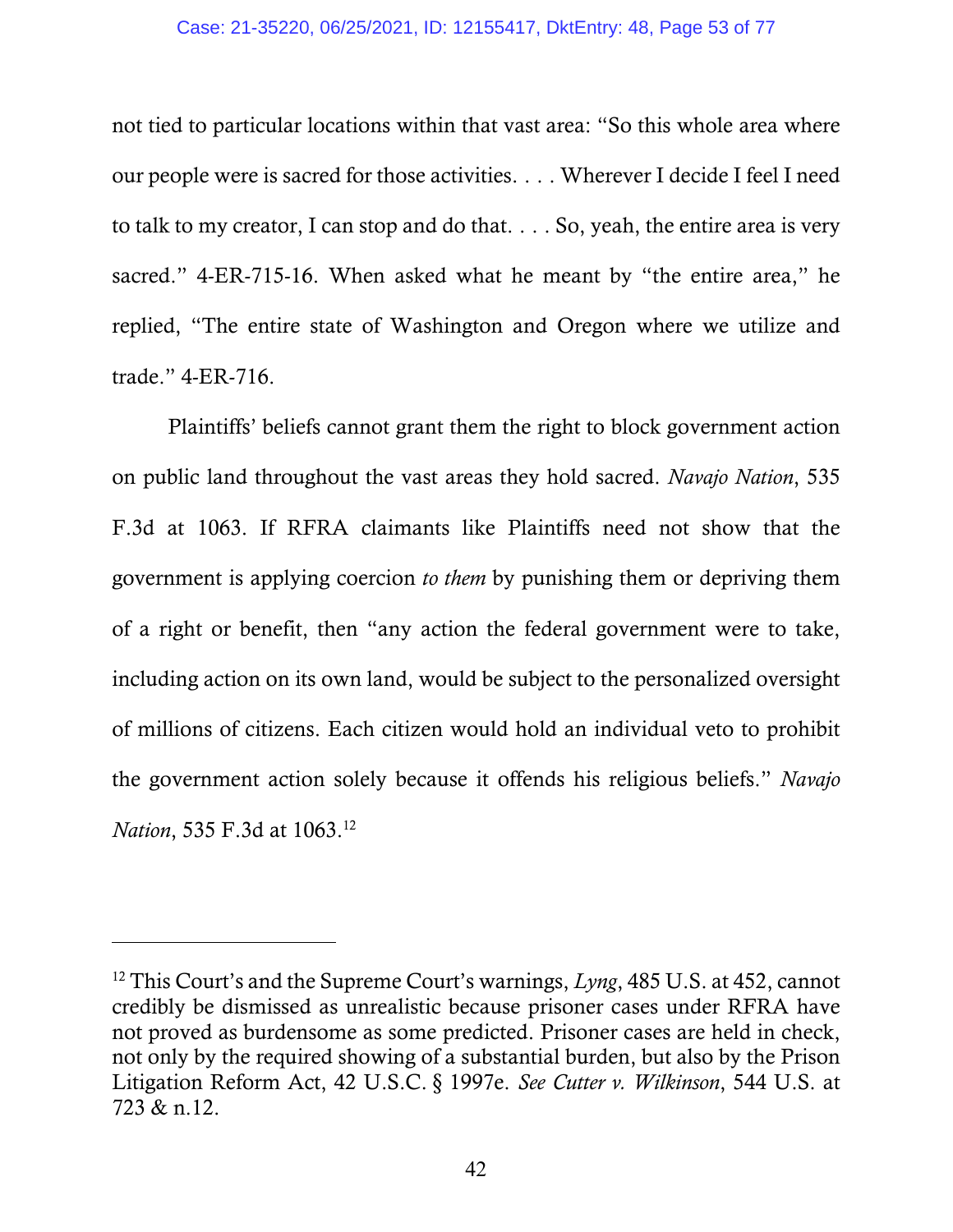not tied to particular locations within that vast area: "So this whole area where our people were is sacred for those activities. . . . Wherever I decide I feel I need to talk to my creator, I can stop and do that. . . . So, yeah, the entire area is very sacred." 4-ER-715-16. When asked what he meant by "the entire area," he replied, "The entire state of Washington and Oregon where we utilize and trade." 4-ER-716.

Plaintiffs' beliefs cannot grant them the right to block government action on public land throughout the vast areas they hold sacred. *Navajo Nation*, 535 F.3d at 1063. If RFRA claimants like Plaintiffs need not show that the government is applying coercion *to them* by punishing them or depriving them of a right or benefit, then "any action the federal government were to take, including action on its own land, would be subject to the personalized oversight of millions of citizens. Each citizen would hold an individual veto to prohibit the government action solely because it offends his religious beliefs." *Navajo Nation*, 535 F.3d at 1063.[12]

---

[12] This Court's and the Supreme Court's warnings, *Lyng*, 485 U.S. at 452, cannot credibly be dismissed as unrealistic because prisoner cases under RFRA have not proved as burdensome as some predicted. Prisoner cases are held in check, not only by the required showing of a substantial burden, but also by the Prison Litigation Reform Act, 42 U.S.C. § 1997e. *See Cutter v. Wilkinson*, 544 U.S. at 723 & n.12.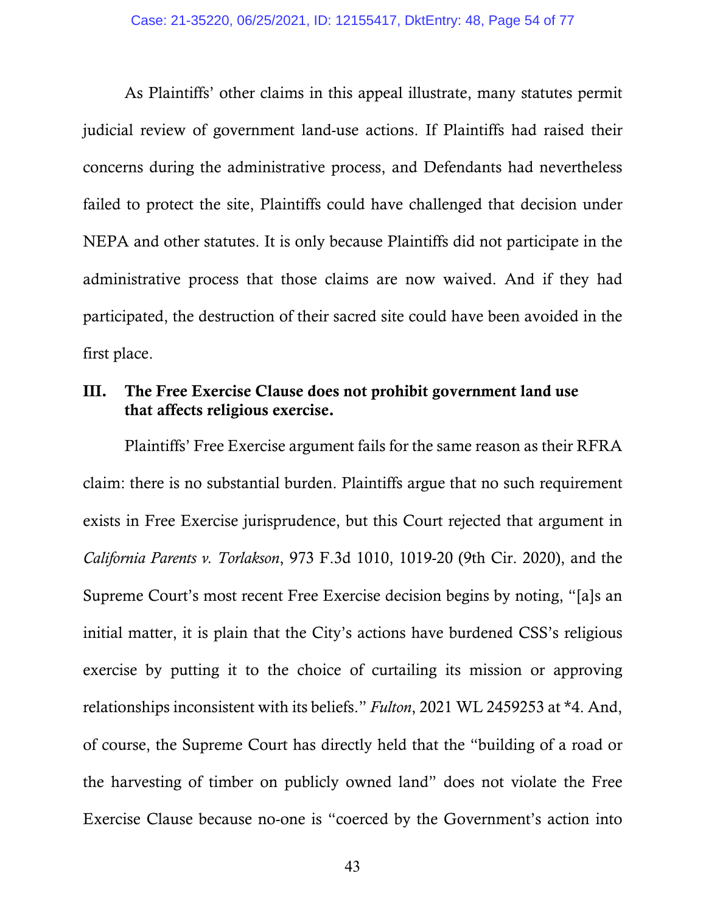As Plaintiffs' other claims in this appeal illustrate, many statutes permit judicial review of government land-use actions. If Plaintiffs had raised their concerns during the administrative process, and Defendants had nevertheless failed to protect the site, Plaintiffs could have challenged that decision under NEPA and other statutes. It is only because Plaintiffs did not participate in the administrative process that those claims are now waived. And if they had participated, the destruction of their sacred site could have been avoided in the first place.

## III. The Free Exercise Clause does not prohibit government land use that affects religious exercise.

Plaintiffs' Free Exercise argument fails for the same reason as their RFRA claim: there is no substantial burden. Plaintiffs argue that no such requirement exists in Free Exercise jurisprudence, but this Court rejected that argument in *California Parents v. Torlakson*, 973 F.3d 1010, 1019-20 (9th Cir. 2020), and the Supreme Court's most recent Free Exercise decision begins by noting, "[a]s an initial matter, it is plain that the City's actions have burdened CSS's religious exercise by putting it to the choice of curtailing its mission or approving relationships inconsistent with its beliefs." *Fulton*, 2021 WL 2459253 at *4. And, of course, the Supreme Court has directly held that the "building of a road or the harvesting of timber on publicly owned land" does not violate the Free Exercise Clause because no-one is "coerced by the Government's action into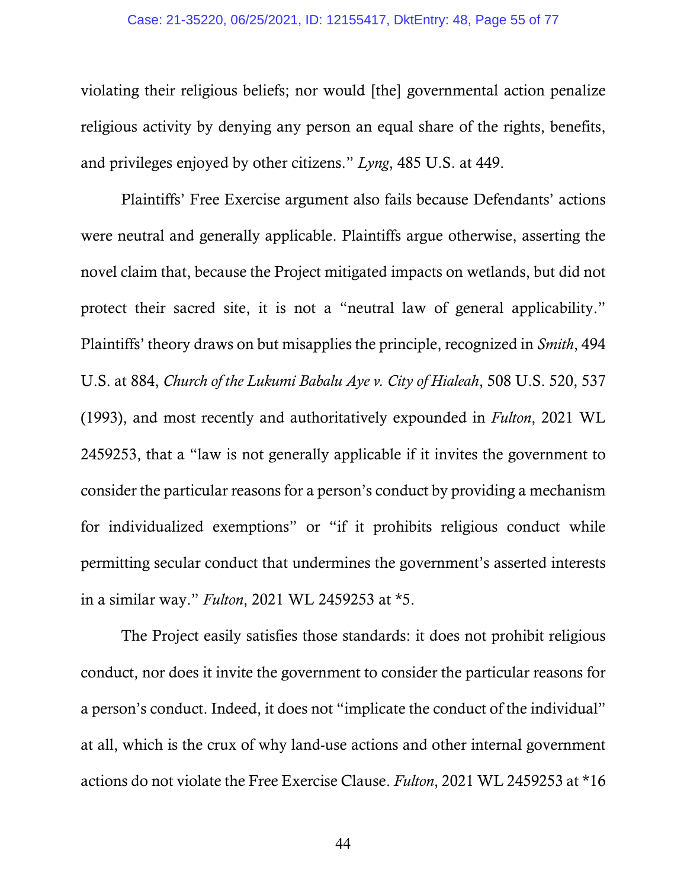violating their religious beliefs; nor would [the] governmental action penalize religious activity by denying any person an equal share of the rights, benefits, and privileges enjoyed by other citizens." *Lyng*, 485 U.S. at 449.

Plaintiffs' Free Exercise argument also fails because Defendants' actions were neutral and generally applicable. Plaintiffs argue otherwise, asserting the novel claim that, because the Project mitigated impacts on wetlands, but did not protect their sacred site, it is not a "neutral law of general applicability." Plaintiffs' theory draws on but misapplies the principle, recognized in *Smith*, 494 U.S. at 884, *Church of the Lukumi Babalu Aye v. City of Hialeah*, 508 U.S. 520, 537 (1993), and most recently and authoritatively expounded in *Fulton*, 2021 WL 2459253, that a "law is not generally applicable if it invites the government to consider the particular reasons for a person's conduct by providing a mechanism for individualized exemptions" or "if it prohibits religious conduct while permitting secular conduct that undermines the government's asserted interests in a similar way." *Fulton*, 2021 WL 2459253 at *5.

The Project easily satisfies those standards: it does not prohibit religious conduct, nor does it invite the government to consider the particular reasons for a person's conduct. Indeed, it does not "implicate the conduct of the individual" at all, which is the crux of why land-use actions and other internal government actions do not violate the Free Exercise Clause. *Fulton*, 2021 WL 2459253 at *16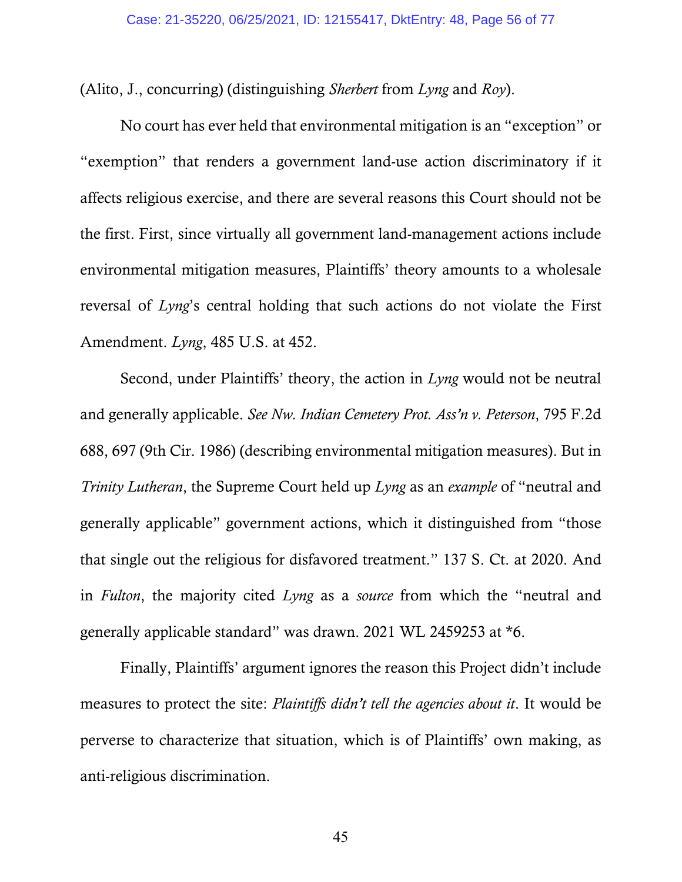(Alito, J., concurring) (distinguishing *Sherbert* from *Lyng* and *Roy*).

No court has ever held that environmental mitigation is an "exception" or "exemption" that renders a government land-use action discriminatory if it affects religious exercise, and there are several reasons this Court should not be the first. First, since virtually all government land-management actions include environmental mitigation measures, Plaintiffs' theory amounts to a wholesale reversal of *Lyng*'s central holding that such actions do not violate the First Amendment. *Lyng*, 485 U.S. at 452.

Second, under Plaintiffs' theory, the action in *Lyng* would not be neutral and generally applicable. *See Nw. Indian Cemetery Prot. Ass'n v. Peterson*, 795 F.2d 688, 697 (9th Cir. 1986) (describing environmental mitigation measures). But in *Trinity Lutheran*, the Supreme Court held up *Lyng* as an *example* of "neutral and generally applicable" government actions, which it distinguished from "those that single out the religious for disfavored treatment." 137 S. Ct. at 2020. And in *Fulton*, the majority cited *Lyng* as a *source* from which the "neutral and generally applicable standard" was drawn. 2021 WL 2459253 at *6.

Finally, Plaintiffs' argument ignores the reason this Project didn't include measures to protect the site: *Plaintiffs didn't tell the agencies about it*. It would be perverse to characterize that situation, which is of Plaintiffs' own making, as anti-religious discrimination.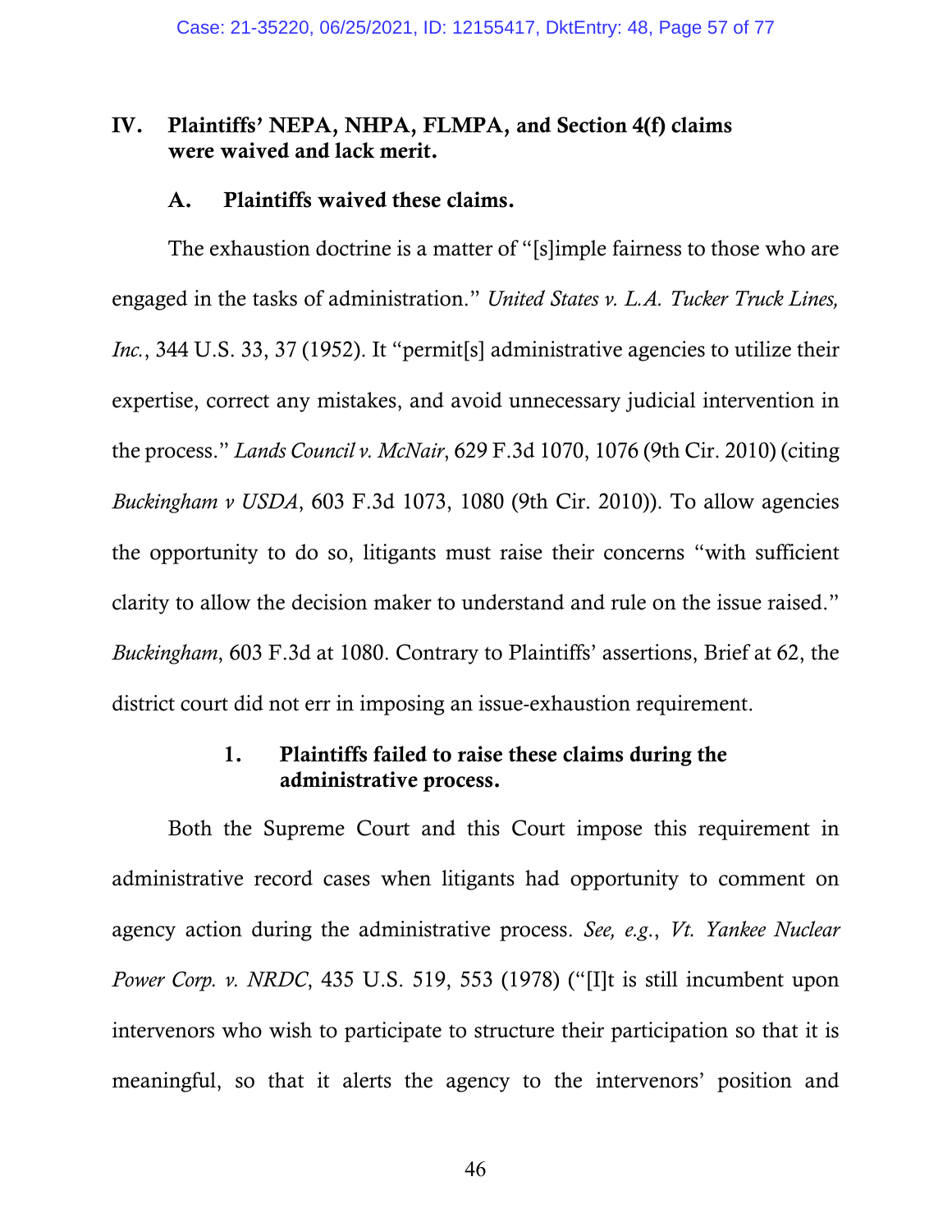## IV. Plaintiffs' NEPA, NHPA, FLMPA, and Section 4(f) claims were waived and lack merit.

### A. Plaintiffs waived these claims.

The exhaustion doctrine is a matter of "[s]imple fairness to those who are engaged in the tasks of administration." *United States v. L.A. Tucker Truck Lines, Inc.*, 344 U.S. 33, 37 (1952). It "permit[s] administrative agencies to utilize their expertise, correct any mistakes, and avoid unnecessary judicial intervention in the process." *Lands Council v. McNair*, 629 F.3d 1070, 1076 (9th Cir. 2010) (citing *Buckingham v USDA*, 603 F.3d 1073, 1080 (9th Cir. 2010)). To allow agencies the opportunity to do so, litigants must raise their concerns "with sufficient clarity to allow the decision maker to understand and rule on the issue raised." *Buckingham*, 603 F.3d at 1080. Contrary to Plaintiffs' assertions, Brief at 62, the district court did not err in imposing an issue-exhaustion requirement.

#### 1. Plaintiffs failed to raise these claims during the administrative process.

Both the Supreme Court and this Court impose this requirement in administrative record cases when litigants had opportunity to comment on agency action during the administrative process. *See, e.g.*, *Vt. Yankee Nuclear Power Corp. v. NRDC*, 435 U.S. 519, 553 (1978) ("[I]t is still incumbent upon intervenors who wish to participate to structure their participation so that it is meaningful, so that it alerts the agency to the intervenors' position and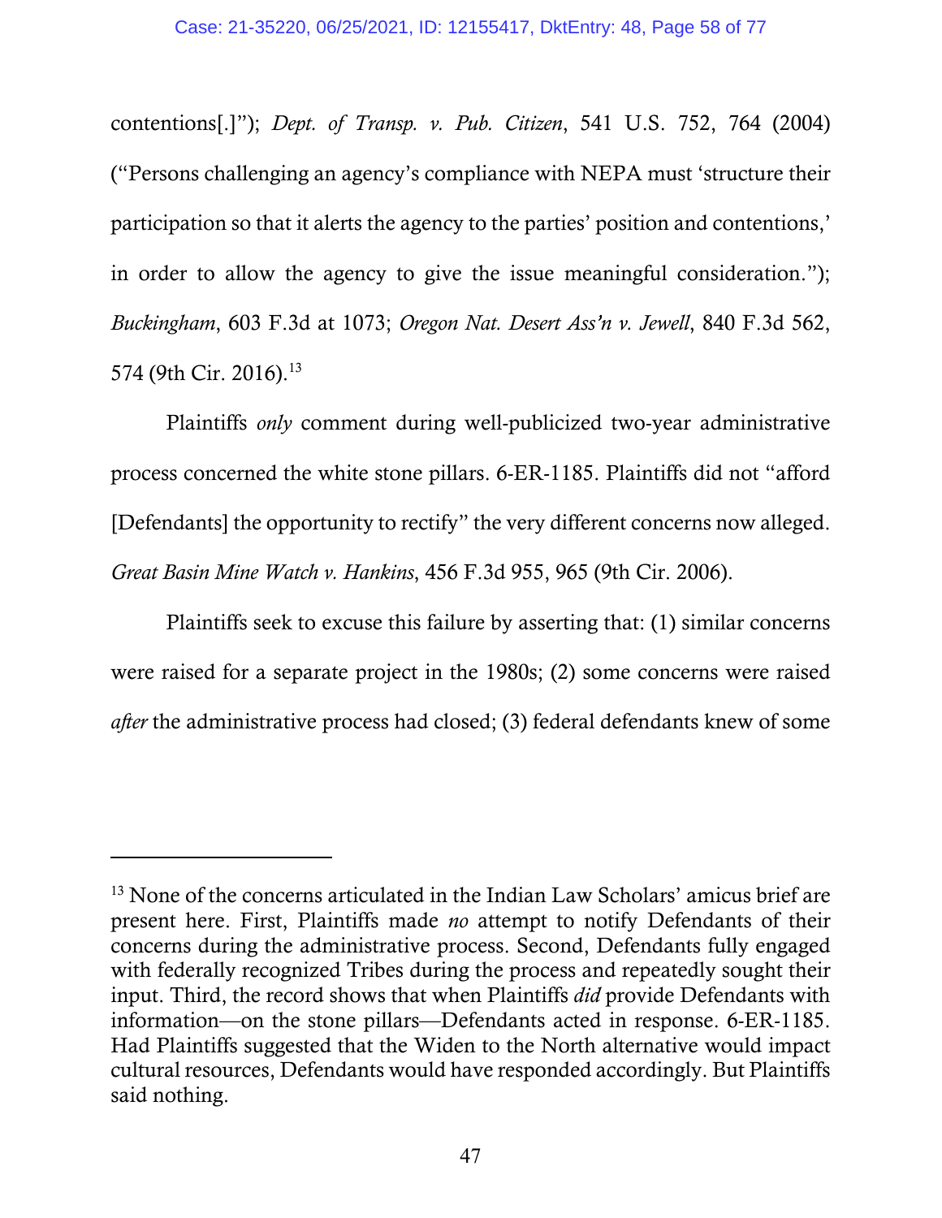contentions[.]"); *Dept. of Transp. v. Pub. Citizen*, 541 U.S. 752, 764 (2004) ("Persons challenging an agency's compliance with NEPA must 'structure their participation so that it alerts the agency to the parties' position and contentions,' in order to allow the agency to give the issue meaningful consideration."); *Buckingham*, 603 F.3d at 1073; *Oregon Nat. Desert Ass'n v. Jewell*, 840 F.3d 562, 574 (9th Cir. 2016).[13]

Plaintiffs *only* comment during well-publicized two-year administrative process concerned the white stone pillars. 6-ER-1185. Plaintiffs did not "afford [Defendants] the opportunity to rectify" the very different concerns now alleged. *Great Basin Mine Watch v. Hankins*, 456 F.3d 955, 965 (9th Cir. 2006).

Plaintiffs seek to excuse this failure by asserting that: (1) similar concerns were raised for a separate project in the 1980s; (2) some concerns were raised *after* the administrative process had closed; (3) federal defendants knew of some

---

[13] None of the concerns articulated in the Indian Law Scholars' amicus brief are present here. First, Plaintiffs made *no* attempt to notify Defendants of their concerns during the administrative process. Second, Defendants fully engaged with federally recognized Tribes during the process and repeatedly sought their input. Third, the record shows that when Plaintiffs *did* provide Defendants with information—on the stone pillars—Defendants acted in response. 6-ER-1185. Had Plaintiffs suggested that the Widen to the North alternative would impact cultural resources, Defendants would have responded accordingly. But Plaintiffs said nothing.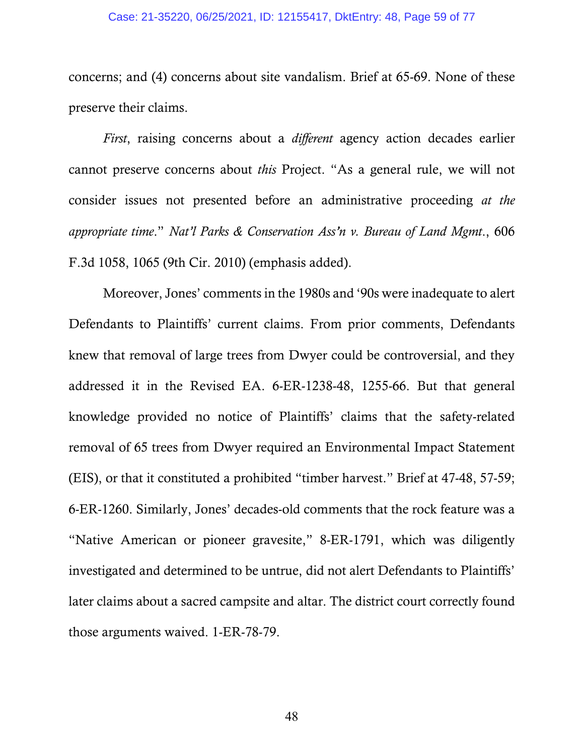concerns; and (4) concerns about site vandalism. Brief at 65-69. None of these preserve their claims.

*First*, raising concerns about a *different* agency action decades earlier cannot preserve concerns about *this* Project. "As a general rule, we will not consider issues not presented before an administrative proceeding *at the appropriate time*." *Nat'l Parks & Conservation Ass'n v. Bureau of Land Mgmt.*, 606 F.3d 1058, 1065 (9th Cir. 2010) (emphasis added).

Moreover, Jones' comments in the 1980s and '90s were inadequate to alert Defendants to Plaintiffs' current claims. From prior comments, Defendants knew that removal of large trees from Dwyer could be controversial, and they addressed it in the Revised EA. 6-ER-1238-48, 1255-66. But that general knowledge provided no notice of Plaintiffs' claims that the safety-related removal of 65 trees from Dwyer required an Environmental Impact Statement (EIS), or that it constituted a prohibited "timber harvest." Brief at 47-48, 57-59; 6-ER-1260. Similarly, Jones' decades-old comments that the rock feature was a "Native American or pioneer gravesite," 8-ER-1791, which was diligently investigated and determined to be untrue, did not alert Defendants to Plaintiffs' later claims about a sacred campsite and altar. The district court correctly found those arguments waived. 1-ER-78-79.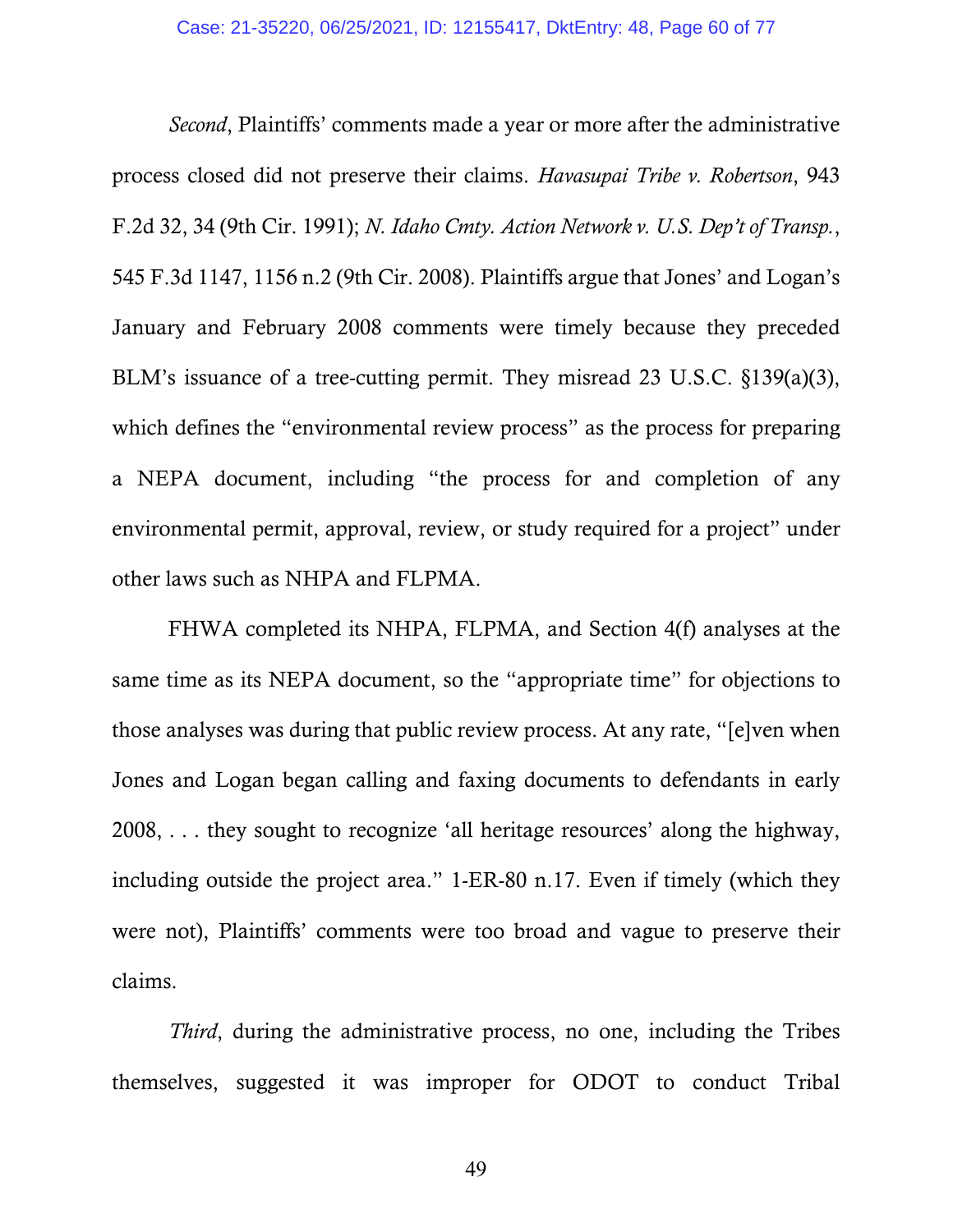*Second*, Plaintiffs' comments made a year or more after the administrative process closed did not preserve their claims. *Havasupai Tribe v. Robertson*, 943 F.2d 32, 34 (9th Cir. 1991); *N. Idaho Cmty. Action Network v. U.S. Dep't of Transp.*, 545 F.3d 1147, 1156 n.2 (9th Cir. 2008). Plaintiffs argue that Jones' and Logan's January and February 2008 comments were timely because they preceded BLM's issuance of a tree-cutting permit. They misread 23 U.S.C. §139(a)(3), which defines the "environmental review process" as the process for preparing a NEPA document, including "the process for and completion of any environmental permit, approval, review, or study required for a project" under other laws such as NHPA and FLPMA.

FHWA completed its NHPA, FLPMA, and Section 4(f) analyses at the same time as its NEPA document, so the "appropriate time" for objections to those analyses was during that public review process. At any rate, "[e]ven when Jones and Logan began calling and faxing documents to defendants in early 2008, . . . they sought to recognize 'all heritage resources' along the highway, including outside the project area." 1-ER-80 n.17. Even if timely (which they were not), Plaintiffs' comments were too broad and vague to preserve their claims.

*Third*, during the administrative process, no one, including the Tribes themselves, suggested it was improper for ODOT to conduct Tribal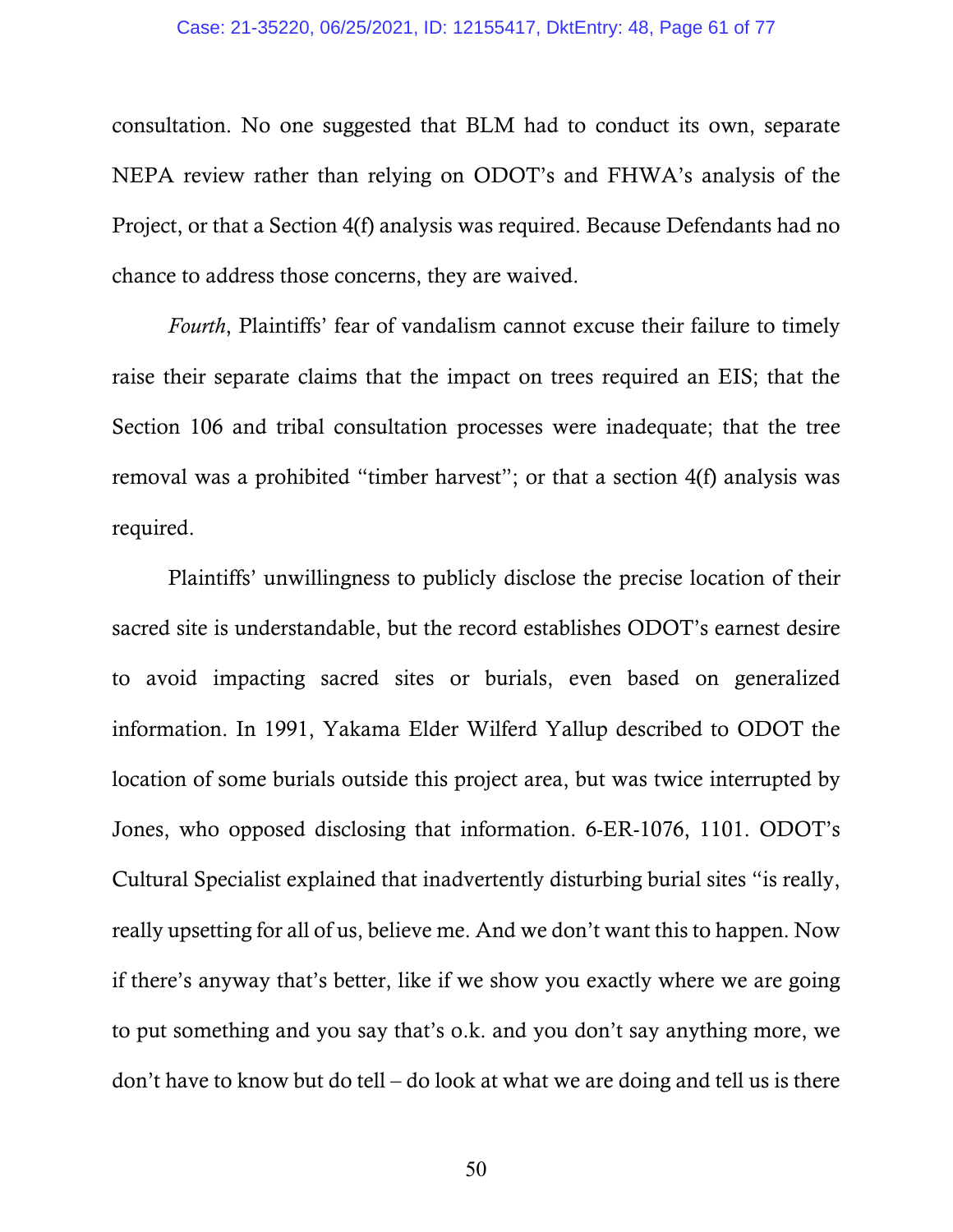consultation. No one suggested that BLM had to conduct its own, separate NEPA review rather than relying on ODOT's and FHWA's analysis of the Project, or that a Section 4(f) analysis was required. Because Defendants had no chance to address those concerns, they are waived.

*Fourth*, Plaintiffs' fear of vandalism cannot excuse their failure to timely raise their separate claims that the impact on trees required an EIS; that the Section 106 and tribal consultation processes were inadequate; that the tree removal was a prohibited "timber harvest"; or that a section 4(f) analysis was required.

Plaintiffs' unwillingness to publicly disclose the precise location of their sacred site is understandable, but the record establishes ODOT's earnest desire to avoid impacting sacred sites or burials, even based on generalized information. In 1991, Yakama Elder Wilferd Yallup described to ODOT the location of some burials outside this project area, but was twice interrupted by Jones, who opposed disclosing that information. 6-ER-1076, 1101. ODOT's Cultural Specialist explained that inadvertently disturbing burial sites "is really, really upsetting for all of us, believe me. And we don't want this to happen. Now if there's anyway that's better, like if we show you exactly where we are going to put something and you say that's o.k. and you don't say anything more, we don't have to know but do tell – do look at what we are doing and tell us is there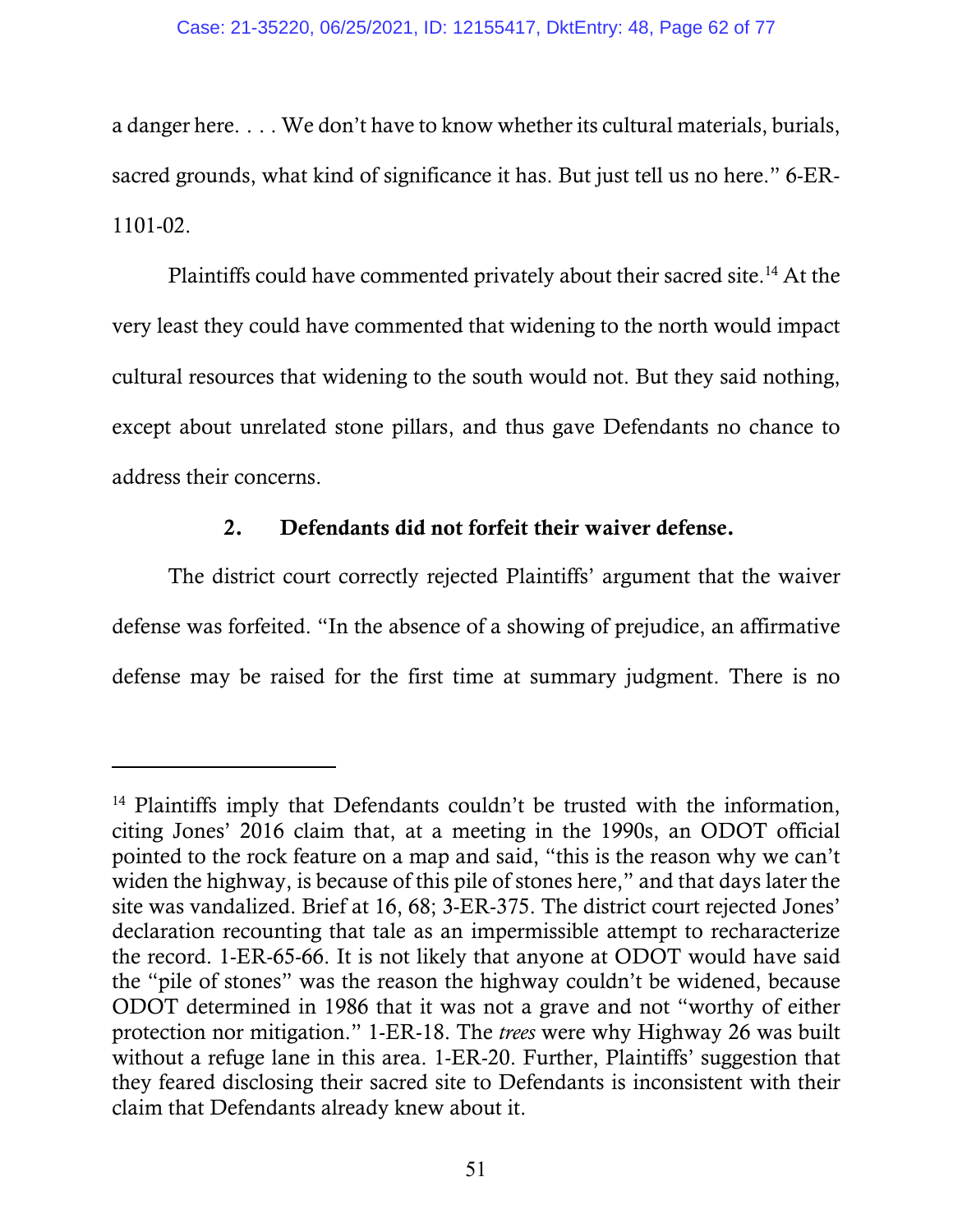a danger here. . . . We don't have to know whether its cultural materials, burials, sacred grounds, what kind of significance it has. But just tell us no here." 6-ER-1101-02.

Plaintiffs could have commented privately about their sacred site.[14] At the very least they could have commented that widening to the north would impact cultural resources that widening to the south would not. But they said nothing, except about unrelated stone pillars, and thus gave Defendants no chance to address their concerns.

### 2. Defendants did not forfeit their waiver defense.

The district court correctly rejected Plaintiffs' argument that the waiver defense was forfeited. "In the absence of a showing of prejudice, an affirmative defense may be raised for the first time at summary judgment. There is no

---

[14] Plaintiffs imply that Defendants couldn't be trusted with the information, citing Jones' 2016 claim that, at a meeting in the 1990s, an ODOT official pointed to the rock feature on a map and said, "this is the reason why we can't widen the highway, is because of this pile of stones here," and that days later the site was vandalized. Brief at 16, 68; 3-ER-375. The district court rejected Jones' declaration recounting that tale as an impermissible attempt to recharacterize the record. 1-ER-65-66. It is not likely that anyone at ODOT would have said the "pile of stones" was the reason the highway couldn't be widened, because ODOT determined in 1986 that it was not a grave and not "worthy of either protection nor mitigation." 1-ER-18. The *trees* were why Highway 26 was built without a refuge lane in this area. 1-ER-20. Further, Plaintiffs' suggestion that they feared disclosing their sacred site to Defendants is inconsistent with their claim that Defendants already knew about it.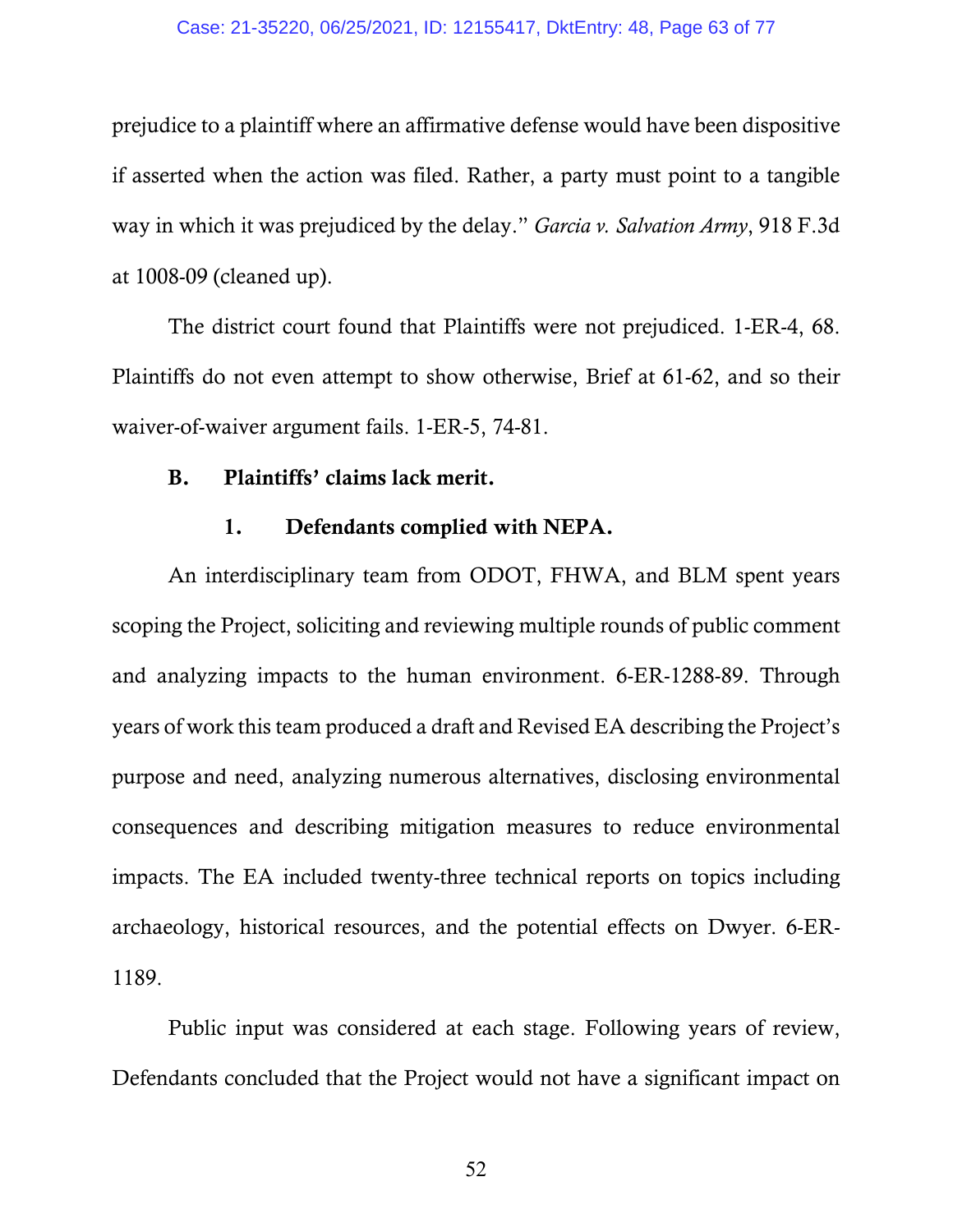prejudice to a plaintiff where an affirmative defense would have been dispositive if asserted when the action was filed. Rather, a party must point to a tangible way in which it was prejudiced by the delay." *Garcia v. Salvation Army*, 918 F.3d at 1008-09 (cleaned up).

The district court found that Plaintiffs were not prejudiced. 1-ER-4, 68. Plaintiffs do not even attempt to show otherwise, Brief at 61-62, and so their waiver-of-waiver argument fails. 1-ER-5, 74-81.

### B. Plaintiffs' claims lack merit.

#### 1. Defendants complied with NEPA.

An interdisciplinary team from ODOT, FHWA, and BLM spent years scoping the Project, soliciting and reviewing multiple rounds of public comment and analyzing impacts to the human environment. 6-ER-1288-89. Through years of work this team produced a draft and Revised EA describing the Project's purpose and need, analyzing numerous alternatives, disclosing environmental consequences and describing mitigation measures to reduce environmental impacts. The EA included twenty-three technical reports on topics including archaeology, historical resources, and the potential effects on Dwyer. 6-ER-1189.

Public input was considered at each stage. Following years of review, Defendants concluded that the Project would not have a significant impact on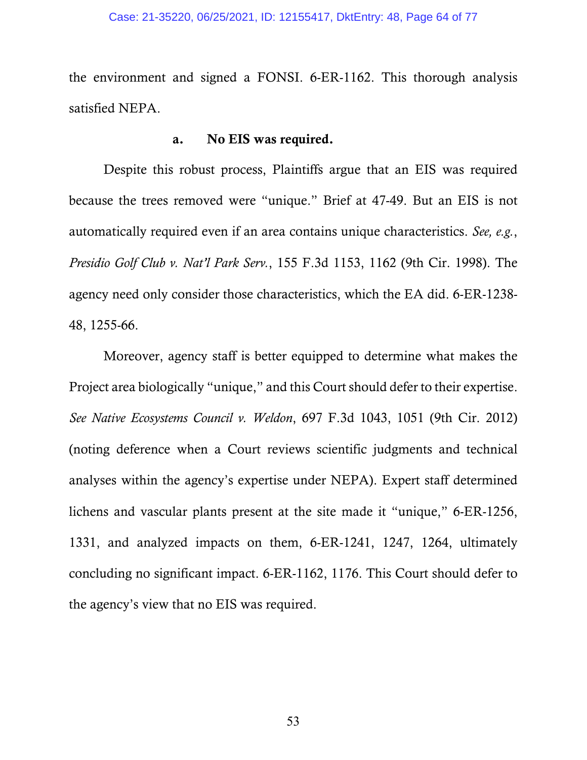the environment and signed a FONSI. 6-ER-1162. This thorough analysis satisfied NEPA.

### a. No EIS was required.

Despite this robust process, Plaintiffs argue that an EIS was required because the trees removed were "unique." Brief at 47-49. But an EIS is not automatically required even if an area contains unique characteristics. *See, e.g.*, *Presidio Golf Club v. Nat'l Park Serv.*, 155 F.3d 1153, 1162 (9th Cir. 1998). The agency need only consider those characteristics, which the EA did. 6-ER-1238-48, 1255-66.

Moreover, agency staff is better equipped to determine what makes the Project area biologically "unique," and this Court should defer to their expertise. *See Native Ecosystems Council v. Weldon*, 697 F.3d 1043, 1051 (9th Cir. 2012) (noting deference when a Court reviews scientific judgments and technical analyses within the agency's expertise under NEPA). Expert staff determined lichens and vascular plants present at the site made it "unique," 6-ER-1256, 1331, and analyzed impacts on them, 6-ER-1241, 1247, 1264, ultimately concluding no significant impact. 6-ER-1162, 1176. This Court should defer to the agency's view that no EIS was required.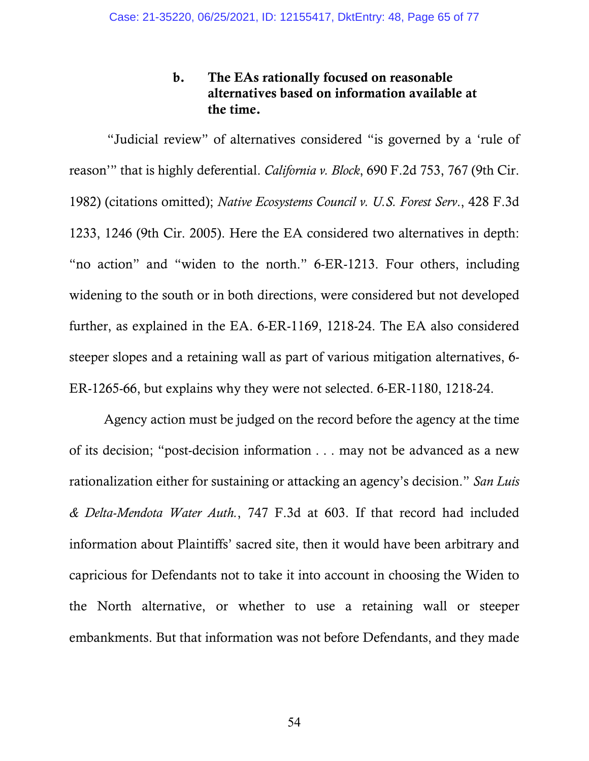### b. The EAs rationally focused on reasonable alternatives based on information available at the time.

"Judicial review" of alternatives considered "is governed by a 'rule of reason'" that is highly deferential. *California v. Block*, 690 F.2d 753, 767 (9th Cir. 1982) (citations omitted); *Native Ecosystems Council v. U.S. Forest Serv.*, 428 F.3d 1233, 1246 (9th Cir. 2005). Here the EA considered two alternatives in depth: "no action" and "widen to the north." 6-ER-1213. Four others, including widening to the south or in both directions, were considered but not developed further, as explained in the EA. 6-ER-1169, 1218-24. The EA also considered steeper slopes and a retaining wall as part of various mitigation alternatives, 6-ER-1265-66, but explains why they were not selected. 6-ER-1180, 1218-24.

Agency action must be judged on the record before the agency at the time of its decision; "post-decision information . . . may not be advanced as a new rationalization either for sustaining or attacking an agency's decision." *San Luis & Delta-Mendota Water Auth.*, 747 F.3d at 603. If that record had included information about Plaintiffs' sacred site, then it would have been arbitrary and capricious for Defendants not to take it into account in choosing the Widen to the North alternative, or whether to use a retaining wall or steeper embankments. But that information was not before Defendants, and they made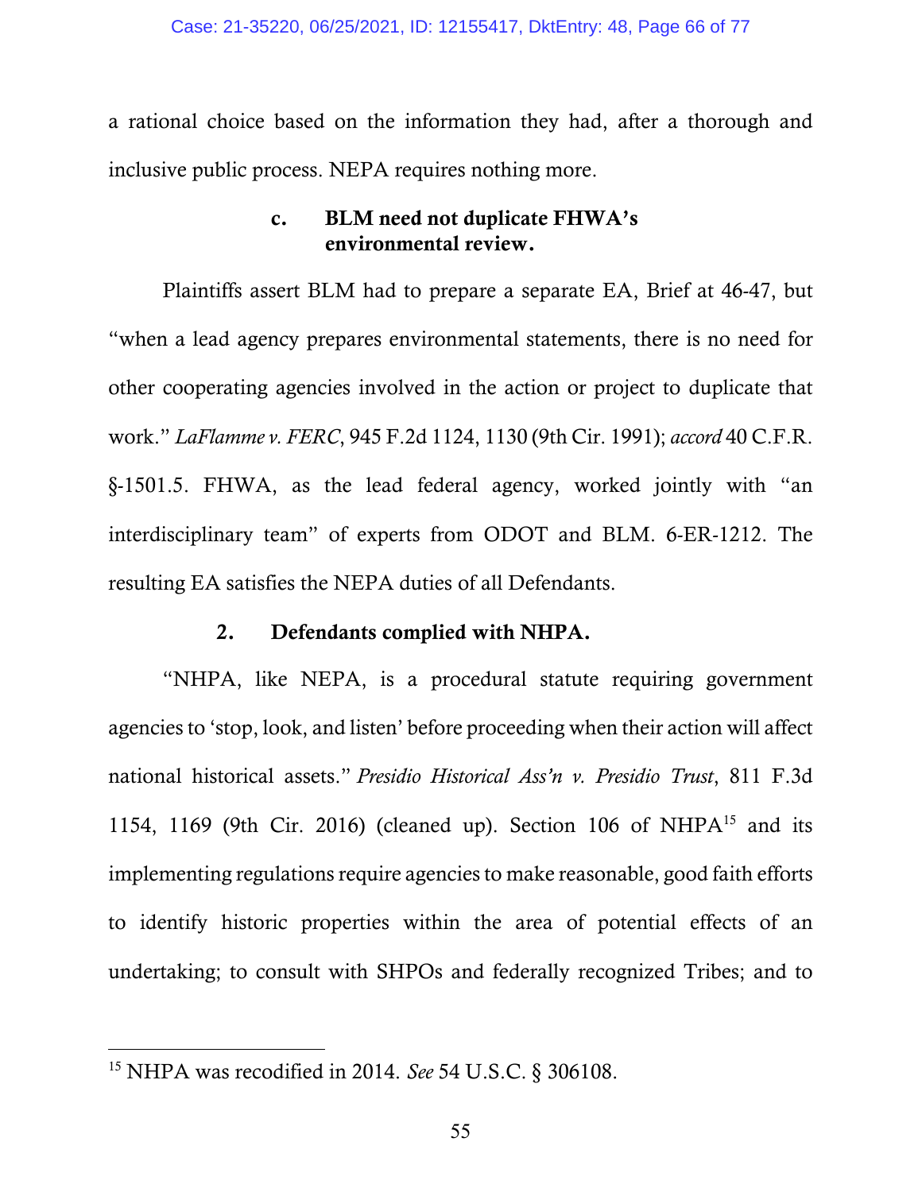a rational choice based on the information they had, after a thorough and inclusive public process. NEPA requires nothing more.

#### c. BLM need not duplicate FHWA's environmental review.

Plaintiffs assert BLM had to prepare a separate EA, Brief at 46-47, but "when a lead agency prepares environmental statements, there is no need for other cooperating agencies involved in the action or project to duplicate that work." *LaFlamme v. FERC*, 945 F.2d 1124, 1130 (9th Cir. 1991); *accord* 40 C.F.R. §-1501.5. FHWA, as the lead federal agency, worked jointly with "an interdisciplinary team" of experts from ODOT and BLM. 6-ER-1212. The resulting EA satisfies the NEPA duties of all Defendants.

### 2. Defendants complied with NHPA.

"NHPA, like NEPA, is a procedural statute requiring government agencies to 'stop, look, and listen' before proceeding when their action will affect national historical assets." *Presidio Historical Ass'n v. Presidio Trust*, 811 F.3d 1154, 1169 (9th Cir. 2016) (cleaned up). Section 106 of NHPA[15] and its implementing regulations require agencies to make reasonable, good faith efforts to identify historic properties within the area of potential effects of an undertaking; to consult with SHPOs and federally recognized Tribes; and to

---

[15] NHPA was recodified in 2014. *See* 54 U.S.C. § 306108.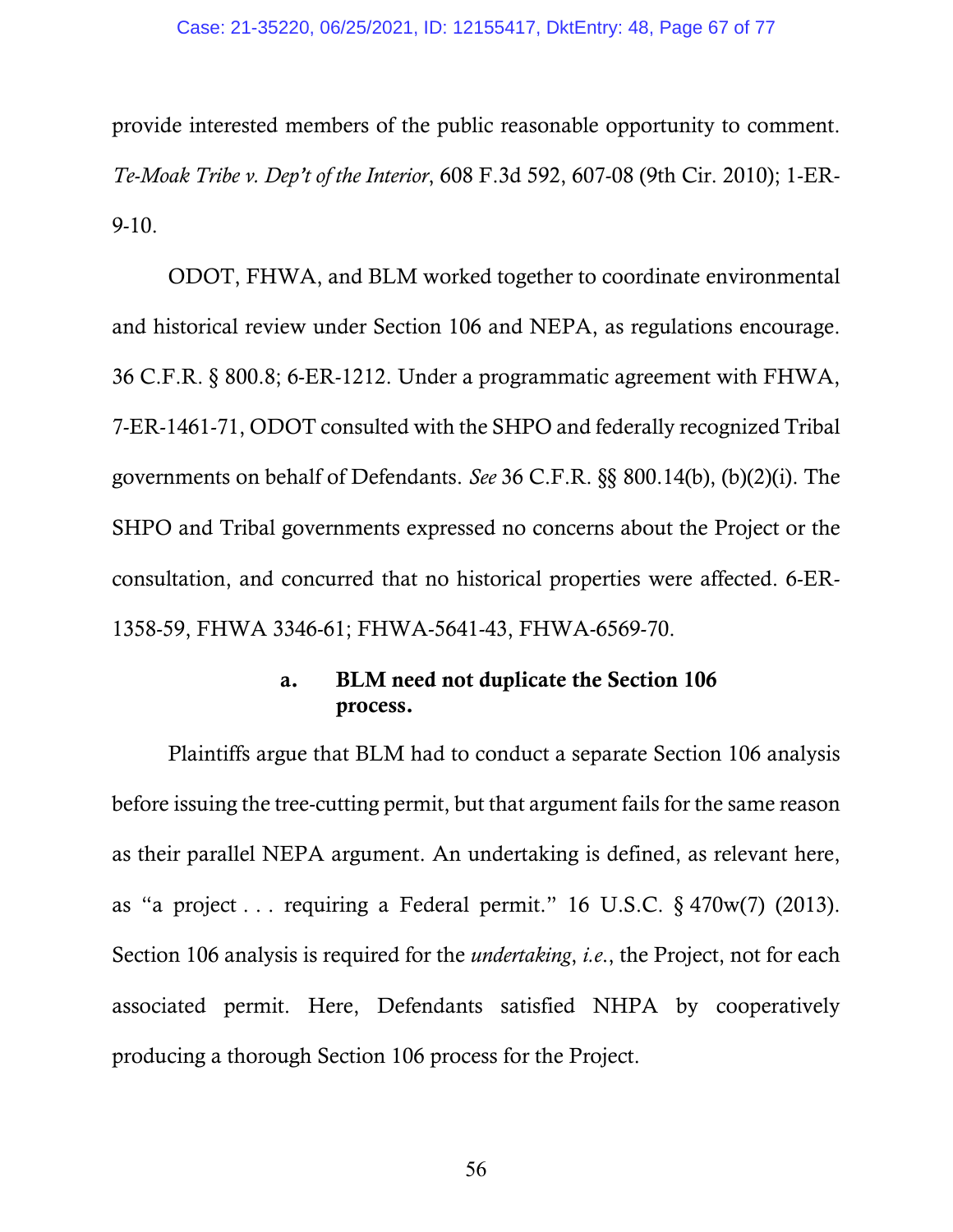provide interested members of the public reasonable opportunity to comment. *Te-Moak Tribe v. Dep't of the Interior*, 608 F.3d 592, 607-08 (9th Cir. 2010); 1-ER-9-10.

ODOT, FHWA, and BLM worked together to coordinate environmental and historical review under Section 106 and NEPA, as regulations encourage. 36 C.F.R. § 800.8; 6-ER-1212. Under a programmatic agreement with FHWA, 7-ER-1461-71, ODOT consulted with the SHPO and federally recognized Tribal governments on behalf of Defendants. *See* 36 C.F.R. §§ 800.14(b), (b)(2)(i). The SHPO and Tribal governments expressed no concerns about the Project or the consultation, and concurred that no historical properties were affected. 6-ER-1358-59, FHWA 3346-61; FHWA-5641-43, FHWA-6569-70.

#### a. BLM need not duplicate the Section 106 process.

Plaintiffs argue that BLM had to conduct a separate Section 106 analysis before issuing the tree-cutting permit, but that argument fails for the same reason as their parallel NEPA argument. An undertaking is defined, as relevant here, as "a project . . . requiring a Federal permit." 16 U.S.C. § 470w(7) (2013). Section 106 analysis is required for the *undertaking*, *i.e.*, the Project, not for each associated permit. Here, Defendants satisfied NHPA by cooperatively producing a thorough Section 106 process for the Project.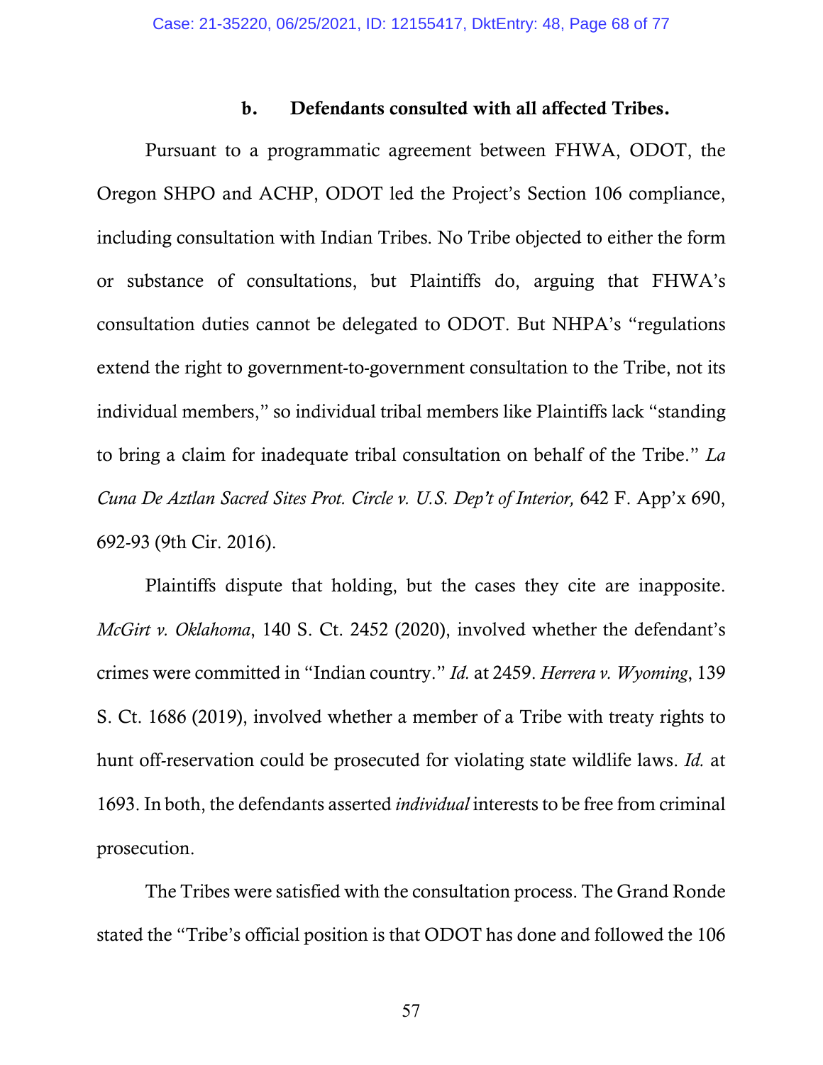### b. Defendants consulted with all affected Tribes.

Pursuant to a programmatic agreement between FHWA, ODOT, the Oregon SHPO and ACHP, ODOT led the Project's Section 106 compliance, including consultation with Indian Tribes. No Tribe objected to either the form or substance of consultations, but Plaintiffs do, arguing that FHWA's consultation duties cannot be delegated to ODOT. But NHPA's "regulations extend the right to government-to-government consultation to the Tribe, not its individual members," so individual tribal members like Plaintiffs lack "standing to bring a claim for inadequate tribal consultation on behalf of the Tribe." *La Cuna De Aztlan Sacred Sites Prot. Circle v. U.S. Dep't of Interior,* 642 F. App'x 690, 692-93 (9th Cir. 2016).

Plaintiffs dispute that holding, but the cases they cite are inapposite. *McGirt v. Oklahoma*, 140 S. Ct. 2452 (2020), involved whether the defendant's crimes were committed in "Indian country." *Id.* at 2459. *Herrera v. Wyoming*, 139 S. Ct. 1686 (2019), involved whether a member of a Tribe with treaty rights to hunt off-reservation could be prosecuted for violating state wildlife laws. *Id.* at 1693. In both, the defendants asserted *individual* interests to be free from criminal prosecution.

The Tribes were satisfied with the consultation process. The Grand Ronde stated the "Tribe's official position is that ODOT has done and followed the 106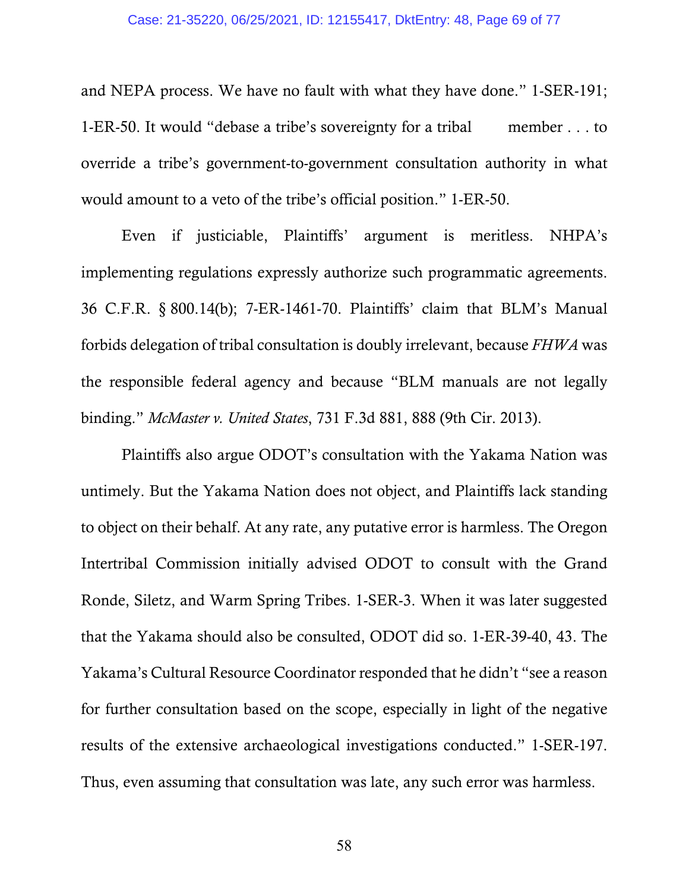and NEPA process. We have no fault with what they have done." 1-SER-191; 1-ER-50. It would "debase a tribe's sovereignty for a tribal member . . . to override a tribe's government-to-government consultation authority in what would amount to a veto of the tribe's official position." 1-ER-50.

Even if justiciable, Plaintiffs' argument is meritless. NHPA's implementing regulations expressly authorize such programmatic agreements. 36 C.F.R. § 800.14(b); 7-ER-1461-70. Plaintiffs' claim that BLM's Manual forbids delegation of tribal consultation is doubly irrelevant, because *FHWA* was the responsible federal agency and because "BLM manuals are not legally binding." *McMaster v. United States*, 731 F.3d 881, 888 (9th Cir. 2013).

Plaintiffs also argue ODOT's consultation with the Yakama Nation was untimely. But the Yakama Nation does not object, and Plaintiffs lack standing to object on their behalf. At any rate, any putative error is harmless. The Oregon Intertribal Commission initially advised ODOT to consult with the Grand Ronde, Siletz, and Warm Spring Tribes. 1-SER-3. When it was later suggested that the Yakama should also be consulted, ODOT did so. 1-ER-39-40, 43. The Yakama's Cultural Resource Coordinator responded that he didn't "see a reason for further consultation based on the scope, especially in light of the negative results of the extensive archaeological investigations conducted." 1-SER-197. Thus, even assuming that consultation was late, any such error was harmless.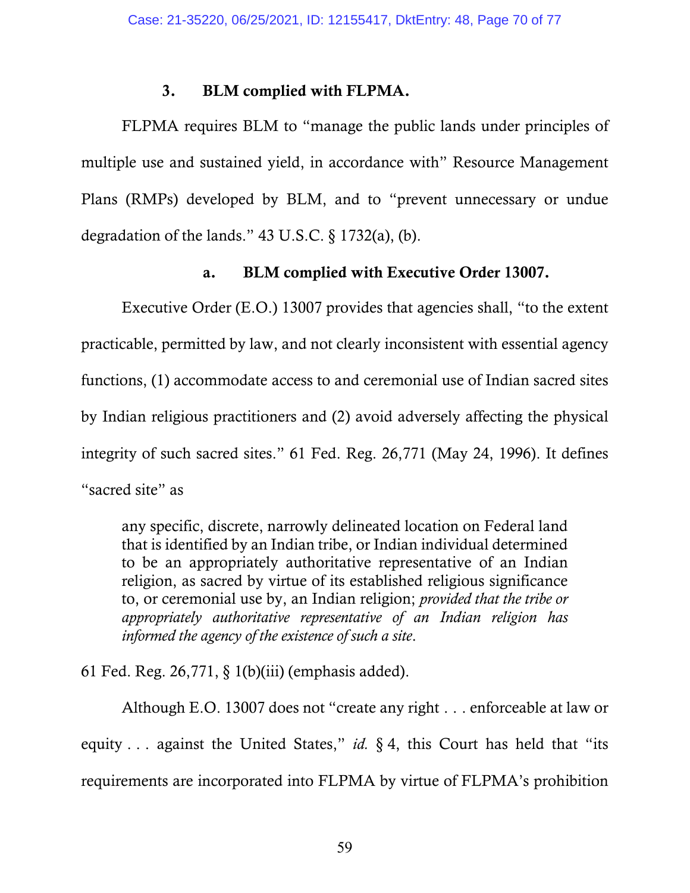### 3. BLM complied with FLPMA.

FLPMA requires BLM to "manage the public lands under principles of multiple use and sustained yield, in accordance with" Resource Management Plans (RMPs) developed by BLM, and to "prevent unnecessary or undue degradation of the lands." 43 U.S.C. § 1732(a), (b).

#### a. BLM complied with Executive Order 13007.

Executive Order (E.O.) 13007 provides that agencies shall, "to the extent practicable, permitted by law, and not clearly inconsistent with essential agency functions, (1) accommodate access to and ceremonial use of Indian sacred sites by Indian religious practitioners and (2) avoid adversely affecting the physical integrity of such sacred sites." 61 Fed. Reg. 26,771 (May 24, 1996). It defines "sacred site" as

> any specific, discrete, narrowly delineated location on Federal land that is identified by an Indian tribe, or Indian individual determined to be an appropriately authoritative representative of an Indian religion, as sacred by virtue of its established religious significance to, or ceremonial use by, an Indian religion; *provided that the tribe or appropriately authoritative representative of an Indian religion has informed the agency of the existence of such a site*.

61 Fed. Reg. 26,771, § 1(b)(iii) (emphasis added).

Although E.O. 13007 does not "create any right . . . enforceable at law or equity . . . against the United States," *id.* § 4, this Court has held that "its requirements are incorporated into FLPMA by virtue of FLPMA's prohibition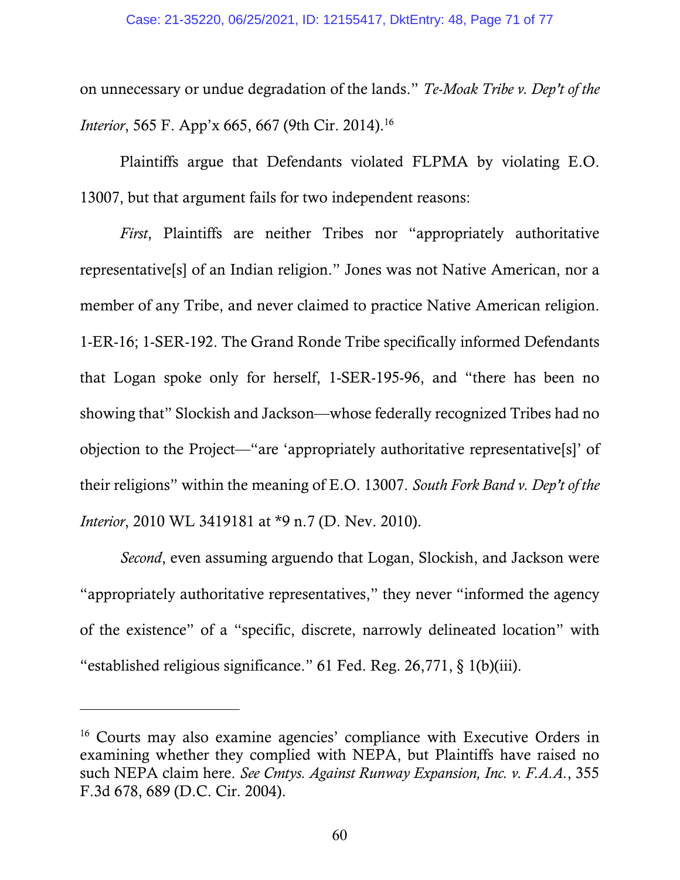on unnecessary or undue degradation of the lands." *Te-Moak Tribe v. Dep't of the Interior*, 565 F. App'x 665, 667 (9th Cir. 2014).[16]

Plaintiffs argue that Defendants violated FLPMA by violating E.O. 13007, but that argument fails for two independent reasons:

*First*, Plaintiffs are neither Tribes nor "appropriately authoritative representative[s] of an Indian religion." Jones was not Native American, nor a member of any Tribe, and never claimed to practice Native American religion. 1-ER-16; 1-SER-192. The Grand Ronde Tribe specifically informed Defendants that Logan spoke only for herself, 1-SER-195-96, and "there has been no showing that" Slockish and Jackson—whose federally recognized Tribes had no objection to the Project—"are 'appropriately authoritative representative[s]' of their religions" within the meaning of E.O. 13007. *South Fork Band v. Dep't of the Interior*, 2010 WL 3419181 at *9 n.7 (D. Nev. 2010).

*Second*, even assuming arguendo that Logan, Slockish, and Jackson were "appropriately authoritative representatives," they never "informed the agency of the existence" of a "specific, discrete, narrowly delineated location" with "established religious significance." 61 Fed. Reg. 26,771, § 1(b)(iii).

---

[16] Courts may also examine agencies' compliance with Executive Orders in examining whether they complied with NEPA, but Plaintiffs have raised no such NEPA claim here. *See Cmtys. Against Runway Expansion, Inc. v. F.A.A.*, 355 F.3d 678, 689 (D.C. Cir. 2004).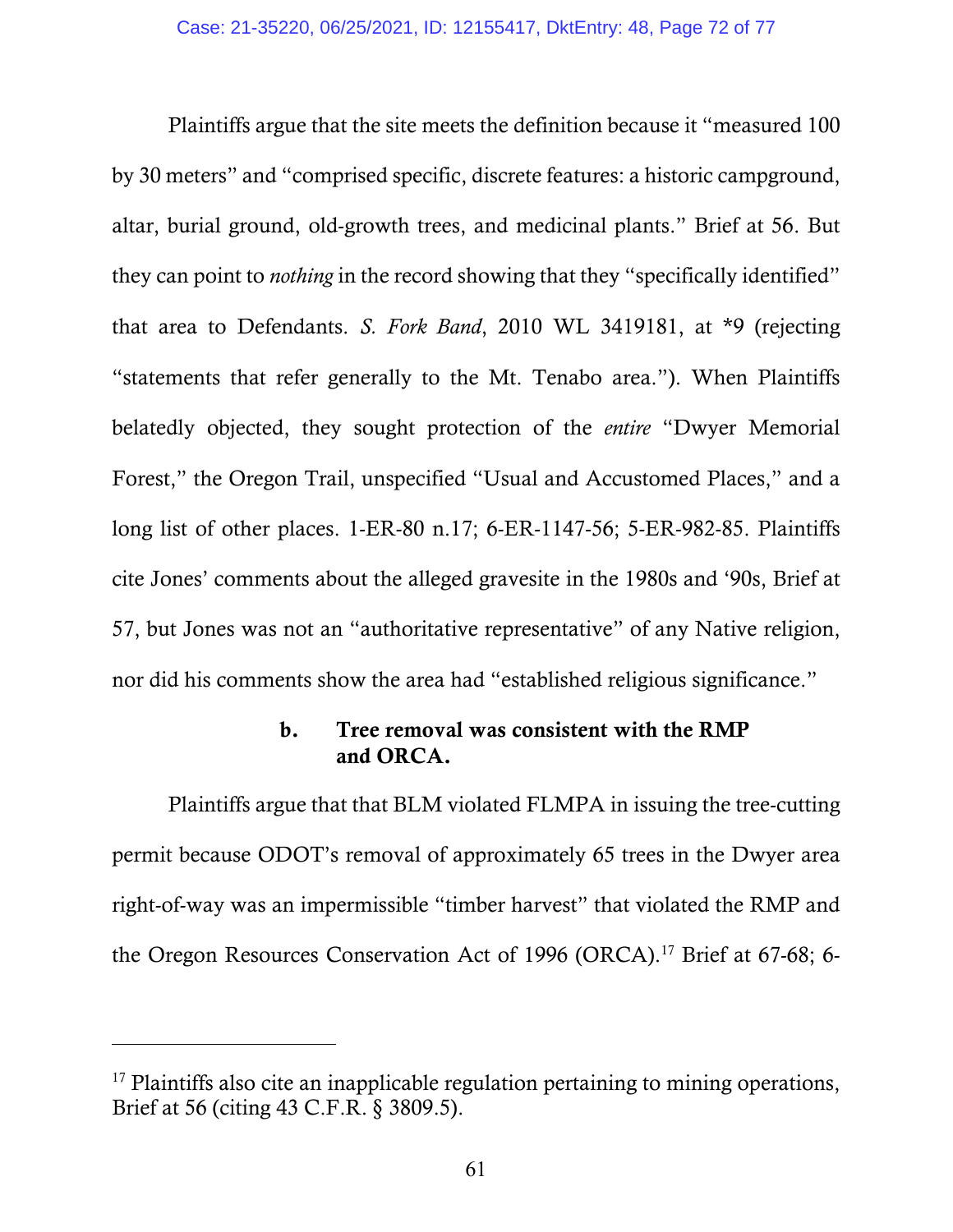Plaintiffs argue that the site meets the definition because it "measured 100 by 30 meters" and "comprised specific, discrete features: a historic campground, altar, burial ground, old-growth trees, and medicinal plants." Brief at 56. But they can point to *nothing* in the record showing that they "specifically identified" that area to Defendants. *S. Fork Band*, 2010 WL 3419181, at *9 (rejecting "statements that refer generally to the Mt. Tenabo area."). When Plaintiffs belatedly objected, they sought protection of the *entire* "Dwyer Memorial Forest," the Oregon Trail, unspecified "Usual and Accustomed Places," and a long list of other places. 1-ER-80 n.17; 6-ER-1147-56; 5-ER-982-85. Plaintiffs cite Jones' comments about the alleged gravesite in the 1980s and '90s, Brief at 57, but Jones was not an "authoritative representative" of any Native religion, nor did his comments show the area had "established religious significance."

#### b. Tree removal was consistent with the RMP and ORCA.

Plaintiffs argue that that BLM violated FLMPA in issuing the tree-cutting permit because ODOT's removal of approximately 65 trees in the Dwyer area right-of-way was an impermissible "timber harvest" that violated the RMP and the Oregon Resources Conservation Act of 1996 (ORCA).[17] Brief at 67-68; 6-

---

[17] Plaintiffs also cite an inapplicable regulation pertaining to mining operations, Brief at 56 (citing 43 C.F.R. § 3809.5).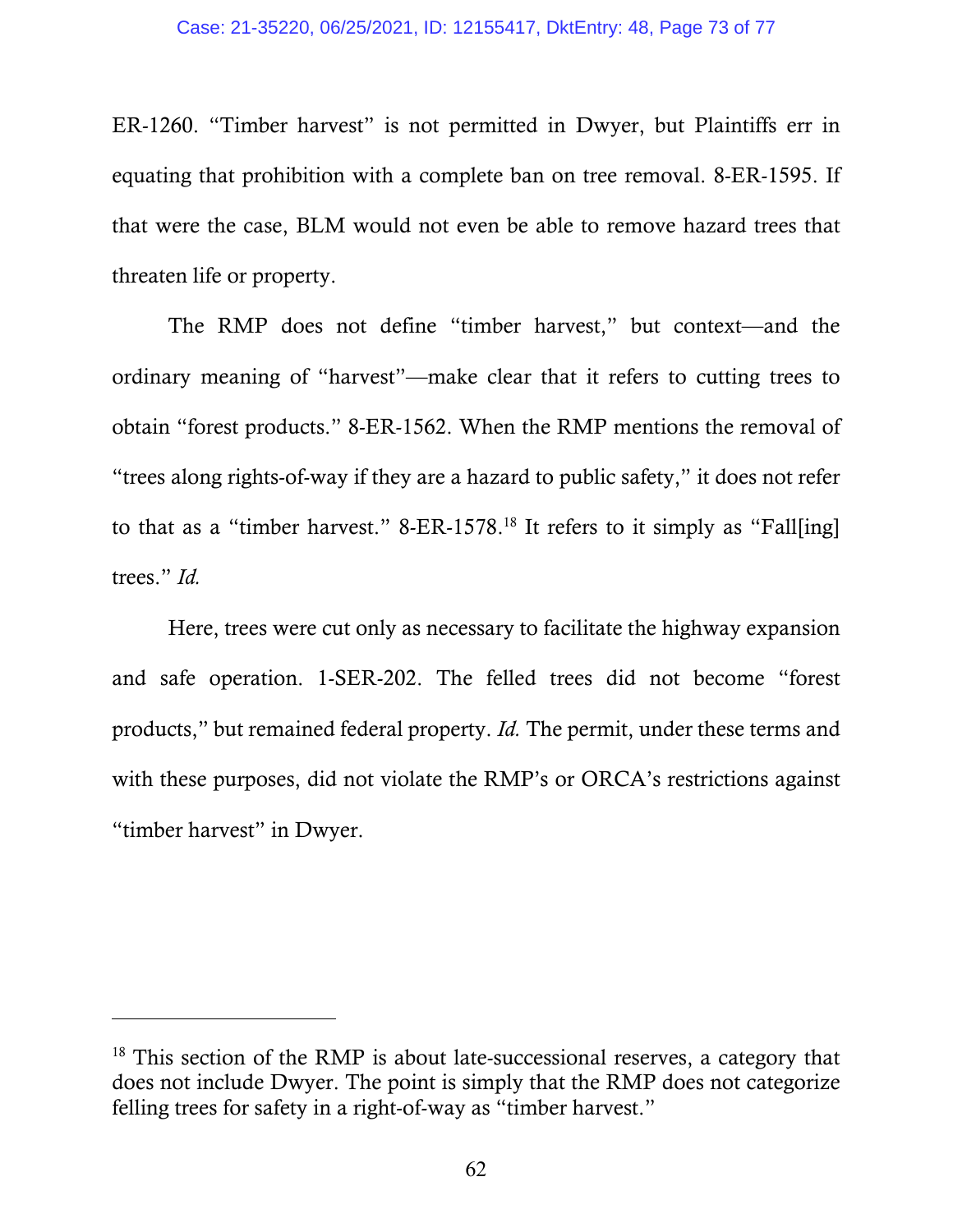ER-1260. "Timber harvest" is not permitted in Dwyer, but Plaintiffs err in equating that prohibition with a complete ban on tree removal. 8-ER-1595. If that were the case, BLM would not even be able to remove hazard trees that threaten life or property.

The RMP does not define "timber harvest," but context—and the ordinary meaning of "harvest"—make clear that it refers to cutting trees to obtain "forest products." 8-ER-1562. When the RMP mentions the removal of "trees along rights-of-way if they are a hazard to public safety," it does not refer to that as a "timber harvest." 8-ER-1578.[18] It refers to it simply as "Fall[ing] trees." *Id.*

Here, trees were cut only as necessary to facilitate the highway expansion and safe operation. 1-SER-202. The felled trees did not become "forest products," but remained federal property. *Id.* The permit, under these terms and with these purposes, did not violate the RMP's or ORCA's restrictions against "timber harvest" in Dwyer.

---

[18] This section of the RMP is about late-successional reserves, a category that does not include Dwyer. The point is simply that the RMP does not categorize felling trees for safety in a right-of-way as "timber harvest."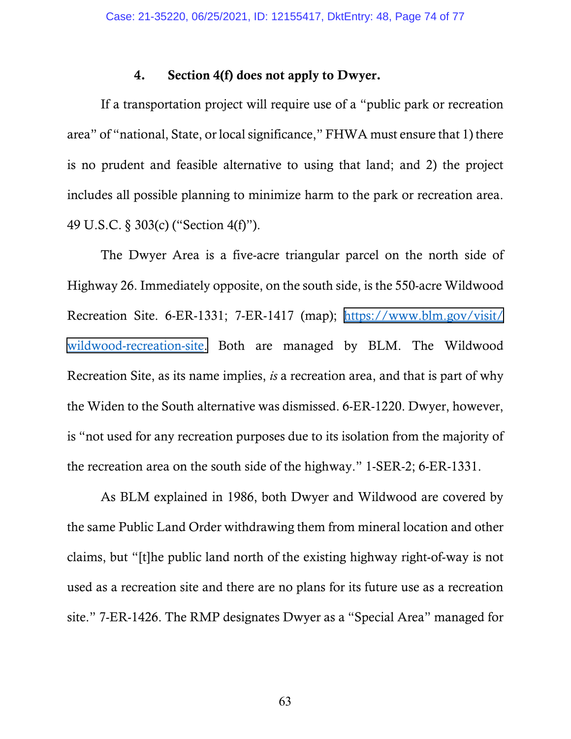#### 4. Section 4(f) does not apply to Dwyer.

If a transportation project will require use of a "public park or recreation area" of "national, State, or local significance," FHWA must ensure that 1) there is no prudent and feasible alternative to using that land; and 2) the project includes all possible planning to minimize harm to the park or recreation area. 49 U.S.C. § 303(c) ("Section 4(f)").

The Dwyer Area is a five-acre triangular parcel on the north side of Highway 26. Immediately opposite, on the south side, is the 550-acre Wildwood Recreation Site. 6-ER-1331; 7-ER-1417 (map); [https://www.blm.gov/visit/wildwood-recreation-site](https://www.blm.gov/visit/wildwood-recreation-site). Both are managed by BLM. The Wildwood Recreation Site, as its name implies, *is* a recreation area, and that is part of why the Widen to the South alternative was dismissed. 6-ER-1220. Dwyer, however, is "not used for any recreation purposes due to its isolation from the majority of the recreation area on the south side of the highway." 1-SER-2; 6-ER-1331.

As BLM explained in 1986, both Dwyer and Wildwood are covered by the same Public Land Order withdrawing them from mineral location and other claims, but "[t]he public land north of the existing highway right-of-way is not used as a recreation site and there are no plans for its future use as a recreation site." 7-ER-1426. The RMP designates Dwyer as a "Special Area" managed for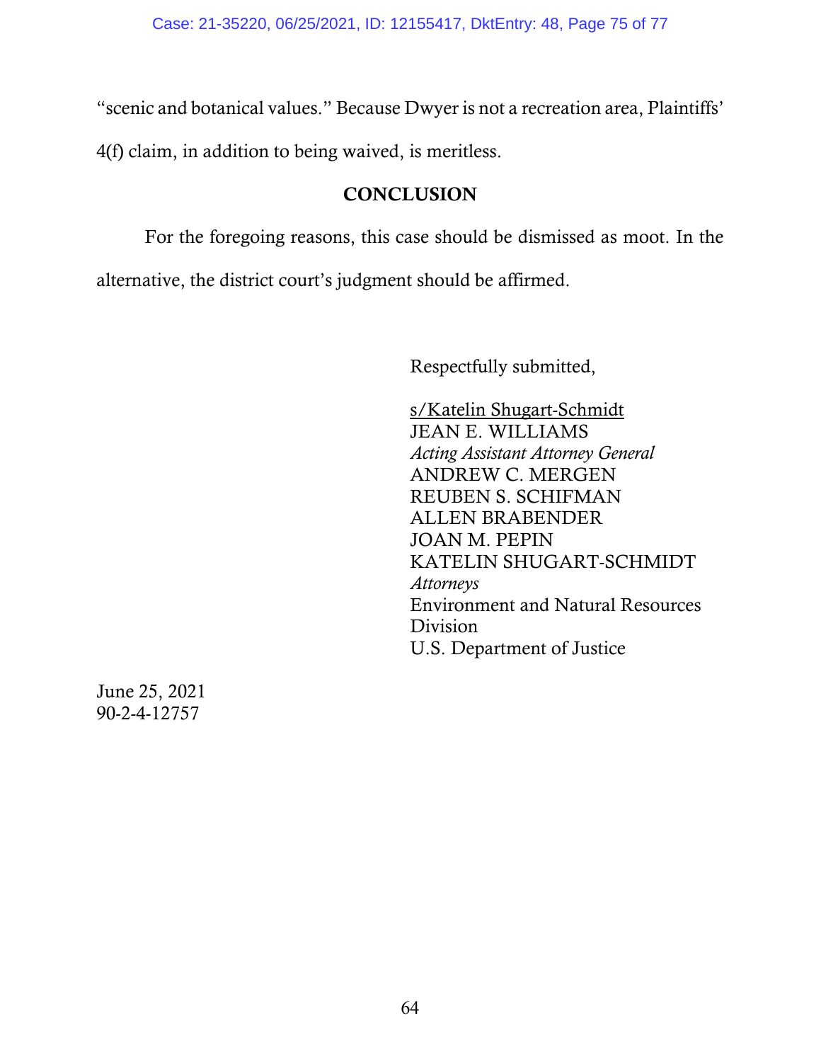"scenic and botanical values." Because Dwyer is not a recreation area, Plaintiffs' 4(f) claim, in addition to being waived, is meritless.

## CONCLUSION

For the foregoing reasons, this case should be dismissed as moot. In the alternative, the district court's judgment should be affirmed.

Respectfully submitted,

s/Katelin Shugart-Schmidt
JEAN E. WILLIAMS
*Acting Assistant Attorney General*
ANDREW C. MERGEN
REUBEN S. SCHIFMAN
ALLEN BRABENDER
JOAN M. PEPIN
KATELIN SHUGART-SCHMIDT
*Attorneys*
Environment and Natural Resources Division
U.S. Department of Justice

June 25, 2021
90-2-4-12757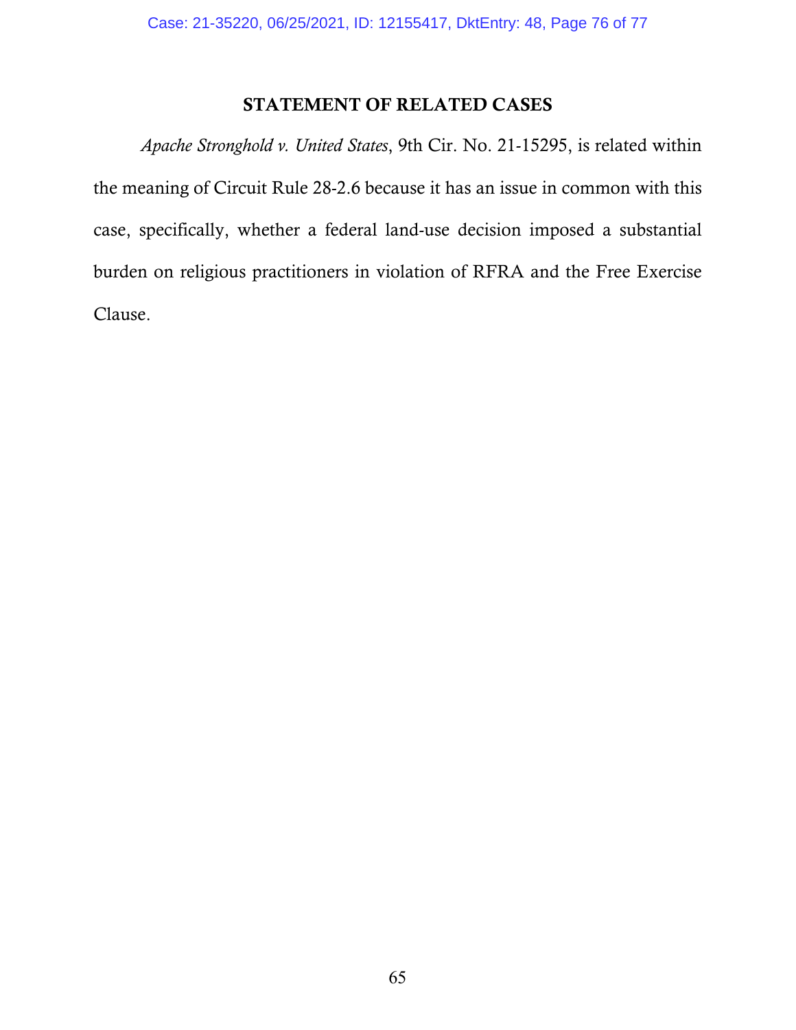## STATEMENT OF RELATED CASES

*Apache Stronghold v. United States*, 9th Cir. No. 21-15295, is related within the meaning of Circuit Rule 28-2.6 because it has an issue in common with this case, specifically, whether a federal land-use decision imposed a substantial burden on religious practitioners in violation of RFRA and the Free Exercise Clause.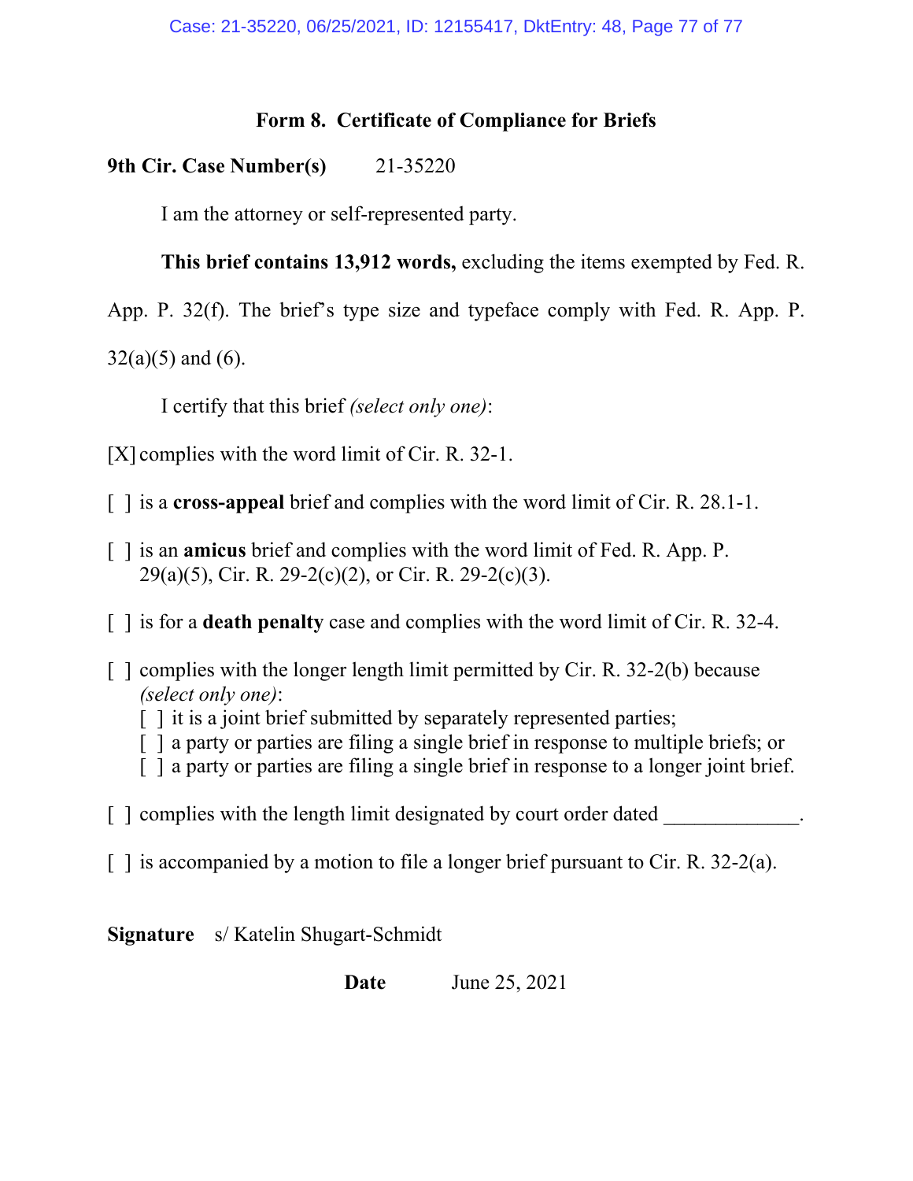## Form 8. Certificate of Compliance for Briefs

**9th Cir. Case Number(s)** 21-35220

I am the attorney or self-represented party.

**This brief contains 13,912 words,** excluding the items exempted by Fed. R. App. P. 32(f). The brief's type size and typeface comply with Fed. R. App. P. 32(a)(5) and (6).

I certify that this brief *(select only one)*:

[X] complies with the word limit of Cir. R. 32-1.

[ ] is a **cross-appeal** brief and complies with the word limit of Cir. R. 28.1-1.

[ ] is an **amicus** brief and complies with the word limit of Fed. R. App. P. 29(a)(5), Cir. R. 29-2(c)(2), or Cir. R. 29-2(c)(3).

[ ] is for a **death penalty** case and complies with the word limit of Cir. R. 32-4.

[ ] complies with the longer length limit permitted by Cir. R. 32-2(b) because *(select only one)*:
  [ ] it is a joint brief submitted by separately represented parties;
  [ ] a party or parties are filing a single brief in response to multiple briefs; or
  [ ] a party or parties are filing a single brief in response to a longer joint brief.

[ ] complies with the length limit designated by court order dated _____________.

[ ] is accompanied by a motion to file a longer brief pursuant to Cir. R. 32-2(a).

**Signature** s/ Katelin Shugart-Schmidt

**Date** June 25, 2021